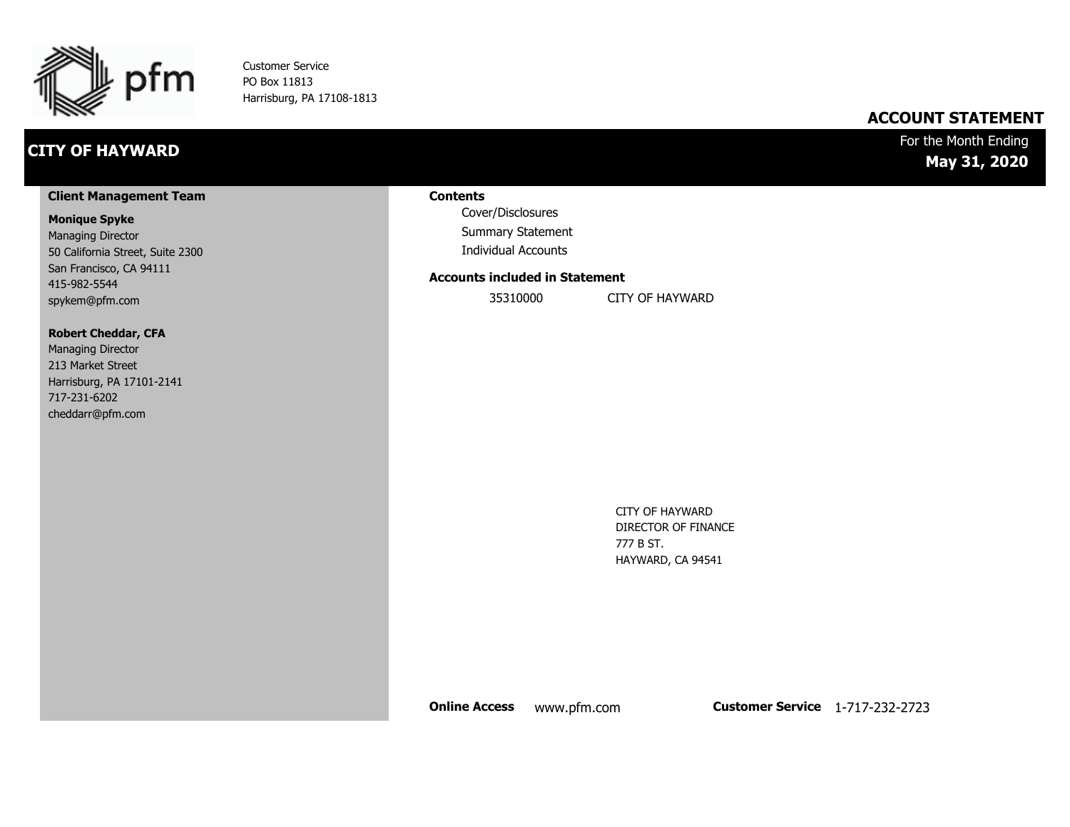pfm

Customer Service
PO Box 11813
Harrisburg, PA 17108-1813

## ACCOUNT STATEMENT

# CITY OF HAYWARD

For the Month Ending
**May 31, 2020**

### Client Management Team

**Monique Spyke**
Managing Director
50 California Street, Suite 2300
San Francisco, CA 94111
415-982-5544
spykem@pfm.com

**Robert Cheddar, CFA**
Managing Director
213 Market Street
Harrisburg, PA 17101-2141
717-231-6202
cheddarr@pfm.com

### Contents

- Cover/Disclosures
- Summary Statement
- Individual Accounts

### Accounts included in Statement

| | |
|---|---|
| 35310000 | CITY OF HAYWARD |

CITY OF HAYWARD
DIRECTOR OF FINANCE
777 B ST.
HAYWARD, CA 94541

**Online Access** www.pfm.com **Customer Service** 1-717-232-2723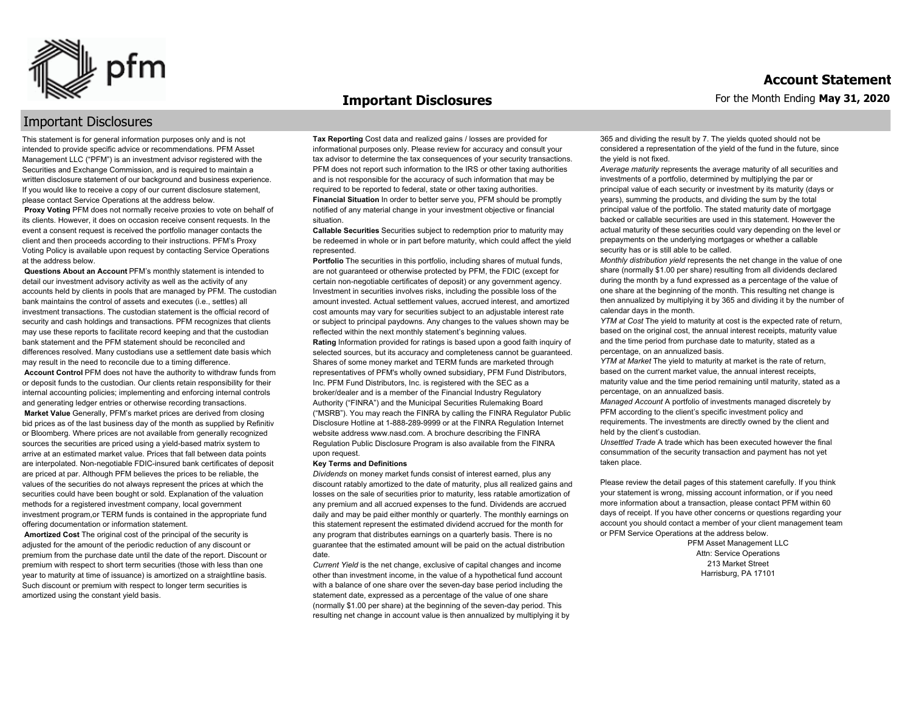# Important Disclosures

## Important Disclosures

This statement is for general information purposes only and is not intended to provide specific advice or recommendations. PFM Asset Management LLC ("PFM") is an investment advisor registered with the Securities and Exchange Commission, and is required to maintain a written disclosure statement of our background and business experience. If you would like to receive a copy of our current disclosure statement, please contact Service Operations at the address below.

**Proxy Voting** PFM does not normally receive proxies to vote on behalf of its clients. However, it does on occasion receive consent requests. In the event a consent request is received the portfolio manager contacts the client and then proceeds according to their instructions. PFM's Proxy Voting Policy is available upon request by contacting Service Operations at the address below.

**Questions About an Account** PFM's monthly statement is intended to detail our investment advisory activity as well as the activity of any accounts held by clients in pools that are managed by PFM. The custodian bank maintains the control of assets and executes (i.e., settles) all investment transactions. The custodian statement is the official record of security and cash holdings and transactions. PFM recognizes that clients may use these reports to facilitate record keeping and that the custodian bank statement and the PFM statement should be reconciled and differences resolved. Many custodians use a settlement date basis which may result in the need to reconcile due to a timing difference.

**Account Control** PFM does not have the authority to withdraw funds from or deposit funds to the custodian. Our clients retain responsibility for their internal accounting policies; implementing and enforcing internal controls and generating ledger entries or otherwise recording transactions.

**Market Value** Generally, PFM's market prices are derived from closing bid prices as of the last business day of the month as supplied by Refinitiv or Bloomberg. Where prices are not available from generally recognized sources the securities are priced using a yield-based matrix system to arrive at an estimated market value. Prices that fall between data points are interpolated. Non-negotiable FDIC-insured bank certificates of deposit are priced at par. Although PFM believes the prices to be reliable, the values of the securities do not always represent the prices at which the securities could have been bought or sold. Explanation of the valuation methods for a registered investment company, local government investment program,or TERM funds is contained in the appropriate fund offering documentation or information statement.

**Amortized Cost** The original cost of the principal of the security is adjusted for the amount of the periodic reduction of any discount or premium from the purchase date until the date of the report. Discount or premium with respect to short term securities (those with less than one year to maturity at time of issuance) is amortized on a straightline basis. Such discount or premium with respect to longer term securities is amortized using the constant yield basis.

**Tax Reporting** Cost data and realized gains / losses are provided for informational purposes only. Please review for accuracy and consult your tax advisor to determine the tax consequences of your security transactions. PFM does not report such information to the IRS or other taxing authorities and is not responsible for the accuracy of such information that may be required to be reported to federal, state or other taxing authorities.

**Financial Situation** In order to better serve you, PFM should be promptly notified of any material change in your investment objective or financial situation.

**Callable Securities** Securities subject to redemption prior to maturity may be redeemed in whole or in part before maturity, which could affect the yield represented.

**Portfolio** The securities in this portfolio, including shares of mutual funds, are not guaranteed or otherwise protected by PFM, the FDIC (except for certain non-negotiable certificates of deposit) or any government agency. Investment in securities involves risks, including the possible loss of the amount invested. Actual settlement values, accrued interest, and amortized cost amounts may vary for securities subject to an adjustable interest rate or subject to principal paydowns. Any changes to the values shown may be reflected within the next monthly statement's beginning values.

**Rating** Information provided for ratings is based upon a good faith inquiry of selected sources, but its accuracy and completeness cannot be guaranteed. Shares of some money market and TERM funds are marketed through representatives of PFM's wholly owned subsidiary, PFM Fund Distributors, Inc. PFM Fund Distributors, Inc. is registered with the SEC as a broker/dealer and is a member of the Financial Industry Regulatory Authority ("FINRA") and the Municipal Securities Rulemaking Board ("MSRB"). You may reach the FINRA by calling the FINRA Regulator Public Disclosure Hotline at 1-888-289-9999 or at the FINRA Regulation Internet website address www.nasd.com. A brochure describing the FINRA Regulation Public Disclosure Program is also available from the FINRA upon request.

**Key Terms and Definitions**

*Dividends* on money market funds consist of interest earned, plus any discount ratably amortized to the date of maturity, plus all realized gains and losses on the sale of securities prior to maturity, less ratable amortization of any premium and all accrued expenses to the fund. Dividends are accrued daily and may be paid either monthly or quarterly. The monthly earnings on this statement represent the estimated dividend accrued for the month for any program that distributes earnings on a quarterly basis. There is no guarantee that the estimated amount will be paid on the actual distribution date.

*Current Yield* is the net change, exclusive of capital changes and income other than investment income, in the value of a hypothetical fund account with a balance of one share over the seven-day base period including the statement date, expressed as a percentage of the value of one share (normally $1.00 per share) at the beginning of the seven-day period. This resulting net change in account value is then annualized by multiplying it by 365 and dividing the result by 7. The yields quoted should not be considered a representation of the yield of the fund in the future, since the yield is not fixed.

*Average maturity* represents the average maturity of all securities and investments of a portfolio, determined by multiplying the par or principal value of each security or investment by its maturity (days or years), summing the products, and dividing the sum by the total principal value of the portfolio. The stated maturity date of mortgage backed or callable securities are used in this statement. However the actual maturity of these securities could vary depending on the level or prepayments on the underlying mortgages or whether a callable security has or is still able to be called.

*Monthly distribution yield* represents the net change in the value of one share (normally $1.00 per share) resulting from all dividends declared during the month by a fund expressed as a percentage of the value of one share at the beginning of the month. This resulting net change is then annualized by multiplying it by 365 and dividing it by the number of calendar days in the month.

*YTM at Cost* The yield to maturity at cost is the expected rate of return, based on the original cost, the annual interest receipts, maturity value and the time period from purchase date to maturity, stated as a percentage, on an annualized basis.

*YTM at Market* The yield to maturity at market is the rate of return, based on the current market value, the annual interest receipts, maturity value and the time period remaining until maturity, stated as a percentage, on an annualized basis.

*Managed Account* A portfolio of investments managed discretely by PFM according to the client's specific investment policy and requirements. The investments are directly owned by the client and held by the client's custodian.

*Unsettled Trade* A trade which has been executed however the final consummation of the security transaction and payment has not yet taken place.

Please review the detail pages of this statement carefully. If you think your statement is wrong, missing account information, or if you need more information about a transaction, please contact PFM within 60 days of receipt. If you have other concerns or questions regarding your account you should contact a member of your client management team or PFM Service Operations at the address below.

PFM Asset Management LLC
Attn: Service Operations
213 Market Street
Harrisburg, PA 17101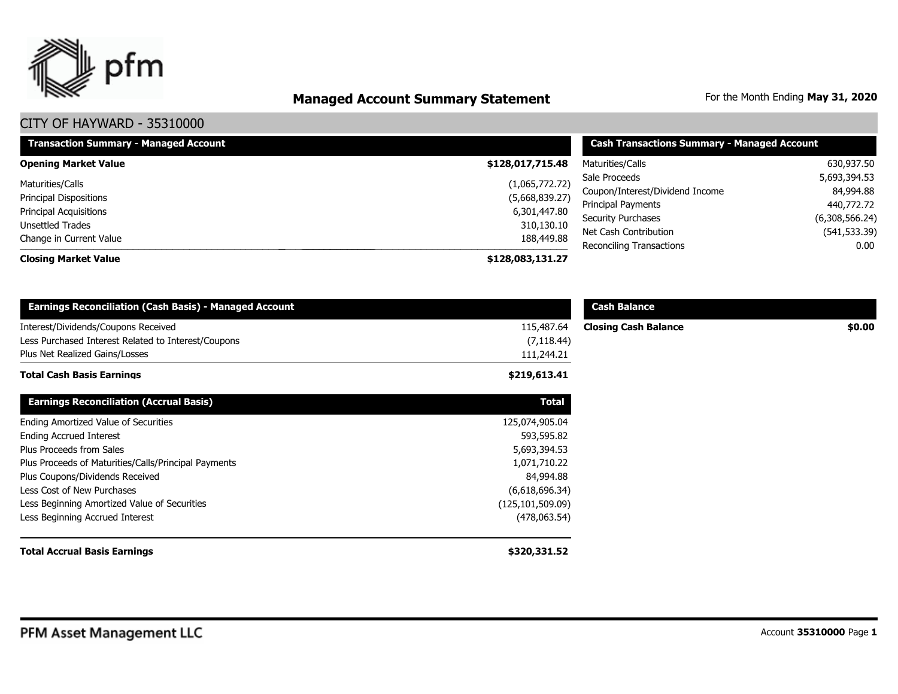# Managed Account Summary Statement

For the Month Ending **May 31, 2020**

## CITY OF HAYWARD - 35310000

| Transaction Summary - Managed Account | |
|---|---|
| **Opening Market Value** | **$128,017,715.48** |
| Maturities/Calls | (1,065,772.72) |
| Principal Dispositions | (5,668,839.27) |
| Principal Acquisitions | 6,301,447.80 |
| Unsettled Trades | 310,130.10 |
| Change in Current Value | 188,449.88 |
| **Closing Market Value** | **$128,083,131.27** |

| Cash Transactions Summary - Managed Account | |
|---|---|
| Maturities/Calls | 630,937.50 |
| Sale Proceeds | 5,693,394.53 |
| Coupon/Interest/Dividend Income | 84,994.88 |
| Principal Payments | 440,772.72 |
| Security Purchases | (6,308,566.24) |
| Net Cash Contribution | (541,533.39) |
| Reconciling Transactions | 0.00 |

| Earnings Reconciliation (Cash Basis) - Managed Account | |
|---|---|
| Interest/Dividends/Coupons Received | 115,487.64 |
| Less Purchased Interest Related to Interest/Coupons | (7,118.44) |
| Plus Net Realized Gains/Losses | 111,244.21 |
| **Total Cash Basis Earnings** | **$219,613.41** |

| Cash Balance | |
|---|---|
| **Closing Cash Balance** | **$0.00** |

| Earnings Reconciliation (Accrual Basis) | Total |
|---|---|
| Ending Amortized Value of Securities | 125,074,905.04 |
| Ending Accrued Interest | 593,595.82 |
| Plus Proceeds from Sales | 5,693,394.53 |
| Plus Proceeds of Maturities/Calls/Principal Payments | 1,071,710.22 |
| Plus Coupons/Dividends Received | 84,994.88 |
| Less Cost of New Purchases | (6,618,696.34) |
| Less Beginning Amortized Value of Securities | (125,101,509.09) |
| Less Beginning Accrued Interest | (478,063.54) |
| **Total Accrual Basis Earnings** | **$320,331.52** |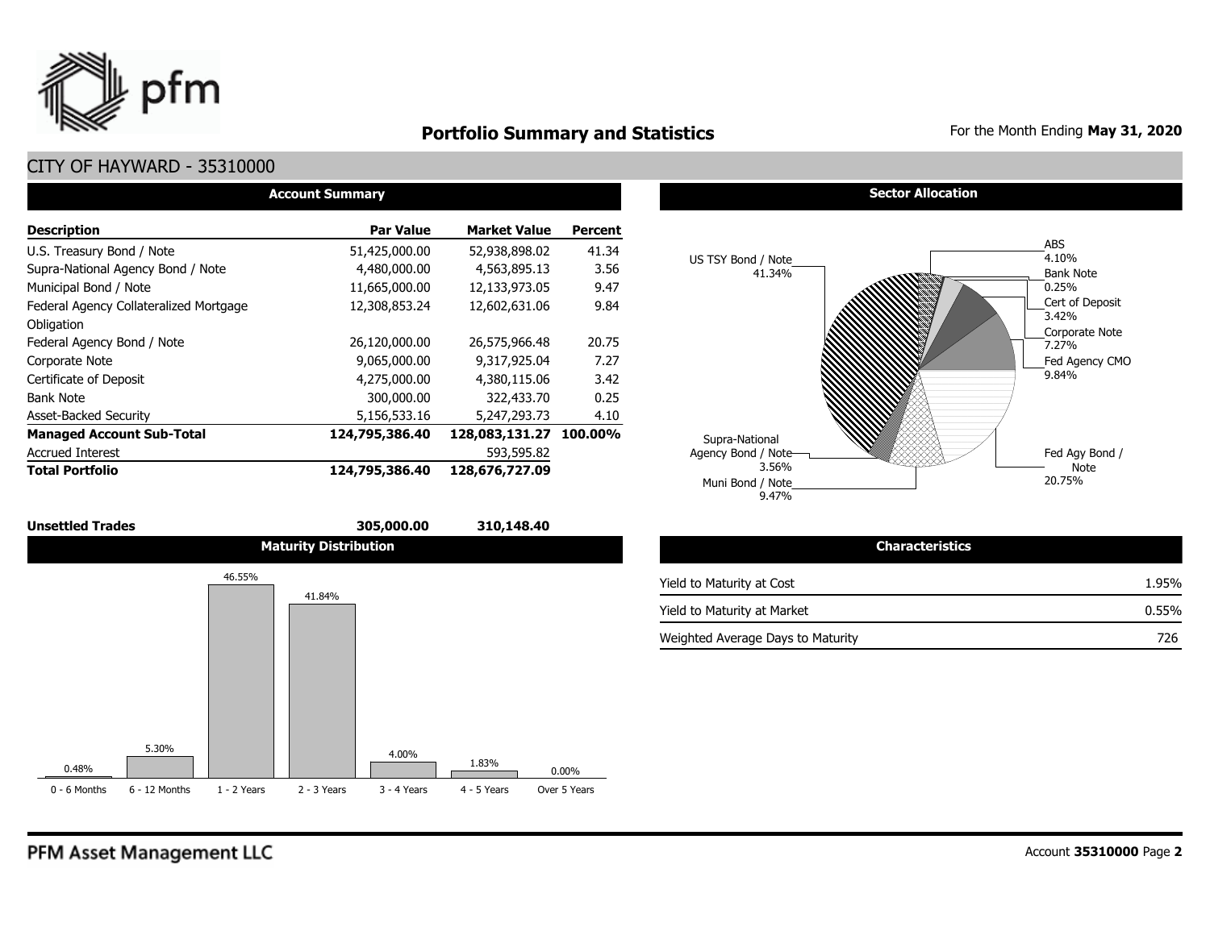# Portfolio Summary and Statistics

For the Month Ending **May 31, 2020**

## CITY OF HAYWARD - 35310000

### Account Summary

| Description | Par Value | Market Value | Percent |
|---|---|---|---|
| U.S. Treasury Bond / Note | 51,425,000.00 | 52,938,898.02 | 41.34 |
| Supra-National Agency Bond / Note | 4,480,000.00 | 4,563,895.13 | 3.56 |
| Municipal Bond / Note | 11,665,000.00 | 12,133,973.05 | 9.47 |
| Federal Agency Collateralized Mortgage Obligation | 12,308,853.24 | 12,602,631.06 | 9.84 |
| Federal Agency Bond / Note | 26,120,000.00 | 26,575,966.48 | 20.75 |
| Corporate Note | 9,065,000.00 | 9,317,925.04 | 7.27 |
| Certificate of Deposit | 4,275,000.00 | 4,380,115.06 | 3.42 |
| Bank Note | 300,000.00 | 322,433.70 | 0.25 |
| Asset-Backed Security | 5,156,533.16 | 5,247,293.73 | 4.10 |
| **Managed Account Sub-Total** | **124,795,386.40** | **128,083,131.27** | **100.00%** |
| Accrued Interest | | 593,595.82 | |
| **Total Portfolio** | **124,795,386.40** | **128,676,727.09** | |
| **Unsettled Trades** | **305,000.00** | **310,148.40** | |

### Sector Allocation

| Sector | Percent |
|---|---|
| US TSY Bond / Note | 41.34% |
| ABS | 4.10% |
| Bank Note | 0.25% |
| Cert of Deposit | 3.42% |
| Corporate Note | 7.27% |
| Fed Agency CMO | 9.84% |
| Fed Agy Bond / Note | 20.75% |
| Muni Bond / Note | 9.47% |
| Supra-National Agency Bond / Note | 3.56% |

### Maturity Distribution

| 0 - 6 Months | 6 - 12 Months | 1 - 2 Years | 2 - 3 Years | 3 - 4 Years | 4 - 5 Years | Over 5 Years |
|---|---|---|---|---|---|---|
| 0.48% | 5.30% | 46.55% | 41.84% | 4.00% | 1.83% | 0.00% |

### Characteristics

| | |
|---|---|
| Yield to Maturity at Cost | 1.95% |
| Yield to Maturity at Market | 0.55% |
| Weighted Average Days to Maturity | 726 |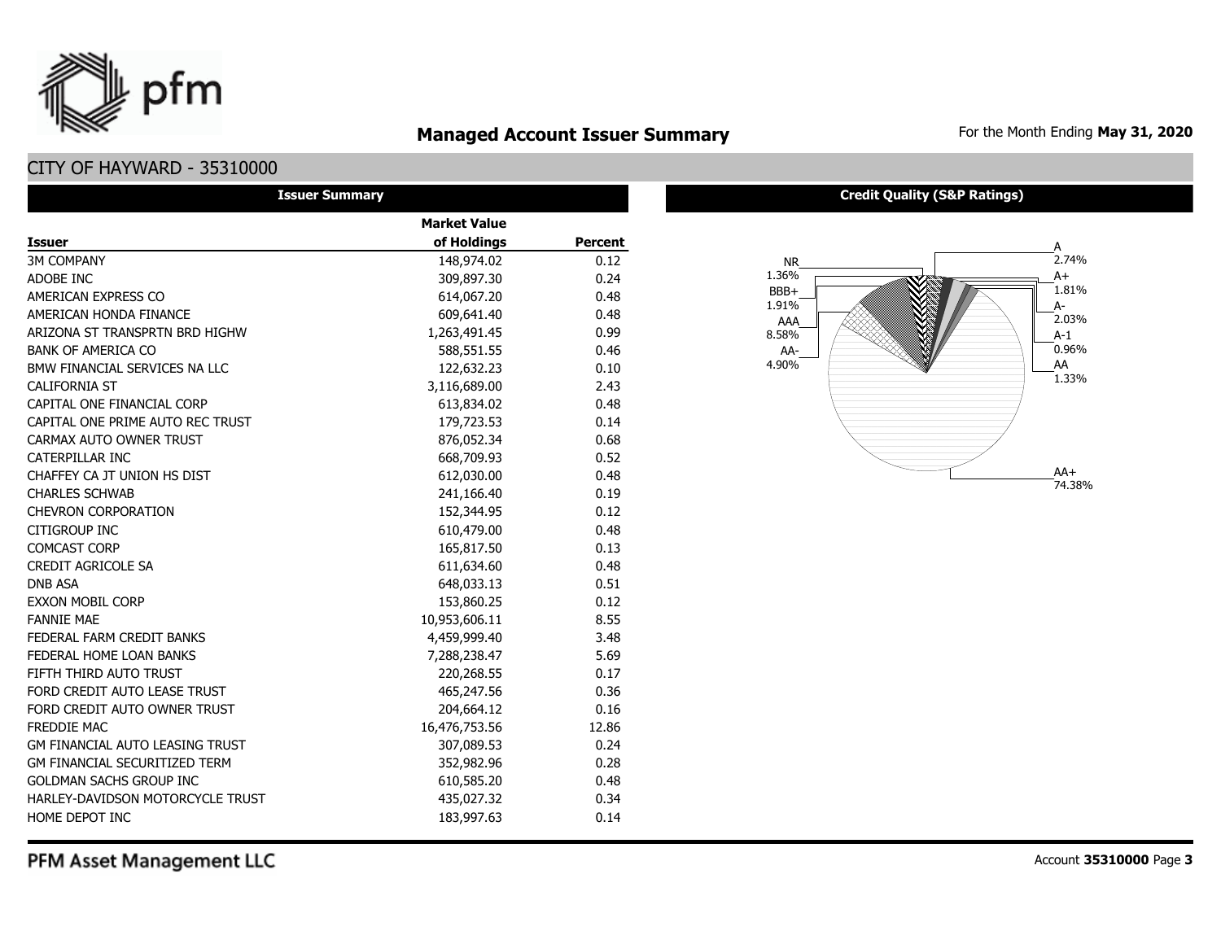# Managed Account Issuer Summary

For the Month Ending **May 31, 2020**

## CITY OF HAYWARD - 35310000

### Issuer Summary

| Issuer | Market Value of Holdings | Percent |
|---|---|---|
| 3M COMPANY | 148,974.02 | 0.12 |
| ADOBE INC | 309,897.30 | 0.24 |
| AMERICAN EXPRESS CO | 614,067.20 | 0.48 |
| AMERICAN HONDA FINANCE | 609,641.40 | 0.48 |
| ARIZONA ST TRANSPRTN BRD HIGHW | 1,263,491.45 | 0.99 |
| BANK OF AMERICA CO | 588,551.55 | 0.46 |
| BMW FINANCIAL SERVICES NA LLC | 122,632.23 | 0.10 |
| CALIFORNIA ST | 3,116,689.00 | 2.43 |
| CAPITAL ONE FINANCIAL CORP | 613,834.02 | 0.48 |
| CAPITAL ONE PRIME AUTO REC TRUST | 179,723.53 | 0.14 |
| CARMAX AUTO OWNER TRUST | 876,052.34 | 0.68 |
| CATERPILLAR INC | 668,709.93 | 0.52 |
| CHAFFEY CA JT UNION HS DIST | 612,030.00 | 0.48 |
| CHARLES SCHWAB | 241,166.40 | 0.19 |
| CHEVRON CORPORATION | 152,344.95 | 0.12 |
| CITIGROUP INC | 610,479.00 | 0.48 |
| COMCAST CORP | 165,817.50 | 0.13 |
| CREDIT AGRICOLE SA | 611,634.60 | 0.48 |
| DNB ASA | 648,033.13 | 0.51 |
| EXXON MOBIL CORP | 153,860.25 | 0.12 |
| FANNIE MAE | 10,953,606.11 | 8.55 |
| FEDERAL FARM CREDIT BANKS | 4,459,999.40 | 3.48 |
| FEDERAL HOME LOAN BANKS | 7,288,238.47 | 5.69 |
| FIFTH THIRD AUTO TRUST | 220,268.55 | 0.17 |
| FORD CREDIT AUTO LEASE TRUST | 465,247.56 | 0.36 |
| FORD CREDIT AUTO OWNER TRUST | 204,664.12 | 0.16 |
| FREDDIE MAC | 16,476,753.56 | 12.86 |
| GM FINANCIAL AUTO LEASING TRUST | 307,089.53 | 0.24 |
| GM FINANCIAL SECURITIZED TERM | 352,982.96 | 0.28 |
| GOLDMAN SACHS GROUP INC | 610,585.20 | 0.48 |
| HARLEY-DAVIDSON MOTORCYCLE TRUST | 435,027.32 | 0.34 |
| HOME DEPOT INC | 183,997.63 | 0.14 |

### Credit Quality (S&P Ratings)

| Rating | Percent |
|---|---|
| A | 2.74% |
| A+ | 1.81% |
| A- | 2.03% |
| A-1 | 0.96% |
| AA | 1.33% |
| AA+ | 74.38% |
| AA- | 4.90% |
| AAA | 8.58% |
| BBB+ | 1.91% |
| NR | 1.36% |

PFM Asset Management LLC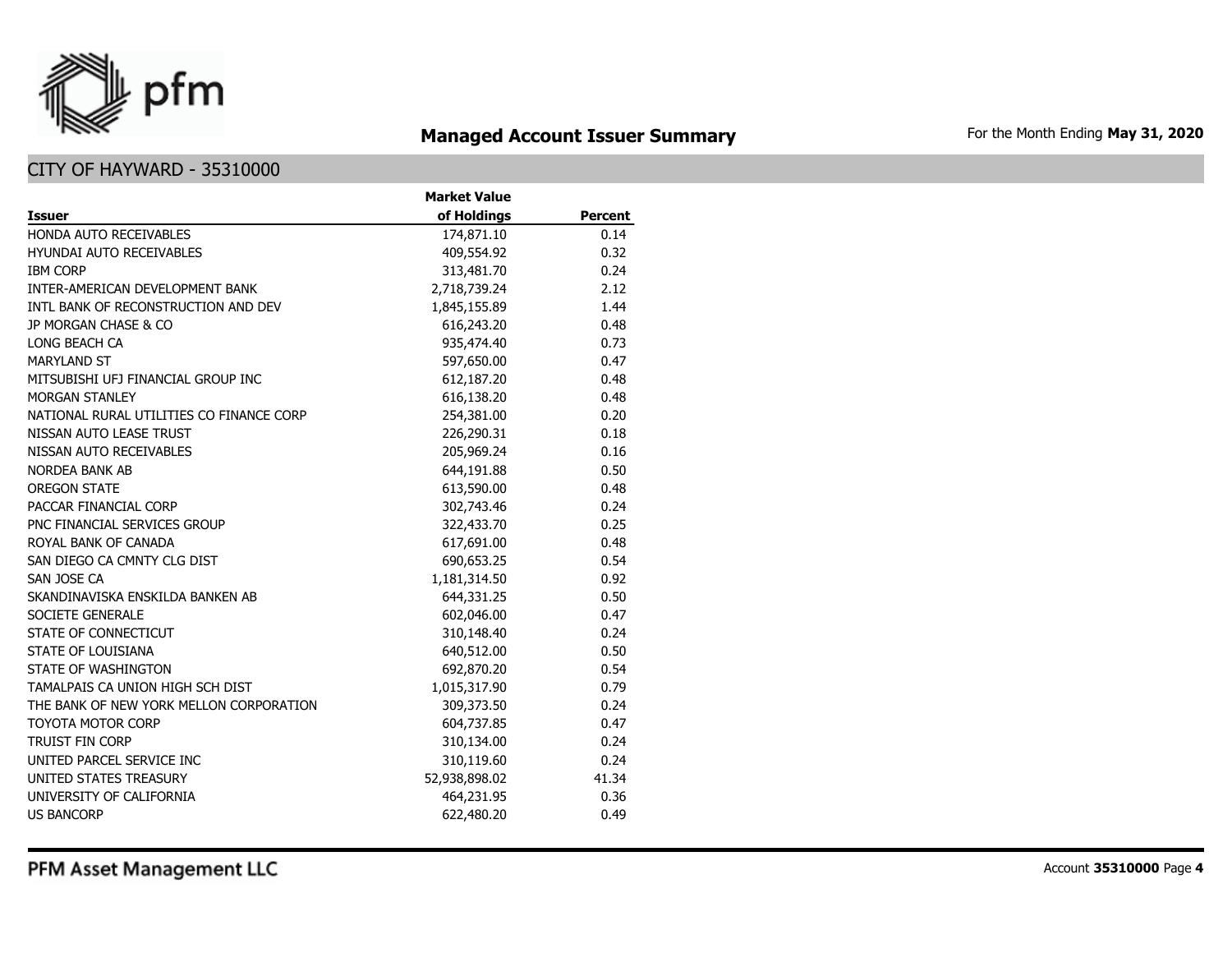# Managed Account Issuer Summary

For the Month Ending **May 31, 2020**

## CITY OF HAYWARD - 35310000

| Issuer | Market Value of Holdings | Percent |
|---|---|---|
| HONDA AUTO RECEIVABLES | 174,871.10 | 0.14 |
| HYUNDAI AUTO RECEIVABLES | 409,554.92 | 0.32 |
| IBM CORP | 313,481.70 | 0.24 |
| INTER-AMERICAN DEVELOPMENT BANK | 2,718,739.24 | 2.12 |
| INTL BANK OF RECONSTRUCTION AND DEV | 1,845,155.89 | 1.44 |
| JP MORGAN CHASE & CO | 616,243.20 | 0.48 |
| LONG BEACH CA | 935,474.40 | 0.73 |
| MARYLAND ST | 597,650.00 | 0.47 |
| MITSUBISHI UFJ FINANCIAL GROUP INC | 612,187.20 | 0.48 |
| MORGAN STANLEY | 616,138.20 | 0.48 |
| NATIONAL RURAL UTILITIES CO FINANCE CORP | 254,381.00 | 0.20 |
| NISSAN AUTO LEASE TRUST | 226,290.31 | 0.18 |
| NISSAN AUTO RECEIVABLES | 205,969.24 | 0.16 |
| NORDEA BANK AB | 644,191.88 | 0.50 |
| OREGON STATE | 613,590.00 | 0.48 |
| PACCAR FINANCIAL CORP | 302,743.46 | 0.24 |
| PNC FINANCIAL SERVICES GROUP | 322,433.70 | 0.25 |
| ROYAL BANK OF CANADA | 617,691.00 | 0.48 |
| SAN DIEGO CA CMNTY CLG DIST | 690,653.25 | 0.54 |
| SAN JOSE CA | 1,181,314.50 | 0.92 |
| SKANDINAVISKA ENSKILDA BANKEN AB | 644,331.25 | 0.50 |
| SOCIETE GENERALE | 602,046.00 | 0.47 |
| STATE OF CONNECTICUT | 310,148.40 | 0.24 |
| STATE OF LOUISIANA | 640,512.00 | 0.50 |
| STATE OF WASHINGTON | 692,870.20 | 0.54 |
| TAMALPAIS CA UNION HIGH SCH DIST | 1,015,317.90 | 0.79 |
| THE BANK OF NEW YORK MELLON CORPORATION | 309,373.50 | 0.24 |
| TOYOTA MOTOR CORP | 604,737.85 | 0.47 |
| TRUIST FIN CORP | 310,134.00 | 0.24 |
| UNITED PARCEL SERVICE INC | 310,119.60 | 0.24 |
| UNITED STATES TREASURY | 52,938,898.02 | 41.34 |
| UNIVERSITY OF CALIFORNIA | 464,231.95 | 0.36 |
| US BANCORP | 622,480.20 | 0.49 |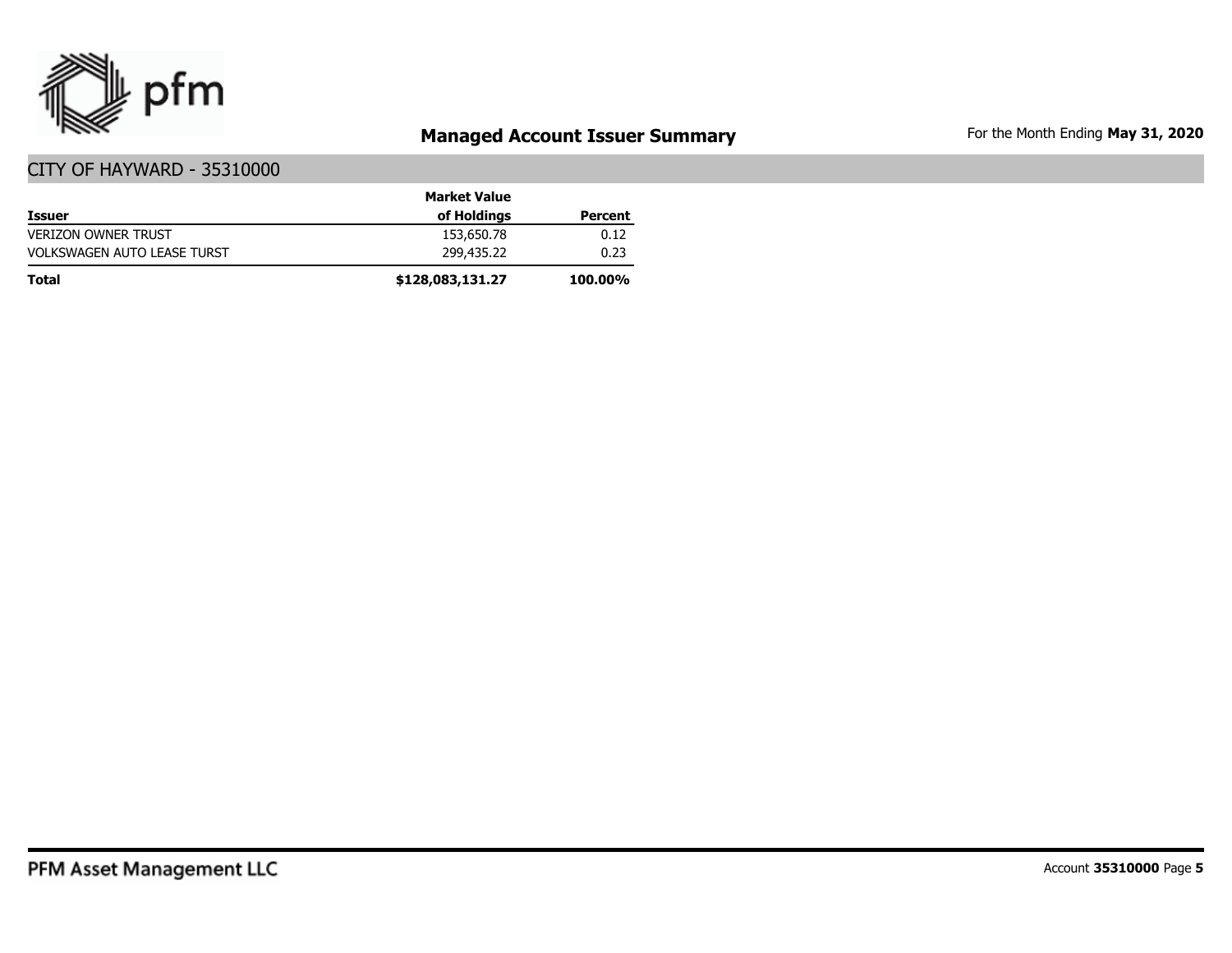# Managed Account Issuer Summary

For the Month Ending **May 31, 2020**

## CITY OF HAYWARD - 35310000

| Issuer | Market Value of Holdings | Percent |
|---|---|---|
| VERIZON OWNER TRUST | 153,650.78 | 0.12 |
| VOLKSWAGEN AUTO LEASE TURST | 299,435.22 | 0.23 |
| **Total** | **$128,083,131.27** | **100.00%** |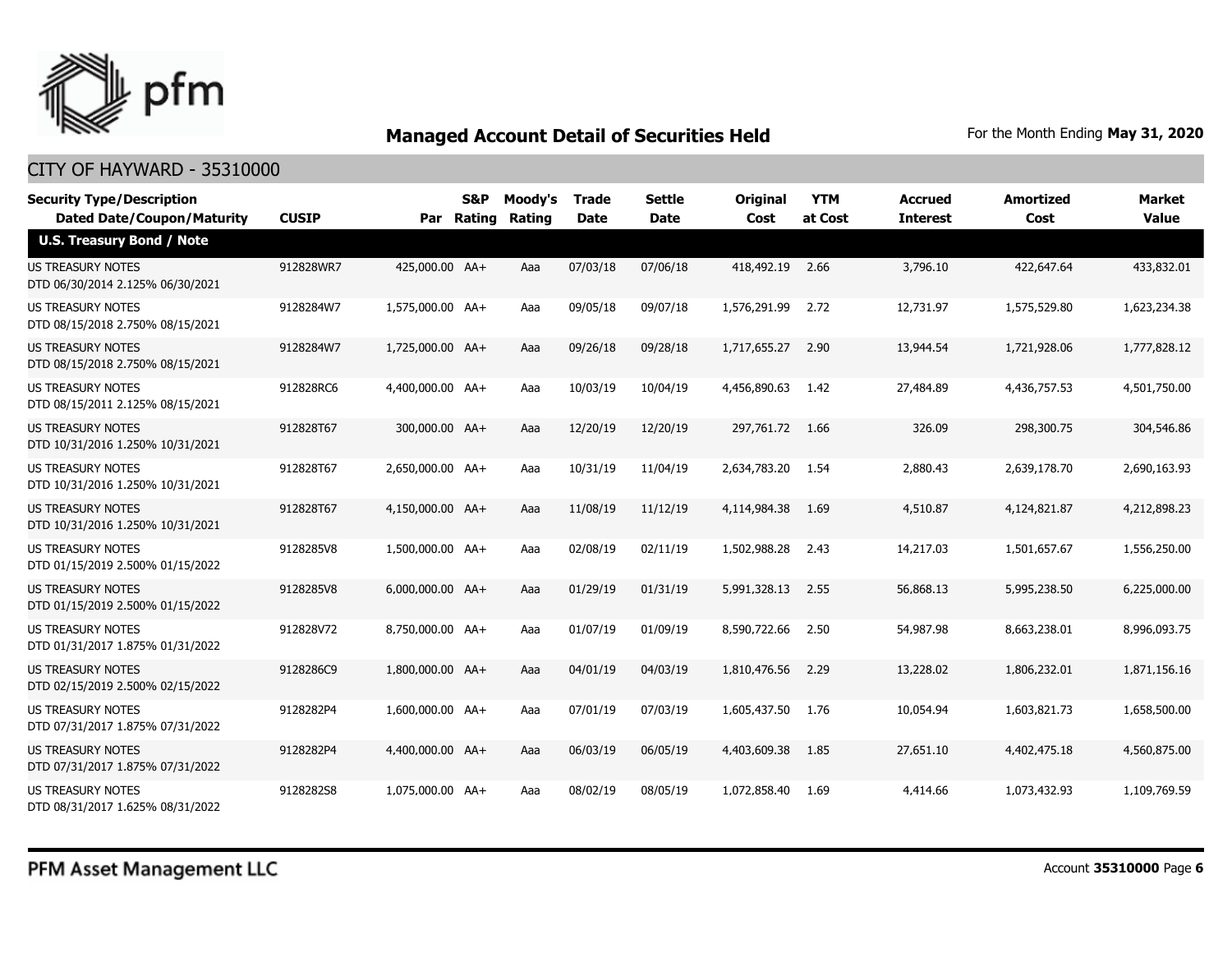# Managed Account Detail of Securities Held

For the Month Ending **May 31, 2020**

## CITY OF HAYWARD - 35310000

| Security Type/Description Dated Date/Coupon/Maturity | CUSIP | Par | S&P Rating | Moody's Rating | Trade Date | Settle Date | Original Cost | YTM at Cost | Accrued Interest | Amortized Cost | Market Value |
|---|---|---|---|---|---|---|---|---|---|---|---|
| **U.S. Treasury Bond / Note** | | | | | | | | | | | |
| US TREASURY NOTES DTD 06/30/2014 2.125% 06/30/2021 | 912828WR7 | 425,000.00 | AA+ | Aaa | 07/03/18 | 07/06/18 | 418,492.19 | 2.66 | 3,796.10 | 422,647.64 | 433,832.01 |
| US TREASURY NOTES DTD 08/15/2018 2.750% 08/15/2021 | 9128284W7 | 1,575,000.00 | AA+ | Aaa | 09/05/18 | 09/07/18 | 1,576,291.99 | 2.72 | 12,731.97 | 1,575,529.80 | 1,623,234.38 |
| US TREASURY NOTES DTD 08/15/2018 2.750% 08/15/2021 | 9128284W7 | 1,725,000.00 | AA+ | Aaa | 09/26/18 | 09/28/18 | 1,717,655.27 | 2.90 | 13,944.54 | 1,721,928.06 | 1,777,828.12 |
| US TREASURY NOTES DTD 08/15/2011 2.125% 08/15/2021 | 912828RC6 | 4,400,000.00 | AA+ | Aaa | 10/03/19 | 10/04/19 | 4,456,890.63 | 1.42 | 27,484.89 | 4,436,757.53 | 4,501,750.00 |
| US TREASURY NOTES DTD 10/31/2016 1.250% 10/31/2021 | 912828T67 | 300,000.00 | AA+ | Aaa | 12/20/19 | 12/20/19 | 297,761.72 | 1.66 | 326.09 | 298,300.75 | 304,546.86 |
| US TREASURY NOTES DTD 10/31/2016 1.250% 10/31/2021 | 912828T67 | 2,650,000.00 | AA+ | Aaa | 10/31/19 | 11/04/19 | 2,634,783.20 | 1.54 | 2,880.43 | 2,639,178.70 | 2,690,163.93 |
| US TREASURY NOTES DTD 10/31/2016 1.250% 10/31/2021 | 912828T67 | 4,150,000.00 | AA+ | Aaa | 11/08/19 | 11/12/19 | 4,114,984.38 | 1.69 | 4,510.87 | 4,124,821.87 | 4,212,898.23 |
| US TREASURY NOTES DTD 01/15/2019 2.500% 01/15/2022 | 9128285V8 | 1,500,000.00 | AA+ | Aaa | 02/08/19 | 02/11/19 | 1,502,988.28 | 2.43 | 14,217.03 | 1,501,657.67 | 1,556,250.00 |
| US TREASURY NOTES DTD 01/15/2019 2.500% 01/15/2022 | 9128285V8 | 6,000,000.00 | AA+ | Aaa | 01/29/19 | 01/31/19 | 5,991,328.13 | 2.55 | 56,868.13 | 5,995,238.50 | 6,225,000.00 |
| US TREASURY NOTES DTD 01/31/2017 1.875% 01/31/2022 | 912828V72 | 8,750,000.00 | AA+ | Aaa | 01/07/19 | 01/09/19 | 8,590,722.66 | 2.50 | 54,987.98 | 8,663,238.01 | 8,996,093.75 |
| US TREASURY NOTES DTD 02/15/2019 2.500% 02/15/2022 | 9128286C9 | 1,800,000.00 | AA+ | Aaa | 04/01/19 | 04/03/19 | 1,810,476.56 | 2.29 | 13,228.02 | 1,806,232.01 | 1,871,156.16 |
| US TREASURY NOTES DTD 07/31/2017 1.875% 07/31/2022 | 9128282P4 | 1,600,000.00 | AA+ | Aaa | 07/01/19 | 07/03/19 | 1,605,437.50 | 1.76 | 10,054.94 | 1,603,821.73 | 1,658,500.00 |
| US TREASURY NOTES DTD 07/31/2017 1.875% 07/31/2022 | 9128282P4 | 4,400,000.00 | AA+ | Aaa | 06/03/19 | 06/05/19 | 4,403,609.38 | 1.85 | 27,651.10 | 4,402,475.18 | 4,560,875.00 |
| US TREASURY NOTES DTD 08/31/2017 1.625% 08/31/2022 | 9128282S8 | 1,075,000.00 | AA+ | Aaa | 08/02/19 | 08/05/19 | 1,072,858.40 | 1.69 | 4,414.66 | 1,073,432.93 | 1,109,769.59 |

PFM Asset Management LLC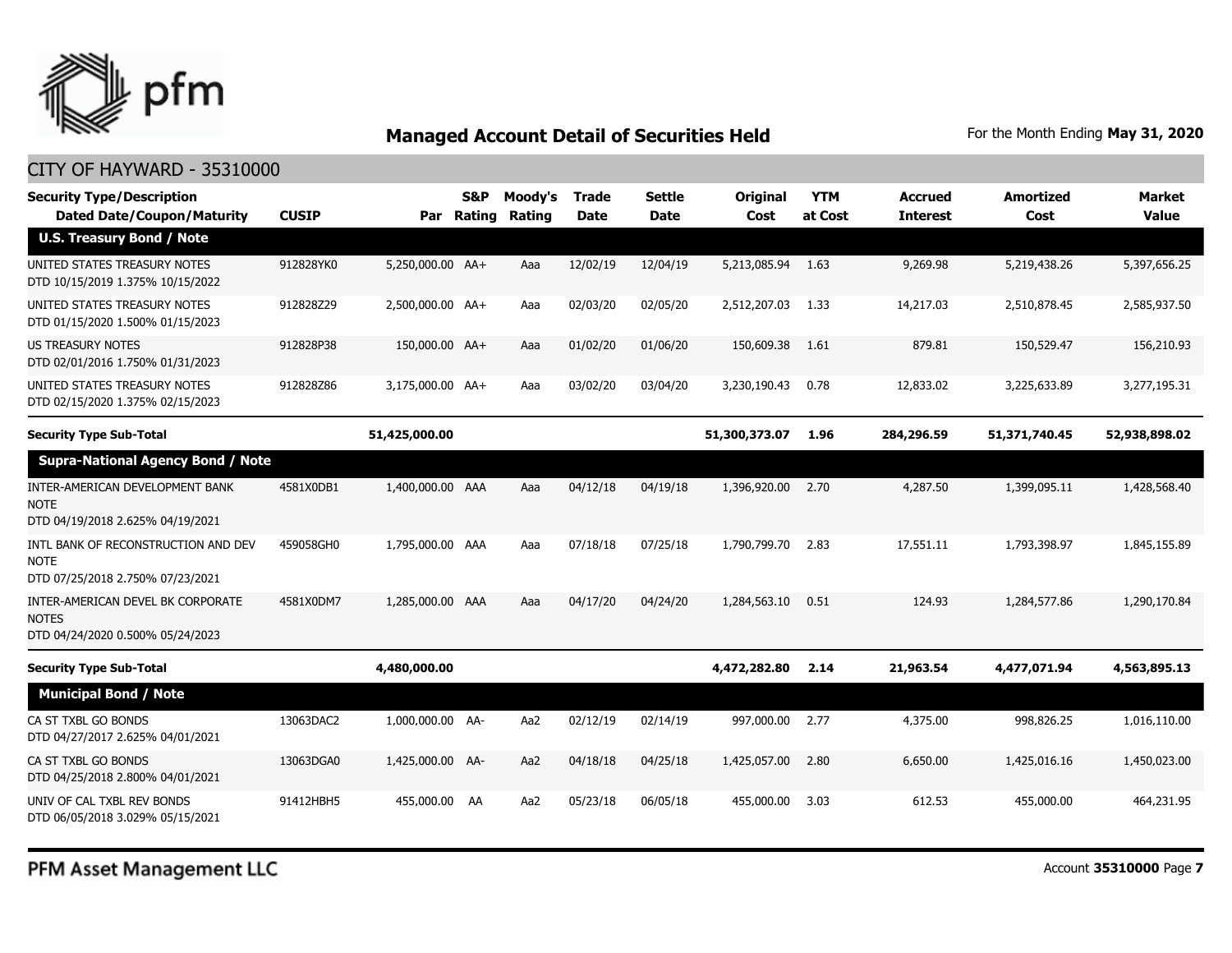## Managed Account Detail of Securities Held

For the Month Ending **May 31, 2020**

CITY OF HAYWARD - 35310000

| Security Type/Description Dated Date/Coupon/Maturity | CUSIP | Par | S&P Rating | Moody's Rating | Trade Date | Settle Date | Original Cost | YTM at Cost | Accrued Interest | Amortized Cost | Market Value |
|---|---|---|---|---|---|---|---|---|---|---|---|
| **U.S. Treasury Bond / Note** | | | | | | | | | | | |
| UNITED STATES TREASURY NOTES DTD 10/15/2019 1.375% 10/15/2022 | 912828YK0 | 5,250,000.00 | AA+ | Aaa | 12/02/19 | 12/04/19 | 5,213,085.94 | 1.63 | 9,269.98 | 5,219,438.26 | 5,397,656.25 |
| UNITED STATES TREASURY NOTES DTD 01/15/2020 1.500% 01/15/2023 | 912828Z29 | 2,500,000.00 | AA+ | Aaa | 02/03/20 | 02/05/20 | 2,512,207.03 | 1.33 | 14,217.03 | 2,510,878.45 | 2,585,937.50 |
| US TREASURY NOTES DTD 02/01/2016 1.750% 01/31/2023 | 912828P38 | 150,000.00 | AA+ | Aaa | 01/02/20 | 01/06/20 | 150,609.38 | 1.61 | 879.81 | 150,529.47 | 156,210.93 |
| UNITED STATES TREASURY NOTES DTD 02/15/2020 1.375% 02/15/2023 | 912828Z86 | 3,175,000.00 | AA+ | Aaa | 03/02/20 | 03/04/20 | 3,230,190.43 | 0.78 | 12,833.02 | 3,225,633.89 | 3,277,195.31 |
| **Security Type Sub-Total** | | **51,425,000.00** | | | | | **51,300,373.07** | **1.96** | **284,296.59** | **51,371,740.45** | **52,938,898.02** |
| **Supra-National Agency Bond / Note** | | | | | | | | | | | |
| INTER-AMERICAN DEVELOPMENT BANK NOTE DTD 04/19/2018 2.625% 04/19/2021 | 4581X0DB1 | 1,400,000.00 | AAA | Aaa | 04/12/18 | 04/19/18 | 1,396,920.00 | 2.70 | 4,287.50 | 1,399,095.11 | 1,428,568.40 |
| INTL BANK OF RECONSTRUCTION AND DEV NOTE DTD 07/25/2018 2.750% 07/23/2021 | 459058GH0 | 1,795,000.00 | AAA | Aaa | 07/18/18 | 07/25/18 | 1,790,799.70 | 2.83 | 17,551.11 | 1,793,398.97 | 1,845,155.89 |
| INTER-AMERICAN DEVEL BK CORPORATE NOTES DTD 04/24/2020 0.500% 05/24/2023 | 4581X0DM7 | 1,285,000.00 | AAA | Aaa | 04/17/20 | 04/24/20 | 1,284,563.10 | 0.51 | 124.93 | 1,284,577.86 | 1,290,170.84 |
| **Security Type Sub-Total** | | **4,480,000.00** | | | | | **4,472,282.80** | **2.14** | **21,963.54** | **4,477,071.94** | **4,563,895.13** |
| **Municipal Bond / Note** | | | | | | | | | | | |
| CA ST TXBL GO BONDS DTD 04/27/2017 2.625% 04/01/2021 | 13063DAC2 | 1,000,000.00 | AA- | Aa2 | 02/12/19 | 02/14/19 | 997,000.00 | 2.77 | 4,375.00 | 998,826.25 | 1,016,110.00 |
| CA ST TXBL GO BONDS DTD 04/25/2018 2.800% 04/01/2021 | 13063DGA0 | 1,425,000.00 | AA- | Aa2 | 04/18/18 | 04/25/18 | 1,425,057.00 | 2.80 | 6,650.00 | 1,425,016.16 | 1,450,023.00 |
| UNIV OF CAL TXBL REV BONDS DTD 06/05/2018 3.029% 05/15/2021 | 91412HBH5 | 455,000.00 | AA | Aa2 | 05/23/18 | 06/05/18 | 455,000.00 | 3.03 | 612.53 | 455,000.00 | 464,231.95 |

PFM Asset Management LLC

Account **35310000**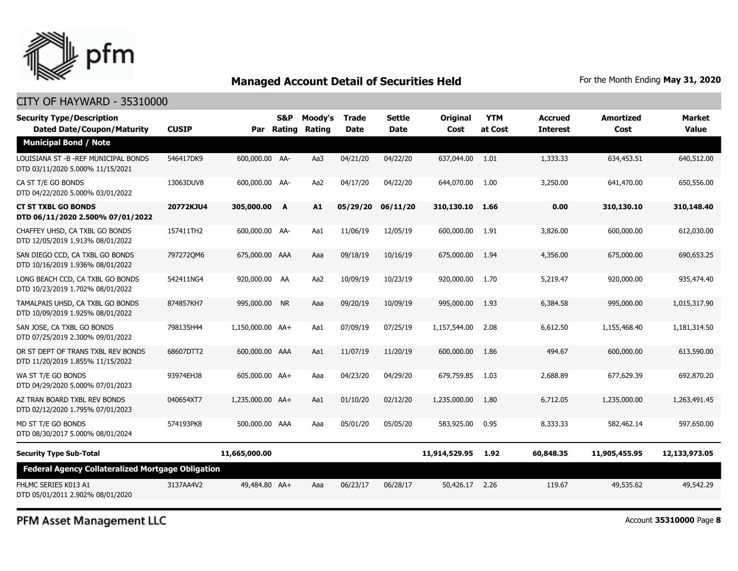## Managed Account Detail of Securities Held

For the Month Ending **May 31, 2020**

CITY OF HAYWARD - 35310000

| Security Type/Description Dated Date/Coupon/Maturity | CUSIP | Par | S&P Rating | Moody's Rating | Trade Date | Settle Date | Original Cost | YTM at Cost | Accrued Interest | Amortized Cost | Market Value |
|---|---|---|---|---|---|---|---|---|---|---|---|
| **Municipal Bond / Note** | | | | | | | | | | | |
| LOUISIANA ST -B -REF MUNICIPAL BONDS DTD 03/11/2020 5.000% 11/15/2021 | 546417DK9 | 600,000.00 | AA- | Aa3 | 04/21/20 | 04/22/20 | 637,044.00 | 1.01 | 1,333.33 | 634,453.51 | 640,512.00 |
| CA ST T/E GO BONDS DTD 04/22/2020 5.000% 03/01/2022 | 13063DUV8 | 600,000.00 | AA- | Aa2 | 04/17/20 | 04/22/20 | 644,070.00 | 1.00 | 3,250.00 | 641,470.00 | 650,556.00 |
| **CT ST TXBL GO BONDS DTD 06/11/2020 2.500% 07/01/2022** | **20772KJU4** | **305,000.00** | **A** | **A1** | **05/29/20** | **06/11/20** | **310,130.10** | **1.66** | **0.00** | **310,130.10** | **310,148.40** |
| CHAFFEY UHSD, CA TXBL GO BONDS DTD 12/05/2019 1.913% 08/01/2022 | 157411TH2 | 600,000.00 | AA- | Aa1 | 11/06/19 | 12/05/19 | 600,000.00 | 1.91 | 3,826.00 | 600,000.00 | 612,030.00 |
| SAN DIEGO CCD, CA TXBL GO BONDS DTD 10/16/2019 1.936% 08/01/2022 | 797272QM6 | 675,000.00 | AAA | Aaa | 09/18/19 | 10/16/19 | 675,000.00 | 1.94 | 4,356.00 | 675,000.00 | 690,653.25 |
| LONG BEACH CCD, CA TXBL GO BONDS DTD 10/23/2019 1.702% 08/01/2022 | 542411NG4 | 920,000.00 | AA | Aa2 | 10/09/19 | 10/23/19 | 920,000.00 | 1.70 | 5,219.47 | 920,000.00 | 935,474.40 |
| TAMALPAIS UHSD, CA TXBL GO BONDS DTD 10/09/2019 1.925% 08/01/2022 | 874857KH7 | 995,000.00 | NR | Aaa | 09/20/19 | 10/09/19 | 995,000.00 | 1.93 | 6,384.58 | 995,000.00 | 1,015,317.90 |
| SAN JOSE, CA TXBL GO BONDS DTD 07/25/2019 2.300% 09/01/2022 | 798135H44 | 1,150,000.00 | AA+ | Aa1 | 07/09/19 | 07/25/19 | 1,157,544.00 | 2.08 | 6,612.50 | 1,155,468.40 | 1,181,314.50 |
| OR ST DEPT OF TRANS TXBL REV BONDS DTD 11/20/2019 1.855% 11/15/2022 | 68607DTT2 | 600,000.00 | AAA | Aa1 | 11/07/19 | 11/20/19 | 600,000.00 | 1.86 | 494.67 | 600,000.00 | 613,590.00 |
| WA ST T/E GO BONDS DTD 04/29/2020 5.000% 07/01/2023 | 93974EHJ8 | 605,000.00 | AA+ | Aaa | 04/23/20 | 04/29/20 | 679,759.85 | 1.03 | 2,688.89 | 677,629.39 | 692,870.20 |
| AZ TRAN BOARD TXBL REV BONDS DTD 02/12/2020 1.795% 07/01/2023 | 040654XT7 | 1,235,000.00 | AA+ | Aa1 | 01/10/20 | 02/12/20 | 1,235,000.00 | 1.80 | 6,712.05 | 1,235,000.00 | 1,263,491.45 |
| MD ST T/E GO BONDS DTD 08/30/2017 5.000% 08/01/2024 | 574193PK8 | 500,000.00 | AAA | Aaa | 05/01/20 | 05/05/20 | 583,925.00 | 0.95 | 8,333.33 | 582,462.14 | 597,650.00 |
| **Security Type Sub-Total** | | **11,665,000.00** | | | | | **11,914,529.95** | **1.92** | **60,848.35** | **11,905,455.95** | **12,133,973.05** |
| **Federal Agency Collateralized Mortgage Obligation** | | | | | | | | | | | |
| FHLMC SERIES K013 A1 DTD 05/01/2011 2.902% 08/01/2020 | 3137AA4V2 | 49,484.80 | AA+ | Aaa | 06/23/17 | 06/28/17 | 50,426.17 | 2.26 | 119.67 | 49,535.62 | 49,542.29 |

PFM Asset Management LLC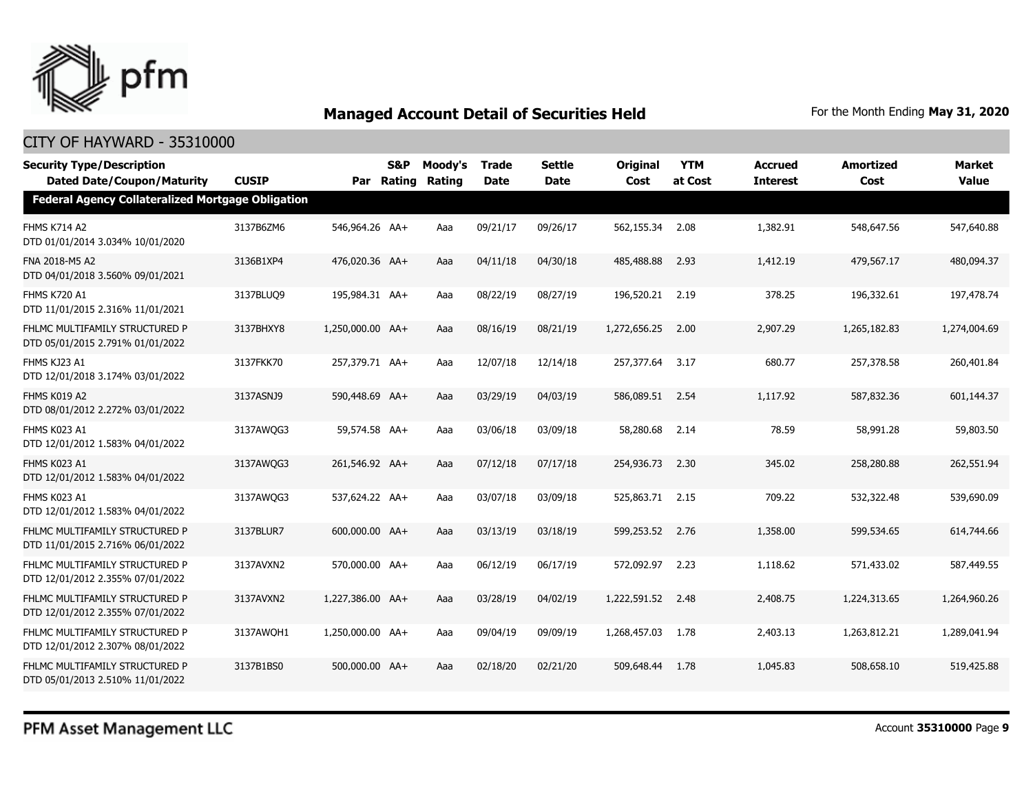## Managed Account Detail of Securities Held

For the Month Ending **May 31, 2020**

CITY OF HAYWARD - 35310000

| Security Type/Description<br>Dated Date/Coupon/Maturity | CUSIP | Par | S&P Rating | Moody's Rating | Trade Date | Settle Date | Original Cost | YTM at Cost | Accrued Interest | Amortized Cost | Market Value |
|---|---|---|---|---|---|---|---|---|---|---|---|
| **Federal Agency Collateralized Mortgage Obligation** | | | | | | | | | | | |
| FHMS K714 A2<br>DTD 01/01/2014 3.034% 10/01/2020 | 3137B6ZM6 | 546,964.26 | AA+ | Aaa | 09/21/17 | 09/26/17 | 562,155.34 | 2.08 | 1,382.91 | 548,647.56 | 547,640.88 |
| FNA 2018-M5 A2<br>DTD 04/01/2018 3.560% 09/01/2021 | 3136B1XP4 | 476,020.36 | AA+ | Aaa | 04/11/18 | 04/30/18 | 485,488.88 | 2.93 | 1,412.19 | 479,567.17 | 480,094.37 |
| FHMS K720 A1<br>DTD 11/01/2015 2.316% 11/01/2021 | 3137BLUQ9 | 195,984.31 | AA+ | Aaa | 08/22/19 | 08/27/19 | 196,520.21 | 2.19 | 378.25 | 196,332.61 | 197,478.74 |
| FHLMC MULTIFAMILY STRUCTURED P<br>DTD 05/01/2015 2.791% 01/01/2022 | 3137BHXY8 | 1,250,000.00 | AA+ | Aaa | 08/16/19 | 08/21/19 | 1,272,656.25 | 2.00 | 2,907.29 | 1,265,182.83 | 1,274,004.69 |
| FHMS KJ23 A1<br>DTD 12/01/2018 3.174% 03/01/2022 | 3137FKK70 | 257,379.71 | AA+ | Aaa | 12/07/18 | 12/14/18 | 257,377.64 | 3.17 | 680.77 | 257,378.58 | 260,401.84 |
| FHMS K019 A2<br>DTD 08/01/2012 2.272% 03/01/2022 | 3137ASNJ9 | 590,448.69 | AA+ | Aaa | 03/29/19 | 04/03/19 | 586,089.51 | 2.54 | 1,117.92 | 587,832.36 | 601,144.37 |
| FHMS K023 A1<br>DTD 12/01/2012 1.583% 04/01/2022 | 3137AWQG3 | 59,574.58 | AA+ | Aaa | 03/06/18 | 03/09/18 | 58,280.68 | 2.14 | 78.59 | 58,991.28 | 59,803.50 |
| FHMS K023 A1<br>DTD 12/01/2012 1.583% 04/01/2022 | 3137AWQG3 | 261,546.92 | AA+ | Aaa | 07/12/18 | 07/17/18 | 254,936.73 | 2.30 | 345.02 | 258,280.88 | 262,551.94 |
| FHMS K023 A1<br>DTD 12/01/2012 1.583% 04/01/2022 | 3137AWQG3 | 537,624.22 | AA+ | Aaa | 03/07/18 | 03/09/18 | 525,863.71 | 2.15 | 709.22 | 532,322.48 | 539,690.09 |
| FHLMC MULTIFAMILY STRUCTURED P<br>DTD 11/01/2015 2.716% 06/01/2022 | 3137BLUR7 | 600,000.00 | AA+ | Aaa | 03/13/19 | 03/18/19 | 599,253.52 | 2.76 | 1,358.00 | 599,534.65 | 614,744.66 |
| FHLMC MULTIFAMILY STRUCTURED P<br>DTD 12/01/2012 2.355% 07/01/2022 | 3137AVXN2 | 570,000.00 | AA+ | Aaa | 06/12/19 | 06/17/19 | 572,092.97 | 2.23 | 1,118.62 | 571,433.02 | 587,449.55 |
| FHLMC MULTIFAMILY STRUCTURED P<br>DTD 12/01/2012 2.355% 07/01/2022 | 3137AVXN2 | 1,227,386.00 | AA+ | Aaa | 03/28/19 | 04/02/19 | 1,222,591.52 | 2.48 | 2,408.75 | 1,224,313.65 | 1,264,960.26 |
| FHLMC MULTIFAMILY STRUCTURED P<br>DTD 12/01/2012 2.307% 08/01/2022 | 3137AWQH1 | 1,250,000.00 | AA+ | Aaa | 09/04/19 | 09/09/19 | 1,268,457.03 | 1.78 | 2,403.13 | 1,263,812.21 | 1,289,041.94 |
| FHLMC MULTIFAMILY STRUCTURED P<br>DTD 05/01/2013 2.510% 11/01/2022 | 3137B1BS0 | 500,000.00 | AA+ | Aaa | 02/18/20 | 02/21/20 | 509,648.44 | 1.78 | 1,045.83 | 508,658.10 | 519,425.88 |

PFM Asset Management LLC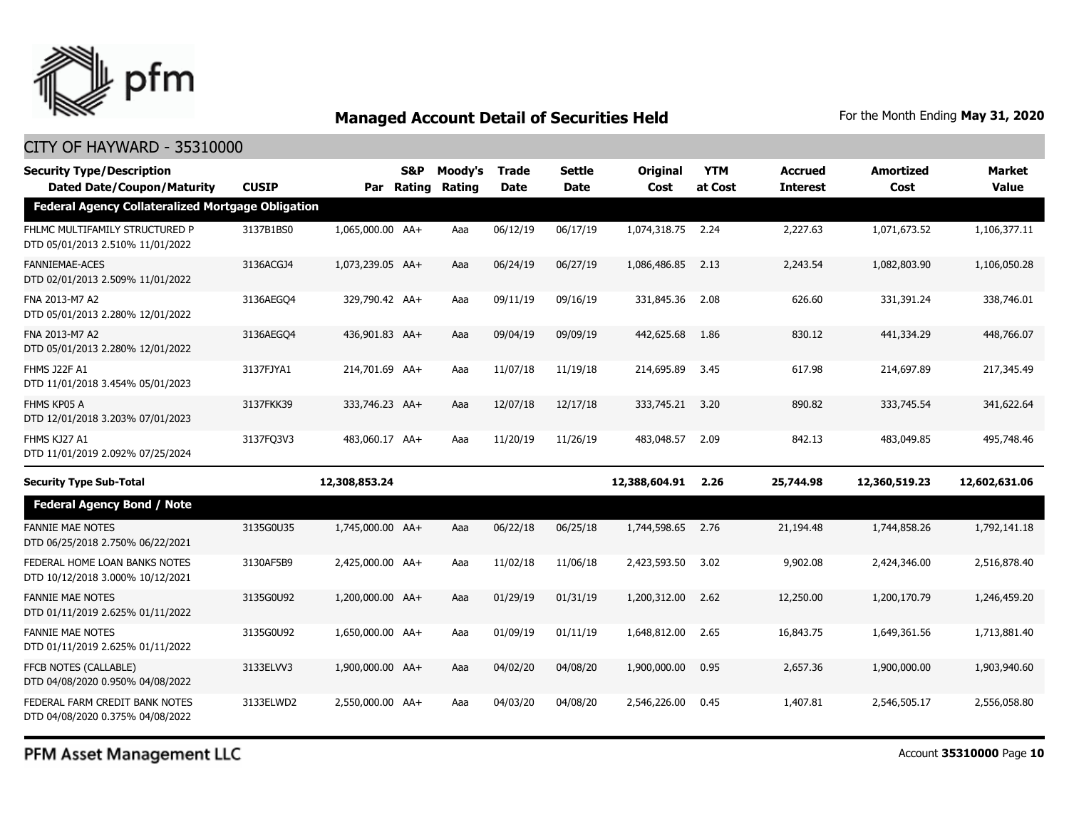## Managed Account Detail of Securities Held

For the Month Ending **May 31, 2020**

CITY OF HAYWARD - 35310000

| Security Type/Description Dated Date/Coupon/Maturity | CUSIP | Par | S&P Rating | Moody's Rating | Trade Date | Settle Date | Original Cost | YTM at Cost | Accrued Interest | Amortized Cost | Market Value |
|---|---|---|---|---|---|---|---|---|---|---|---|
| **Federal Agency Collateralized Mortgage Obligation** | | | | | | | | | | | |
| FHLMC MULTIFAMILY STRUCTURED P DTD 05/01/2013 2.510% 11/01/2022 | 3137B1BS0 | 1,065,000.00 | AA+ | Aaa | 06/12/19 | 06/17/19 | 1,074,318.75 | 2.24 | 2,227.63 | 1,071,673.52 | 1,106,377.11 |
| FANNIEMAE-ACES DTD 02/01/2013 2.509% 11/01/2022 | 3136ACGJ4 | 1,073,239.05 | AA+ | Aaa | 06/24/19 | 06/27/19 | 1,086,486.85 | 2.13 | 2,243.54 | 1,082,803.90 | 1,106,050.28 |
| FNA 2013-M7 A2 DTD 05/01/2013 2.280% 12/01/2022 | 3136AEGQ4 | 329,790.42 | AA+ | Aaa | 09/11/19 | 09/16/19 | 331,845.36 | 2.08 | 626.60 | 331,391.24 | 338,746.01 |
| FNA 2013-M7 A2 DTD 05/01/2013 2.280% 12/01/2022 | 3136AEGQ4 | 436,901.83 | AA+ | Aaa | 09/04/19 | 09/09/19 | 442,625.68 | 1.86 | 830.12 | 441,334.29 | 448,766.07 |
| FHMS J22F A1 DTD 11/01/2018 3.454% 05/01/2023 | 3137FJYA1 | 214,701.69 | AA+ | Aaa | 11/07/18 | 11/19/18 | 214,695.89 | 3.45 | 617.98 | 214,697.89 | 217,345.49 |
| FHMS KP05 A DTD 12/01/2018 3.203% 07/01/2023 | 3137FKK39 | 333,746.23 | AA+ | Aaa | 12/07/18 | 12/17/18 | 333,745.21 | 3.20 | 890.82 | 333,745.54 | 341,622.64 |
| FHMS KJ27 A1 DTD 11/01/2019 2.092% 07/25/2024 | 3137FQ3V3 | 483,060.17 | AA+ | Aaa | 11/20/19 | 11/26/19 | 483,048.57 | 2.09 | 842.13 | 483,049.85 | 495,748.46 |
| **Security Type Sub-Total** | | **12,308,853.24** | | | | | **12,388,604.91** | **2.26** | **25,744.98** | **12,360,519.23** | **12,602,631.06** |
| **Federal Agency Bond / Note** | | | | | | | | | | | |
| FANNIE MAE NOTES DTD 06/25/2018 2.750% 06/22/2021 | 3135G0U35 | 1,745,000.00 | AA+ | Aaa | 06/22/18 | 06/25/18 | 1,744,598.65 | 2.76 | 21,194.48 | 1,744,858.26 | 1,792,141.18 |
| FEDERAL HOME LOAN BANKS NOTES DTD 10/12/2018 3.000% 10/12/2021 | 3130AF5B9 | 2,425,000.00 | AA+ | Aaa | 11/02/18 | 11/06/18 | 2,423,593.50 | 3.02 | 9,902.08 | 2,424,346.00 | 2,516,878.40 |
| FANNIE MAE NOTES DTD 01/11/2019 2.625% 01/11/2022 | 3135G0U92 | 1,200,000.00 | AA+ | Aaa | 01/29/19 | 01/31/19 | 1,200,312.00 | 2.62 | 12,250.00 | 1,200,170.79 | 1,246,459.20 |
| FANNIE MAE NOTES DTD 01/11/2019 2.625% 01/11/2022 | 3135G0U92 | 1,650,000.00 | AA+ | Aaa | 01/09/19 | 01/11/19 | 1,648,812.00 | 2.65 | 16,843.75 | 1,649,361.56 | 1,713,881.40 |
| FFCB NOTES (CALLABLE) DTD 04/08/2020 0.950% 04/08/2022 | 3133ELVV3 | 1,900,000.00 | AA+ | Aaa | 04/02/20 | 04/08/20 | 1,900,000.00 | 0.95 | 2,657.36 | 1,900,000.00 | 1,903,940.60 |
| FEDERAL FARM CREDIT BANK NOTES DTD 04/08/2020 0.375% 04/08/2022 | 3133ELWD2 | 2,550,000.00 | AA+ | Aaa | 04/03/20 | 04/08/20 | 2,546,226.00 | 0.45 | 1,407.81 | 2,546,505.17 | 2,556,058.80 |

PFM Asset Management LLC

Account **35310000**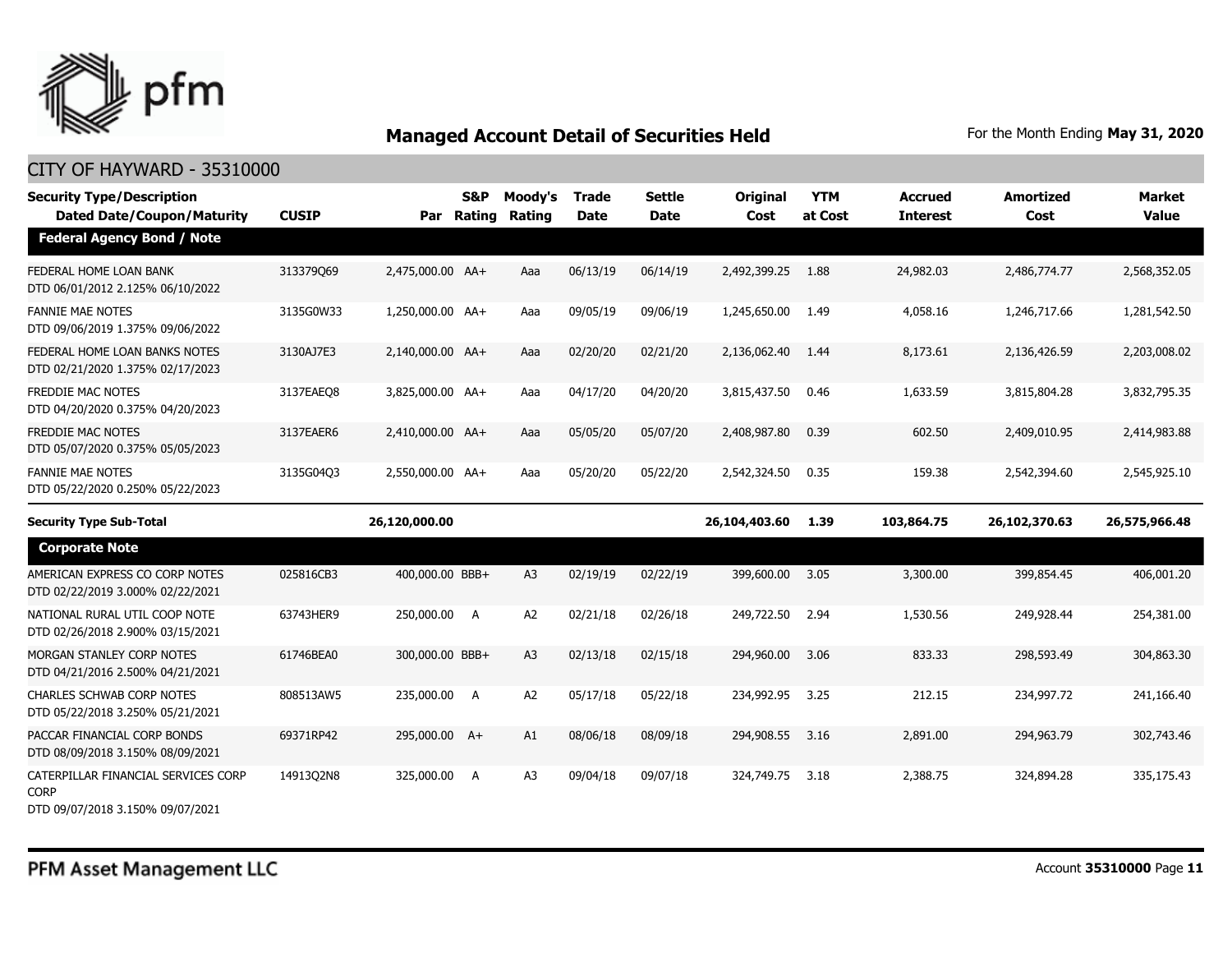## Managed Account Detail of Securities Held

For the Month Ending **May 31, 2020**

CITY OF HAYWARD - 35310000

| Security Type/Description Dated Date/Coupon/Maturity | CUSIP | Par | S&P Rating | Moody's Rating | Trade Date | Settle Date | Original Cost | YTM at Cost | Accrued Interest | Amortized Cost | Market Value |
|---|---|---|---|---|---|---|---|---|---|---|---|
| **Federal Agency Bond / Note** | | | | | | | | | | | |
| FEDERAL HOME LOAN BANK DTD 06/01/2012 2.125% 06/10/2022 | 313379Q69 | 2,475,000.00 | AA+ | Aaa | 06/13/19 | 06/14/19 | 2,492,399.25 | 1.88 | 24,982.03 | 2,486,774.77 | 2,568,352.05 |
| FANNIE MAE NOTES DTD 09/06/2019 1.375% 09/06/2022 | 3135G0W33 | 1,250,000.00 | AA+ | Aaa | 09/05/19 | 09/06/19 | 1,245,650.00 | 1.49 | 4,058.16 | 1,246,717.66 | 1,281,542.50 |
| FEDERAL HOME LOAN BANKS NOTES DTD 02/21/2020 1.375% 02/17/2023 | 3130AJ7E3 | 2,140,000.00 | AA+ | Aaa | 02/20/20 | 02/21/20 | 2,136,062.40 | 1.44 | 8,173.61 | 2,136,426.59 | 2,203,008.02 |
| FREDDIE MAC NOTES DTD 04/20/2020 0.375% 04/20/2023 | 3137EAEQ8 | 3,825,000.00 | AA+ | Aaa | 04/17/20 | 04/20/20 | 3,815,437.50 | 0.46 | 1,633.59 | 3,815,804.28 | 3,832,795.35 |
| FREDDIE MAC NOTES DTD 05/07/2020 0.375% 05/05/2023 | 3137EAER6 | 2,410,000.00 | AA+ | Aaa | 05/05/20 | 05/07/20 | 2,408,987.80 | 0.39 | 602.50 | 2,409,010.95 | 2,414,983.88 |
| FANNIE MAE NOTES DTD 05/22/2020 0.250% 05/22/2023 | 3135G04Q3 | 2,550,000.00 | AA+ | Aaa | 05/20/20 | 05/22/20 | 2,542,324.50 | 0.35 | 159.38 | 2,542,394.60 | 2,545,925.10 |
| **Security Type Sub-Total** | | **26,120,000.00** | | | | | **26,104,403.60** | **1.39** | **103,864.75** | **26,102,370.63** | **26,575,966.48** |
| **Corporate Note** | | | | | | | | | | | |
| AMERICAN EXPRESS CO CORP NOTES DTD 02/22/2019 3.000% 02/22/2021 | 025816CB3 | 400,000.00 | BBB+ | A3 | 02/19/19 | 02/22/19 | 399,600.00 | 3.05 | 3,300.00 | 399,854.45 | 406,001.20 |
| NATIONAL RURAL UTIL COOP NOTE DTD 02/26/2018 2.900% 03/15/2021 | 63743HER9 | 250,000.00 | A | A2 | 02/21/18 | 02/26/18 | 249,722.50 | 2.94 | 1,530.56 | 249,928.44 | 254,381.00 |
| MORGAN STANLEY CORP NOTES DTD 04/21/2016 2.500% 04/21/2021 | 61746BEA0 | 300,000.00 | BBB+ | A3 | 02/13/18 | 02/15/18 | 294,960.00 | 3.06 | 833.33 | 298,593.49 | 304,863.30 |
| CHARLES SCHWAB CORP NOTES DTD 05/22/2018 3.250% 05/21/2021 | 808513AW5 | 235,000.00 | A | A2 | 05/17/18 | 05/22/18 | 234,992.95 | 3.25 | 212.15 | 234,997.72 | 241,166.40 |
| PACCAR FINANCIAL CORP BONDS DTD 08/09/2018 3.150% 08/09/2021 | 69371RP42 | 295,000.00 | A+ | A1 | 08/06/18 | 08/09/18 | 294,908.55 | 3.16 | 2,891.00 | 294,963.79 | 302,743.46 |
| CATERPILLAR FINANCIAL SERVICES CORP CORP DTD 09/07/2018 3.150% 09/07/2021 | 14913Q2N8 | 325,000.00 | A | A3 | 09/04/18 | 09/07/18 | 324,749.75 | 3.18 | 2,388.75 | 324,894.28 | 335,175.43 |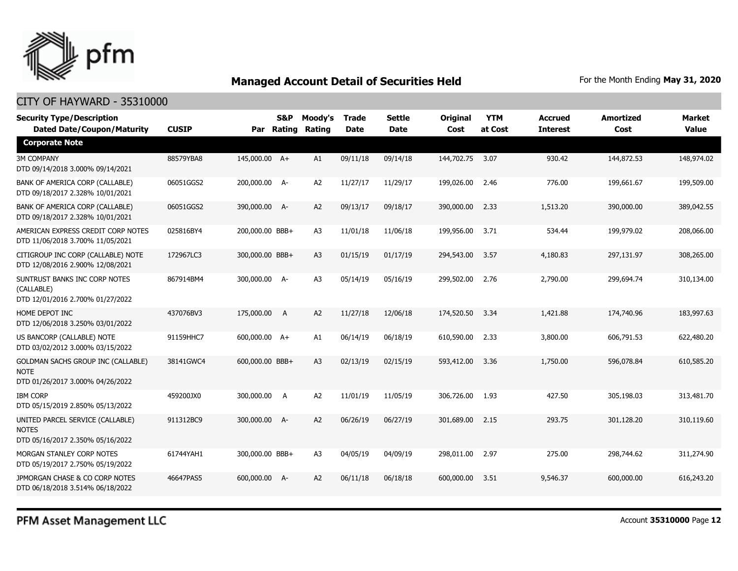## Managed Account Detail of Securities Held

For the Month Ending **May 31, 2020**

CITY OF HAYWARD - 35310000

| Security Type/Description Dated Date/Coupon/Maturity | CUSIP | Par | S&P Rating | Moody's Rating | Trade Date | Settle Date | Original Cost | YTM at Cost | Accrued Interest | Amortized Cost | Market Value |
|---|---|---|---|---|---|---|---|---|---|---|---|
| **Corporate Note** | | | | | | | | | | | |
| 3M COMPANY DTD 09/14/2018 3.000% 09/14/2021 | 88579YBA8 | 145,000.00 | A+ | A1 | 09/11/18 | 09/14/18 | 144,702.75 | 3.07 | 930.42 | 144,872.53 | 148,974.02 |
| BANK OF AMERICA CORP (CALLABLE) DTD 09/18/2017 2.328% 10/01/2021 | 06051GGS2 | 200,000.00 | A- | A2 | 11/27/17 | 11/29/17 | 199,026.00 | 2.46 | 776.00 | 199,661.67 | 199,509.00 |
| BANK OF AMERICA CORP (CALLABLE) DTD 09/18/2017 2.328% 10/01/2021 | 06051GGS2 | 390,000.00 | A- | A2 | 09/13/17 | 09/18/17 | 390,000.00 | 2.33 | 1,513.20 | 390,000.00 | 389,042.55 |
| AMERICAN EXPRESS CREDIT CORP NOTES DTD 11/06/2018 3.700% 11/05/2021 | 025816BY4 | 200,000.00 | BBB+ | A3 | 11/01/18 | 11/06/18 | 199,956.00 | 3.71 | 534.44 | 199,979.02 | 208,066.00 |
| CITIGROUP INC CORP (CALLABLE) NOTE DTD 12/08/2016 2.900% 12/08/2021 | 172967LC3 | 300,000.00 | BBB+ | A3 | 01/15/19 | 01/17/19 | 294,543.00 | 3.57 | 4,180.83 | 297,131.97 | 308,265.00 |
| SUNTRUST BANKS INC CORP NOTES (CALLABLE) DTD 12/01/2016 2.700% 01/27/2022 | 867914BM4 | 300,000.00 | A- | A3 | 05/14/19 | 05/16/19 | 299,502.00 | 2.76 | 2,790.00 | 299,694.74 | 310,134.00 |
| HOME DEPOT INC DTD 12/06/2018 3.250% 03/01/2022 | 437076BV3 | 175,000.00 | A | A2 | 11/27/18 | 12/06/18 | 174,520.50 | 3.34 | 1,421.88 | 174,740.96 | 183,997.63 |
| US BANCORP (CALLABLE) NOTE DTD 03/02/2012 3.000% 03/15/2022 | 91159HHC7 | 600,000.00 | A+ | A1 | 06/14/19 | 06/18/19 | 610,590.00 | 2.33 | 3,800.00 | 606,791.53 | 622,480.20 |
| GOLDMAN SACHS GROUP INC (CALLABLE) NOTE DTD 01/26/2017 3.000% 04/26/2022 | 38141GWC4 | 600,000.00 | BBB+ | A3 | 02/13/19 | 02/15/19 | 593,412.00 | 3.36 | 1,750.00 | 596,078.84 | 610,585.20 |
| IBM CORP DTD 05/15/2019 2.850% 05/13/2022 | 459200JX0 | 300,000.00 | A | A2 | 11/01/19 | 11/05/19 | 306,726.00 | 1.93 | 427.50 | 305,198.03 | 313,481.70 |
| UNITED PARCEL SERVICE (CALLABLE) NOTES DTD 05/16/2017 2.350% 05/16/2022 | 911312BC9 | 300,000.00 | A- | A2 | 06/26/19 | 06/27/19 | 301,689.00 | 2.15 | 293.75 | 301,128.20 | 310,119.60 |
| MORGAN STANLEY CORP NOTES DTD 05/19/2017 2.750% 05/19/2022 | 61744YAH1 | 300,000.00 | BBB+ | A3 | 04/05/19 | 04/09/19 | 298,011.00 | 2.97 | 275.00 | 298,744.62 | 311,274.90 |
| JPMORGAN CHASE & CO CORP NOTES DTD 06/18/2018 3.514% 06/18/2022 | 46647PAS5 | 600,000.00 | A- | A2 | 06/11/18 | 06/18/18 | 600,000.00 | 3.51 | 9,546.37 | 600,000.00 | 616,243.20 |

PFM Asset Management LLC

Account **35310000** Page **12**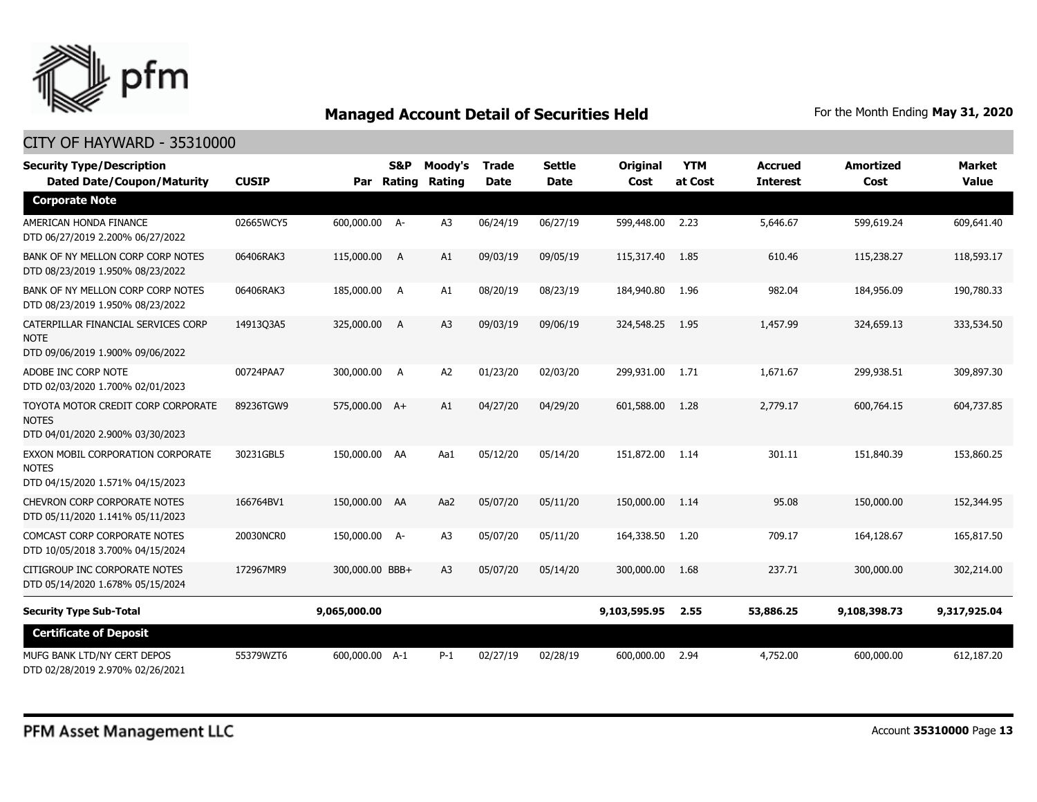## Managed Account Detail of Securities Held

For the Month Ending **May 31, 2020**

CITY OF HAYWARD - 35310000

| Security Type/Description Dated Date/Coupon/Maturity | CUSIP | Par | S&P Rating | Moody's Rating | Trade Date | Settle Date | Original Cost | YTM at Cost | Accrued Interest | Amortized Cost | Market Value |
|---|---|---|---|---|---|---|---|---|---|---|---|
| **Corporate Note** | | | | | | | | | | | |
| AMERICAN HONDA FINANCE DTD 06/27/2019 2.200% 06/27/2022 | 02665WCY5 | 600,000.00 | A- | A3 | 06/24/19 | 06/27/19 | 599,448.00 | 2.23 | 5,646.67 | 599,619.24 | 609,641.40 |
| BANK OF NY MELLON CORP CORP NOTES DTD 08/23/2019 1.950% 08/23/2022 | 06406RAK3 | 115,000.00 | A | A1 | 09/03/19 | 09/05/19 | 115,317.40 | 1.85 | 610.46 | 115,238.27 | 118,593.17 |
| BANK OF NY MELLON CORP CORP NOTES DTD 08/23/2019 1.950% 08/23/2022 | 06406RAK3 | 185,000.00 | A | A1 | 08/20/19 | 08/23/19 | 184,940.80 | 1.96 | 982.04 | 184,956.09 | 190,780.33 |
| CATERPILLAR FINANCIAL SERVICES CORP NOTE DTD 09/06/2019 1.900% 09/06/2022 | 14913Q3A5 | 325,000.00 | A | A3 | 09/03/19 | 09/06/19 | 324,548.25 | 1.95 | 1,457.99 | 324,659.13 | 333,534.50 |
| ADOBE INC CORP NOTE DTD 02/03/2020 1.700% 02/01/2023 | 00724PAA7 | 300,000.00 | A | A2 | 01/23/20 | 02/03/20 | 299,931.00 | 1.71 | 1,671.67 | 299,938.51 | 309,897.30 |
| TOYOTA MOTOR CREDIT CORP CORPORATE NOTES DTD 04/01/2020 2.900% 03/30/2023 | 89236TGW9 | 575,000.00 | A+ | A1 | 04/27/20 | 04/29/20 | 601,588.00 | 1.28 | 2,779.17 | 600,764.15 | 604,737.85 |
| EXXON MOBIL CORPORATION CORPORATE NOTES DTD 04/15/2020 1.571% 04/15/2023 | 30231GBL5 | 150,000.00 | AA | Aa1 | 05/12/20 | 05/14/20 | 151,872.00 | 1.14 | 301.11 | 151,840.39 | 153,860.25 |
| CHEVRON CORP CORPORATE NOTES DTD 05/11/2020 1.141% 05/11/2023 | 166764BV1 | 150,000.00 | AA | Aa2 | 05/07/20 | 05/11/20 | 150,000.00 | 1.14 | 95.08 | 150,000.00 | 152,344.95 |
| COMCAST CORP CORPORATE NOTES DTD 10/05/2018 3.700% 04/15/2024 | 20030NCR0 | 150,000.00 | A- | A3 | 05/07/20 | 05/11/20 | 164,338.50 | 1.20 | 709.17 | 164,128.67 | 165,817.50 |
| CITIGROUP INC CORPORATE NOTES DTD 05/14/2020 1.678% 05/15/2024 | 172967MR9 | 300,000.00 | BBB+ | A3 | 05/07/20 | 05/14/20 | 300,000.00 | 1.68 | 237.71 | 300,000.00 | 302,214.00 |
| **Security Type Sub-Total** | | **9,065,000.00** | | | | | **9,103,595.95** | **2.55** | **53,886.25** | **9,108,398.73** | **9,317,925.04** |
| **Certificate of Deposit** | | | | | | | | | | | |
| MUFG BANK LTD/NY CERT DEPOS DTD 02/28/2019 2.970% 02/26/2021 | 55379WZT6 | 600,000.00 | A-1 | P-1 | 02/27/19 | 02/28/19 | 600,000.00 | 2.94 | 4,752.00 | 600,000.00 | 612,187.20 |

PFM Asset Management LLC

Account **35310000**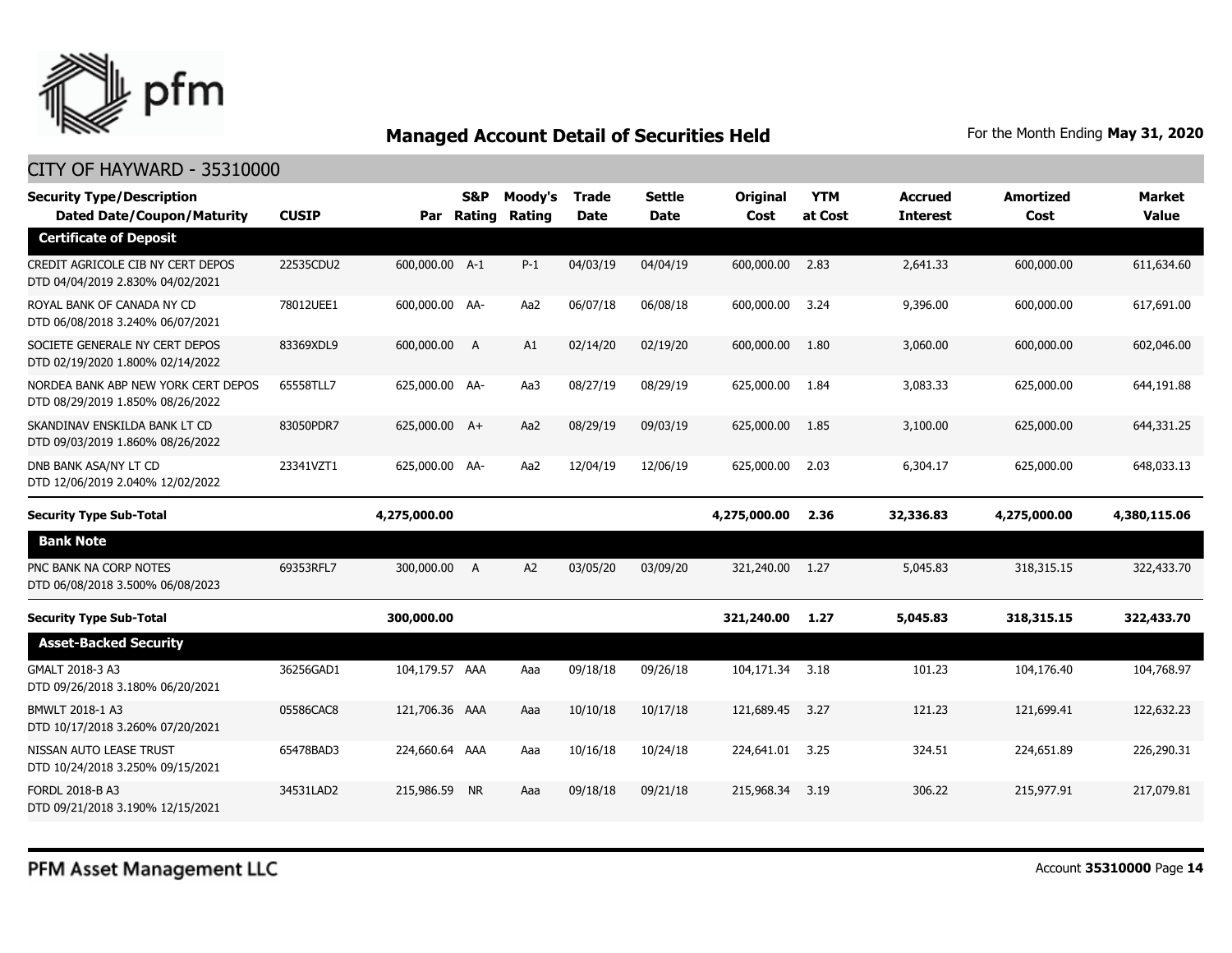## Managed Account Detail of Securities Held

For the Month Ending **May 31, 2020**

CITY OF HAYWARD - 35310000

| Security Type/Description Dated Date/Coupon/Maturity | CUSIP | Par | S&P Rating | Moody's Rating | Trade Date | Settle Date | Original Cost | YTM at Cost | Accrued Interest | Amortized Cost | Market Value |
|---|---|---|---|---|---|---|---|---|---|---|---|
| **Certificate of Deposit** | | | | | | | | | | | |
| CREDIT AGRICOLE CIB NY CERT DEPOS DTD 04/04/2019 2.830% 04/02/2021 | 22535CDU2 | 600,000.00 | A-1 | P-1 | 04/03/19 | 04/04/19 | 600,000.00 | 2.83 | 2,641.33 | 600,000.00 | 611,634.60 |
| ROYAL BANK OF CANADA NY CD DTD 06/08/2018 3.240% 06/07/2021 | 78012UEE1 | 600,000.00 | AA- | Aa2 | 06/07/18 | 06/08/18 | 600,000.00 | 3.24 | 9,396.00 | 600,000.00 | 617,691.00 |
| SOCIETE GENERALE NY CERT DEPOS DTD 02/19/2020 1.800% 02/14/2022 | 83369XDL9 | 600,000.00 | A | A1 | 02/14/20 | 02/19/20 | 600,000.00 | 1.80 | 3,060.00 | 600,000.00 | 602,046.00 |
| NORDEA BANK ABP NEW YORK CERT DEPOS DTD 08/29/2019 1.850% 08/26/2022 | 65558TLL7 | 625,000.00 | AA- | Aa3 | 08/27/19 | 08/29/19 | 625,000.00 | 1.84 | 3,083.33 | 625,000.00 | 644,191.88 |
| SKANDINAV ENSKILDA BANK LT CD DTD 09/03/2019 1.860% 08/26/2022 | 83050PDR7 | 625,000.00 | A+ | Aa2 | 08/29/19 | 09/03/19 | 625,000.00 | 1.85 | 3,100.00 | 625,000.00 | 644,331.25 |
| DNB BANK ASA/NY LT CD DTD 12/06/2019 2.040% 12/02/2022 | 23341VZT1 | 625,000.00 | AA- | Aa2 | 12/04/19 | 12/06/19 | 625,000.00 | 2.03 | 6,304.17 | 625,000.00 | 648,033.13 |
| **Security Type Sub-Total** | | **4,275,000.00** | | | | | **4,275,000.00** | **2.36** | **32,336.83** | **4,275,000.00** | **4,380,115.06** |
| **Bank Note** | | | | | | | | | | | |
| PNC BANK NA CORP NOTES DTD 06/08/2018 3.500% 06/08/2023 | 69353RFL7 | 300,000.00 | A | A2 | 03/05/20 | 03/09/20 | 321,240.00 | 1.27 | 5,045.83 | 318,315.15 | 322,433.70 |
| **Security Type Sub-Total** | | **300,000.00** | | | | | **321,240.00** | **1.27** | **5,045.83** | **318,315.15** | **322,433.70** |
| **Asset-Backed Security** | | | | | | | | | | | |
| GMALT 2018-3 A3 DTD 09/26/2018 3.180% 06/20/2021 | 36256GAD1 | 104,179.57 | AAA | Aaa | 09/18/18 | 09/26/18 | 104,171.34 | 3.18 | 101.23 | 104,176.40 | 104,768.97 |
| BMWLT 2018-1 A3 DTD 10/17/2018 3.260% 07/20/2021 | 05586CAC8 | 121,706.36 | AAA | Aaa | 10/10/18 | 10/17/18 | 121,689.45 | 3.27 | 121.23 | 121,699.41 | 122,632.23 |
| NISSAN AUTO LEASE TRUST DTD 10/24/2018 3.250% 09/15/2021 | 65478BAD3 | 224,660.64 | AAA | Aaa | 10/16/18 | 10/24/18 | 224,641.01 | 3.25 | 324.51 | 224,651.89 | 226,290.31 |
| FORDL 2018-B A3 DTD 09/21/2018 3.190% 12/15/2021 | 34531LAD2 | 215,986.59 | NR | Aaa | 09/18/18 | 09/21/18 | 215,968.34 | 3.19 | 306.22 | 215,977.91 | 217,079.81 |

PFM Asset Management LLC

Account **35310000**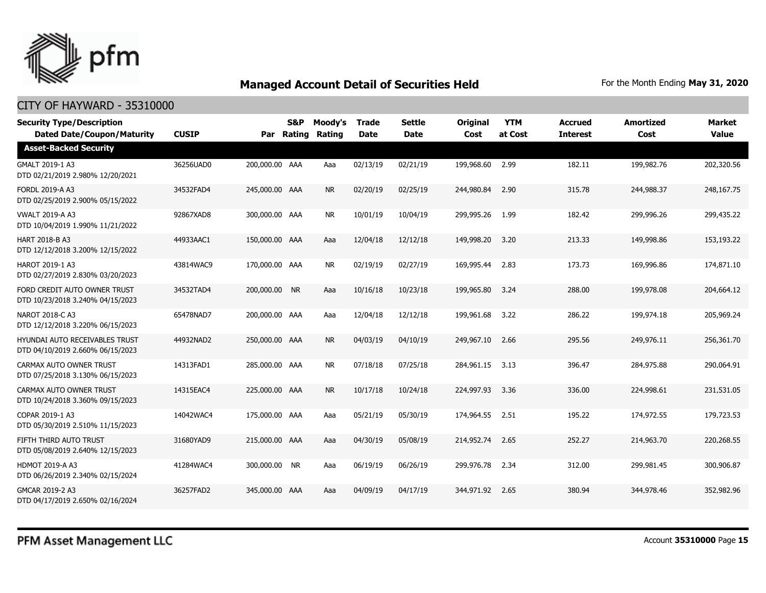## Managed Account Detail of Securities Held

For the Month Ending **May 31, 2020**

CITY OF HAYWARD - 35310000

| Security Type/Description Dated Date/Coupon/Maturity | CUSIP | Par | S&P Rating | Moody's Rating | Trade Date | Settle Date | Original Cost | YTM at Cost | Accrued Interest | Amortized Cost | Market Value |
|---|---|---|---|---|---|---|---|---|---|---|---|
| **Asset-Backed Security** | | | | | | | | | | | |
| GMALT 2019-1 A3 DTD 02/21/2019 2.980% 12/20/2021 | 36256UAD0 | 200,000.00 | AAA | Aaa | 02/13/19 | 02/21/19 | 199,968.60 | 2.99 | 182.11 | 199,982.76 | 202,320.56 |
| FORDL 2019-A A3 DTD 02/25/2019 2.900% 05/15/2022 | 34532FAD4 | 245,000.00 | AAA | NR | 02/20/19 | 02/25/19 | 244,980.84 | 2.90 | 315.78 | 244,988.37 | 248,167.75 |
| VWALT 2019-A A3 DTD 10/04/2019 1.990% 11/21/2022 | 92867XAD8 | 300,000.00 | AAA | NR | 10/01/19 | 10/04/19 | 299,995.26 | 1.99 | 182.42 | 299,996.26 | 299,435.22 |
| HART 2018-B A3 DTD 12/12/2018 3.200% 12/15/2022 | 44933AAC1 | 150,000.00 | AAA | Aaa | 12/04/18 | 12/12/18 | 149,998.20 | 3.20 | 213.33 | 149,998.86 | 153,193.22 |
| HAROT 2019-1 A3 DTD 02/27/2019 2.830% 03/20/2023 | 43814WAC9 | 170,000.00 | AAA | NR | 02/19/19 | 02/27/19 | 169,995.44 | 2.83 | 173.73 | 169,996.86 | 174,871.10 |
| FORD CREDIT AUTO OWNER TRUST DTD 10/23/2018 3.240% 04/15/2023 | 34532TAD4 | 200,000.00 | NR | Aaa | 10/16/18 | 10/23/18 | 199,965.80 | 3.24 | 288.00 | 199,978.08 | 204,664.12 |
| NAROT 2018-C A3 DTD 12/12/2018 3.220% 06/15/2023 | 65478NAD7 | 200,000.00 | AAA | Aaa | 12/04/18 | 12/12/18 | 199,961.68 | 3.22 | 286.22 | 199,974.18 | 205,969.24 |
| HYUNDAI AUTO RECEIVABLES TRUST DTD 04/10/2019 2.660% 06/15/2023 | 44932NAD2 | 250,000.00 | AAA | NR | 04/03/19 | 04/10/19 | 249,967.10 | 2.66 | 295.56 | 249,976.11 | 256,361.70 |
| CARMAX AUTO OWNER TRUST DTD 07/25/2018 3.130% 06/15/2023 | 14313FAD1 | 285,000.00 | AAA | NR | 07/18/18 | 07/25/18 | 284,961.15 | 3.13 | 396.47 | 284,975.88 | 290,064.91 |
| CARMAX AUTO OWNER TRUST DTD 10/24/2018 3.360% 09/15/2023 | 14315EAC4 | 225,000.00 | AAA | NR | 10/17/18 | 10/24/18 | 224,997.93 | 3.36 | 336.00 | 224,998.61 | 231,531.05 |
| COPAR 2019-1 A3 DTD 05/30/2019 2.510% 11/15/2023 | 14042WAC4 | 175,000.00 | AAA | Aaa | 05/21/19 | 05/30/19 | 174,964.55 | 2.51 | 195.22 | 174,972.55 | 179,723.53 |
| FIFTH THIRD AUTO TRUST DTD 05/08/2019 2.640% 12/15/2023 | 31680YAD9 | 215,000.00 | AAA | Aaa | 04/30/19 | 05/08/19 | 214,952.74 | 2.65 | 252.27 | 214,963.70 | 220,268.55 |
| HDMOT 2019-A A3 DTD 06/26/2019 2.340% 02/15/2024 | 41284WAC4 | 300,000.00 | NR | Aaa | 06/19/19 | 06/26/19 | 299,976.78 | 2.34 | 312.00 | 299,981.45 | 300,906.87 |
| GMCAR 2019-2 A3 DTD 04/17/2019 2.650% 02/16/2024 | 36257FAD2 | 345,000.00 | AAA | Aaa | 04/09/19 | 04/17/19 | 344,971.92 | 2.65 | 380.94 | 344,978.46 | 352,982.96 |

PFM Asset Management LLC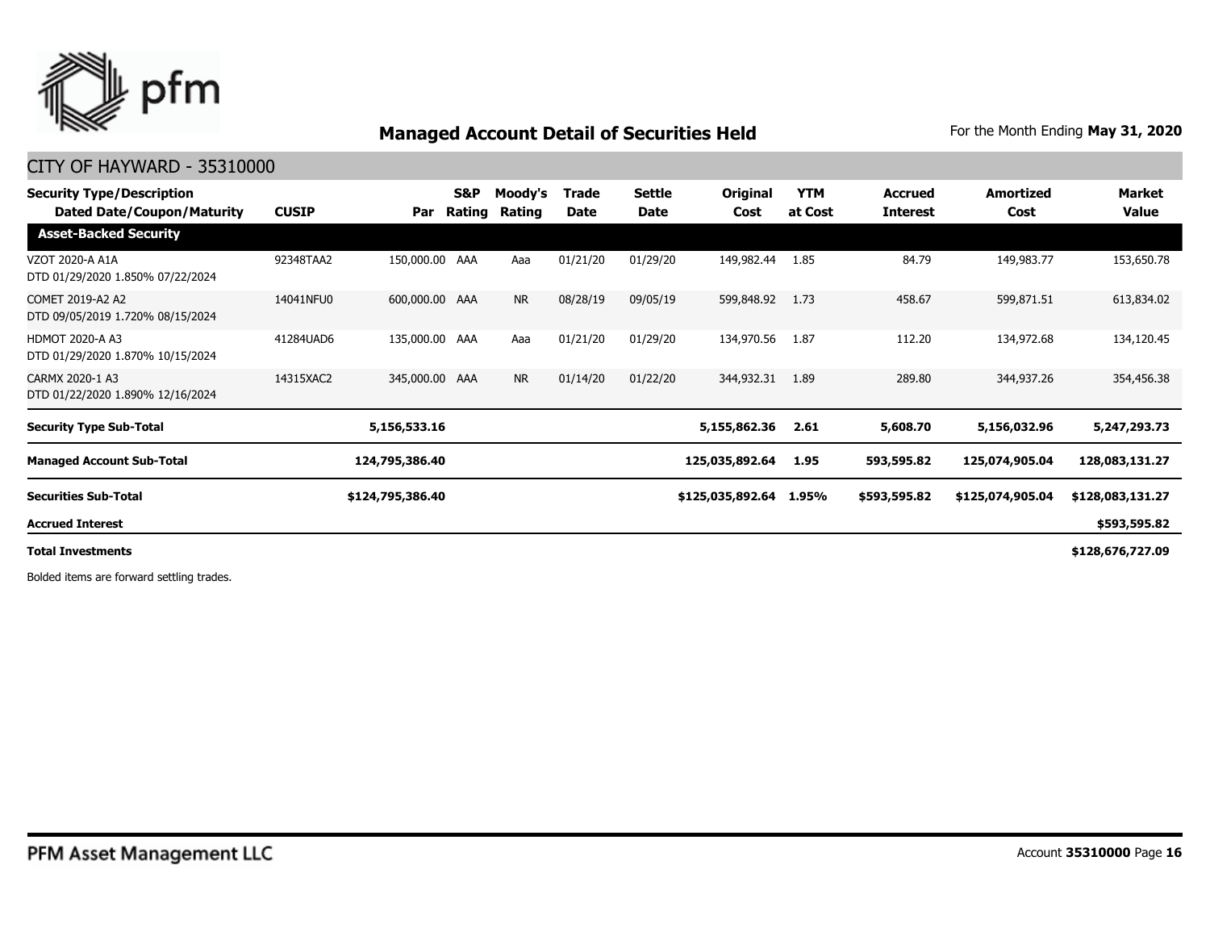## Managed Account Detail of Securities Held

For the Month Ending **May 31, 2020**

CITY OF HAYWARD - 35310000

| Security Type/Description Dated Date/Coupon/Maturity | CUSIP | Par | S&P Rating | Moody's Rating | Trade Date | Settle Date | Original Cost | YTM at Cost | Accrued Interest | Amortized Cost | Market Value |
|---|---|---|---|---|---|---|---|---|---|---|---|
| **Asset-Backed Security** | | | | | | | | | | | |
| VZOT 2020-A A1A DTD 01/29/2020 1.850% 07/22/2024 | 92348TAA2 | 150,000.00 | AAA | Aaa | 01/21/20 | 01/29/20 | 149,982.44 | 1.85 | 84.79 | 149,983.77 | 153,650.78 |
| COMET 2019-A2 A2 DTD 09/05/2019 1.720% 08/15/2024 | 14041NFU0 | 600,000.00 | AAA | NR | 08/28/19 | 09/05/19 | 599,848.92 | 1.73 | 458.67 | 599,871.51 | 613,834.02 |
| HDMOT 2020-A A3 DTD 01/29/2020 1.870% 10/15/2024 | 41284UAD6 | 135,000.00 | AAA | Aaa | 01/21/20 | 01/29/20 | 134,970.56 | 1.87 | 112.20 | 134,972.68 | 134,120.45 |
| CARMX 2020-1 A3 DTD 01/22/2020 1.890% 12/16/2024 | 14315XAC2 | 345,000.00 | AAA | NR | 01/14/20 | 01/22/20 | 344,932.31 | 1.89 | 289.80 | 344,937.26 | 354,456.38 |
| **Security Type Sub-Total** | | **5,156,533.16** | | | | | **5,155,862.36** | **2.61** | **5,608.70** | **5,156,032.96** | **5,247,293.73** |
| **Managed Account Sub-Total** | | **124,795,386.40** | | | | | **125,035,892.64** | **1.95** | **593,595.82** | **125,074,905.04** | **128,083,131.27** |
| **Securities Sub-Total** | | **$124,795,386.40** | | | | | **$125,035,892.64** | **1.95%** | **$593,595.82** | **$125,074,905.04** | **$128,083,131.27** |
| **Accrued Interest** | | | | | | | | | | | **$593,595.82** |
| **Total Investments** | | | | | | | | | | | **$128,676,727.09** |

Bolded items are forward settling trades.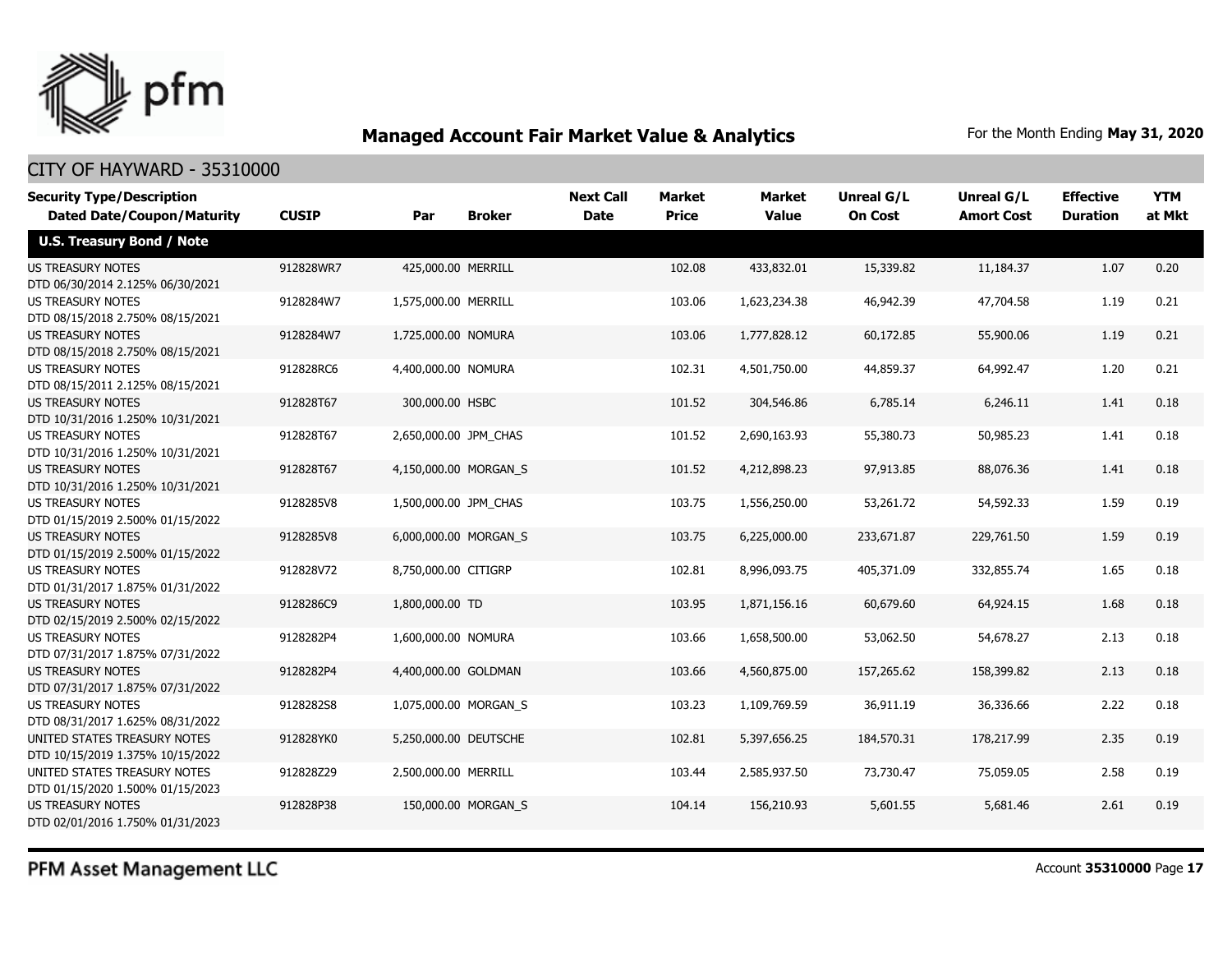# Managed Account Fair Market Value & Analytics

For the Month Ending **May 31, 2020**

## CITY OF HAYWARD - 35310000

| Security Type/Description Dated Date/Coupon/Maturity | CUSIP | Par | Broker | Next Call Date | Market Price | Market Value | Unreal G/L On Cost | Unreal G/L Amort Cost | Effective Duration | YTM at Mkt |
|---|---|---|---|---|---|---|---|---|---|---|
| **U.S. Treasury Bond / Note** | | | | | | | | | | |
| US TREASURY NOTES DTD 06/30/2014 2.125% 06/30/2021 | 912828WR7 | 425,000.00 | MERRILL | | 102.08 | 433,832.01 | 15,339.82 | 11,184.37 | 1.07 | 0.20 |
| US TREASURY NOTES DTD 08/15/2018 2.750% 08/15/2021 | 9128284W7 | 1,575,000.00 | MERRILL | | 103.06 | 1,623,234.38 | 46,942.39 | 47,704.58 | 1.19 | 0.21 |
| US TREASURY NOTES DTD 08/15/2018 2.750% 08/15/2021 | 9128284W7 | 1,725,000.00 | NOMURA | | 103.06 | 1,777,828.12 | 60,172.85 | 55,900.06 | 1.19 | 0.21 |
| US TREASURY NOTES DTD 08/15/2011 2.125% 08/15/2021 | 912828RC6 | 4,400,000.00 | NOMURA | | 102.31 | 4,501,750.00 | 44,859.37 | 64,992.47 | 1.20 | 0.21 |
| US TREASURY NOTES DTD 10/31/2016 1.250% 10/31/2021 | 912828T67 | 300,000.00 | HSBC | | 101.52 | 304,546.86 | 6,785.14 | 6,246.11 | 1.41 | 0.18 |
| US TREASURY NOTES DTD 10/31/2016 1.250% 10/31/2021 | 912828T67 | 2,650,000.00 | JPM_CHAS | | 101.52 | 2,690,163.93 | 55,380.73 | 50,985.23 | 1.41 | 0.18 |
| US TREASURY NOTES DTD 10/31/2016 1.250% 10/31/2021 | 912828T67 | 4,150,000.00 | MORGAN_S | | 101.52 | 4,212,898.23 | 97,913.85 | 88,076.36 | 1.41 | 0.18 |
| US TREASURY NOTES DTD 01/15/2019 2.500% 01/15/2022 | 9128285V8 | 1,500,000.00 | JPM_CHAS | | 103.75 | 1,556,250.00 | 53,261.72 | 54,592.33 | 1.59 | 0.19 |
| US TREASURY NOTES DTD 01/15/2019 2.500% 01/15/2022 | 9128285V8 | 6,000,000.00 | MORGAN_S | | 103.75 | 6,225,000.00 | 233,671.87 | 229,761.50 | 1.59 | 0.19 |
| US TREASURY NOTES DTD 01/31/2017 1.875% 01/31/2022 | 912828V72 | 8,750,000.00 | CITIGRP | | 102.81 | 8,996,093.75 | 405,371.09 | 332,855.74 | 1.65 | 0.18 |
| US TREASURY NOTES DTD 02/15/2019 2.500% 02/15/2022 | 9128286C9 | 1,800,000.00 | TD | | 103.95 | 1,871,156.16 | 60,679.60 | 64,924.15 | 1.68 | 0.18 |
| US TREASURY NOTES DTD 07/31/2017 1.875% 07/31/2022 | 9128282P4 | 1,600,000.00 | NOMURA | | 103.66 | 1,658,500.00 | 53,062.50 | 54,678.27 | 2.13 | 0.18 |
| US TREASURY NOTES DTD 07/31/2017 1.875% 07/31/2022 | 9128282P4 | 4,400,000.00 | GOLDMAN | | 103.66 | 4,560,875.00 | 157,265.62 | 158,399.82 | 2.13 | 0.18 |
| US TREASURY NOTES DTD 08/31/2017 1.625% 08/31/2022 | 9128282S8 | 1,075,000.00 | MORGAN_S | | 103.23 | 1,109,769.59 | 36,911.19 | 36,336.66 | 2.22 | 0.18 |
| UNITED STATES TREASURY NOTES DTD 10/15/2019 1.375% 10/15/2022 | 912828YK0 | 5,250,000.00 | DEUTSCHE | | 102.81 | 5,397,656.25 | 184,570.31 | 178,217.99 | 2.35 | 0.19 |
| UNITED STATES TREASURY NOTES DTD 01/15/2020 1.500% 01/15/2023 | 912828Z29 | 2,500,000.00 | MERRILL | | 103.44 | 2,585,937.50 | 73,730.47 | 75,059.05 | 2.58 | 0.19 |
| US TREASURY NOTES DTD 02/01/2016 1.750% 01/31/2023 | 912828P38 | 150,000.00 | MORGAN_S | | 104.14 | 156,210.93 | 5,601.55 | 5,681.46 | 2.61 | 0.19 |

PFM Asset Management LLC

Account **35310000**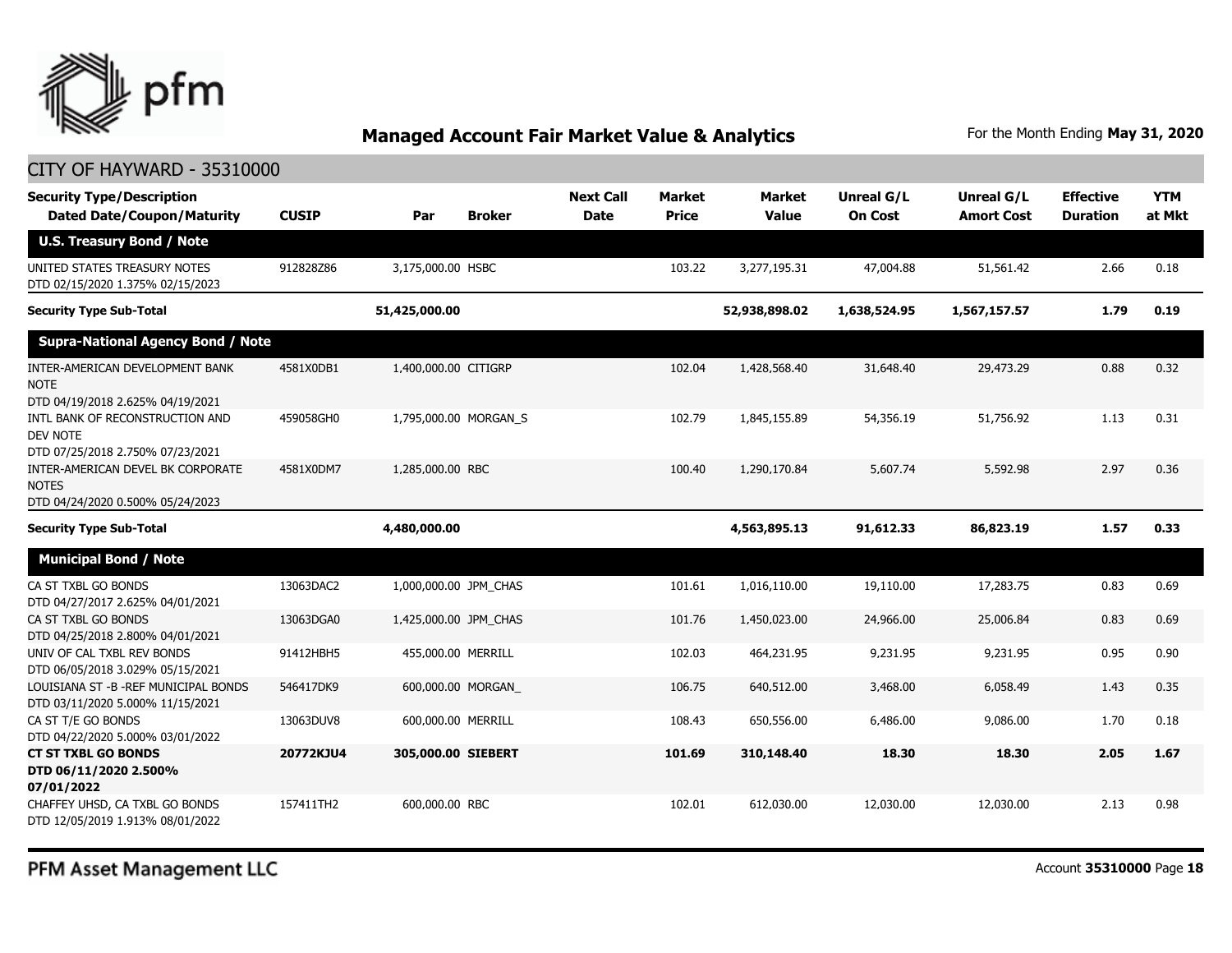## Managed Account Fair Market Value & Analytics

For the Month Ending **May 31, 2020**

CITY OF HAYWARD - 35310000

| Security Type/Description Dated Date/Coupon/Maturity | CUSIP | Par | Broker | Next Call Date | Market Price | Market Value | Unreal G/L On Cost | Unreal G/L Amort Cost | Effective Duration | YTM at Mkt |
|---|---|---|---|---|---|---|---|---|---|---|
| **U.S. Treasury Bond / Note** | | | | | | | | | | |
| UNITED STATES TREASURY NOTES DTD 02/15/2020 1.375% 02/15/2023 | 912828Z86 | 3,175,000.00 | HSBC | | 103.22 | 3,277,195.31 | 47,004.88 | 51,561.42 | 2.66 | 0.18 |
| **Security Type Sub-Total** | | **51,425,000.00** | | | | **52,938,898.02** | **1,638,524.95** | **1,567,157.57** | **1.79** | **0.19** |
| **Supra-National Agency Bond / Note** | | | | | | | | | | |
| INTER-AMERICAN DEVELOPMENT BANK NOTE DTD 04/19/2018 2.625% 04/19/2021 | 4581X0DB1 | 1,400,000.00 | CITIGRP | | 102.04 | 1,428,568.40 | 31,648.40 | 29,473.29 | 0.88 | 0.32 |
| INTL BANK OF RECONSTRUCTION AND DEV NOTE DTD 07/25/2018 2.750% 07/23/2021 | 459058GH0 | 1,795,000.00 | MORGAN_S | | 102.79 | 1,845,155.89 | 54,356.19 | 51,756.92 | 1.13 | 0.31 |
| INTER-AMERICAN DEVEL BK CORPORATE NOTES DTD 04/24/2020 0.500% 05/24/2023 | 4581X0DM7 | 1,285,000.00 | RBC | | 100.40 | 1,290,170.84 | 5,607.74 | 5,592.98 | 2.97 | 0.36 |
| **Security Type Sub-Total** | | **4,480,000.00** | | | | **4,563,895.13** | **91,612.33** | **86,823.19** | **1.57** | **0.33** |
| **Municipal Bond / Note** | | | | | | | | | | |
| CA ST TXBL GO BONDS DTD 04/27/2017 2.625% 04/01/2021 | 13063DAC2 | 1,000,000.00 | JPM_CHAS | | 101.61 | 1,016,110.00 | 19,110.00 | 17,283.75 | 0.83 | 0.69 |
| CA ST TXBL GO BONDS DTD 04/25/2018 2.800% 04/01/2021 | 13063DGA0 | 1,425,000.00 | JPM_CHAS | | 101.76 | 1,450,023.00 | 24,966.00 | 25,006.84 | 0.83 | 0.69 |
| UNIV OF CAL TXBL REV BONDS DTD 06/05/2018 3.029% 05/15/2021 | 91412HBH5 | 455,000.00 | MERRILL | | 102.03 | 464,231.95 | 9,231.95 | 9,231.95 | 0.95 | 0.90 |
| LOUISIANA ST -B -REF MUNICIPAL BONDS DTD 03/11/2020 5.000% 11/15/2021 | 546417DK9 | 600,000.00 | MORGAN_ | | 106.75 | 640,512.00 | 3,468.00 | 6,058.49 | 1.43 | 0.35 |
| CA ST T/E GO BONDS DTD 04/22/2020 5.000% 03/01/2022 | 13063DUV8 | 600,000.00 | MERRILL | | 108.43 | 650,556.00 | 6,486.00 | 9,086.00 | 1.70 | 0.18 |
| **CT ST TXBL GO BONDS DTD 06/11/2020 2.500% 07/01/2022** | **20772KJU4** | **305,000.00** | **SIEBERT** | | **101.69** | **310,148.40** | **18.30** | **18.30** | **2.05** | **1.67** |
| CHAFFEY UHSD, CA TXBL GO BONDS DTD 12/05/2019 1.913% 08/01/2022 | 157411TH2 | 600,000.00 | RBC | | 102.01 | 612,030.00 | 12,030.00 | 12,030.00 | 2.13 | 0.98 |

PFM Asset Management LLC

Account **35310000**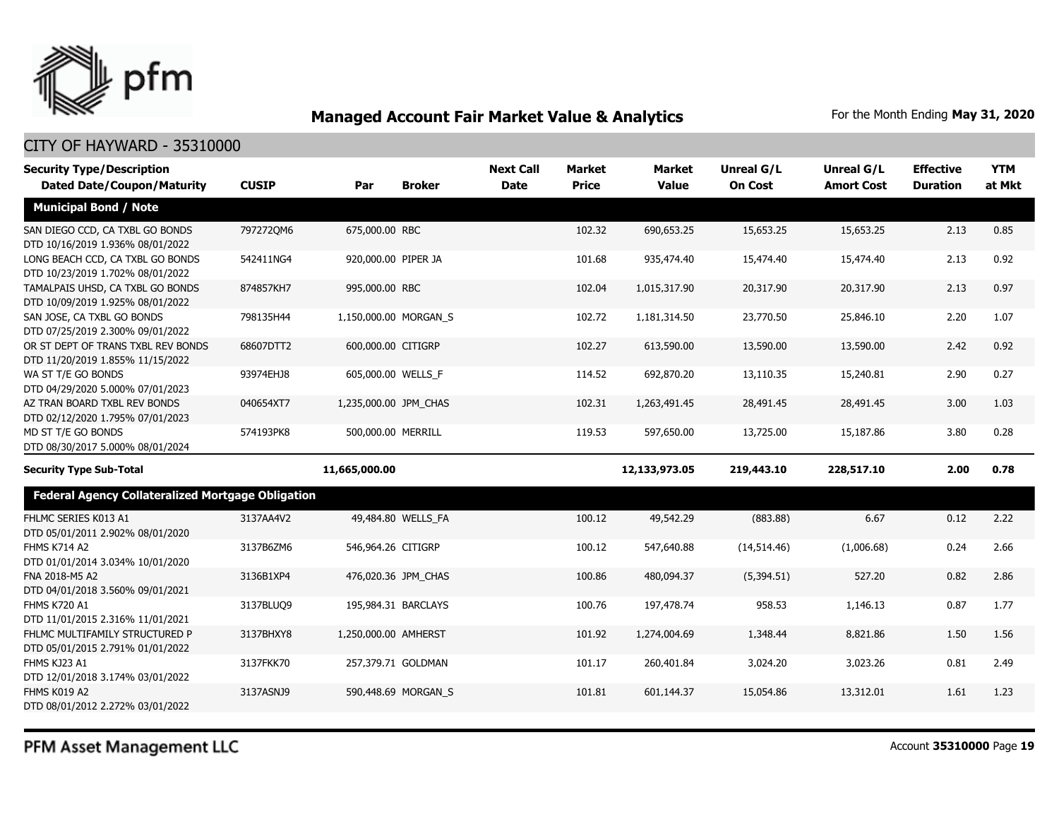## Managed Account Fair Market Value & Analytics

For the Month Ending **May 31, 2020**

CITY OF HAYWARD - 35310000

| Security Type/Description Dated Date/Coupon/Maturity | CUSIP | Par | Broker | Next Call Date | Market Price | Market Value | Unreal G/L On Cost | Unreal G/L Amort Cost | Effective Duration | YTM at Mkt |
|---|---|---|---|---|---|---|---|---|---|---|
| **Municipal Bond / Note** | | | | | | | | | | |
| SAN DIEGO CCD, CA TXBL GO BONDS DTD 10/16/2019 1.936% 08/01/2022 | 797272QM6 | 675,000.00 | RBC | | 102.32 | 690,653.25 | 15,653.25 | 15,653.25 | 2.13 | 0.85 |
| LONG BEACH CCD, CA TXBL GO BONDS DTD 10/23/2019 1.702% 08/01/2022 | 542411NG4 | 920,000.00 | PIPER JA | | 101.68 | 935,474.40 | 15,474.40 | 15,474.40 | 2.13 | 0.92 |
| TAMALPAIS UHSD, CA TXBL GO BONDS DTD 10/09/2019 1.925% 08/01/2022 | 874857KH7 | 995,000.00 | RBC | | 102.04 | 1,015,317.90 | 20,317.90 | 20,317.90 | 2.13 | 0.97 |
| SAN JOSE, CA TXBL GO BONDS DTD 07/25/2019 2.300% 09/01/2022 | 798135H44 | 1,150,000.00 | MORGAN_S | | 102.72 | 1,181,314.50 | 23,770.50 | 25,846.10 | 2.20 | 1.07 |
| OR ST DEPT OF TRANS TXBL REV BONDS DTD 11/20/2019 1.855% 11/15/2022 | 68607DTT2 | 600,000.00 | CITIGRP | | 102.27 | 613,590.00 | 13,590.00 | 13,590.00 | 2.42 | 0.92 |
| WA ST T/E GO BONDS DTD 04/29/2020 5.000% 07/01/2023 | 93974EHJ8 | 605,000.00 | WELLS_F | | 114.52 | 692,870.20 | 13,110.35 | 15,240.81 | 2.90 | 0.27 |
| AZ TRAN BOARD TXBL REV BONDS DTD 02/12/2020 1.795% 07/01/2023 | 040654XT7 | 1,235,000.00 | JPM_CHAS | | 102.31 | 1,263,491.45 | 28,491.45 | 28,491.45 | 3.00 | 1.03 |
| MD ST T/E GO BONDS DTD 08/30/2017 5.000% 08/01/2024 | 574193PK8 | 500,000.00 | MERRILL | | 119.53 | 597,650.00 | 13,725.00 | 15,187.86 | 3.80 | 0.28 |
| **Security Type Sub-Total** | | **11,665,000.00** | | | | **12,133,973.05** | **219,443.10** | **228,517.10** | **2.00** | **0.78** |
| **Federal Agency Collateralized Mortgage Obligation** | | | | | | | | | | |
| FHLMC SERIES K013 A1 DTD 05/01/2011 2.902% 08/01/2020 | 3137AA4V2 | 49,484.80 | WELLS_FA | | 100.12 | 49,542.29 | (883.88) | 6.67 | 0.12 | 2.22 |
| FHMS K714 A2 DTD 01/01/2014 3.034% 10/01/2020 | 3137B6ZM6 | 546,964.26 | CITIGRP | | 100.12 | 547,640.88 | (14,514.46) | (1,006.68) | 0.24 | 2.66 |
| FNA 2018-M5 A2 DTD 04/01/2018 3.560% 09/01/2021 | 3136B1XP4 | 476,020.36 | JPM_CHAS | | 100.86 | 480,094.37 | (5,394.51) | 527.20 | 0.82 | 2.86 |
| FHMS K720 A1 DTD 11/01/2015 2.316% 11/01/2021 | 3137BLUQ9 | 195,984.31 | BARCLAYS | | 100.76 | 197,478.74 | 958.53 | 1,146.13 | 0.87 | 1.77 |
| FHLMC MULTIFAMILY STRUCTURED P DTD 05/01/2015 2.791% 01/01/2022 | 3137BHXY8 | 1,250,000.00 | AMHERST | | 101.92 | 1,274,004.69 | 1,348.44 | 8,821.86 | 1.50 | 1.56 |
| FHMS KJ23 A1 DTD 12/01/2018 3.174% 03/01/2022 | 3137FKK70 | 257,379.71 | GOLDMAN | | 101.17 | 260,401.84 | 3,024.20 | 3,023.26 | 0.81 | 2.49 |
| FHMS K019 A2 DTD 08/01/2012 2.272% 03/01/2022 | 3137ASNJ9 | 590,448.69 | MORGAN_S | | 101.81 | 601,144.37 | 15,054.86 | 13,312.01 | 1.61 | 1.23 |

PFM Asset Management LLC

Account **35310000**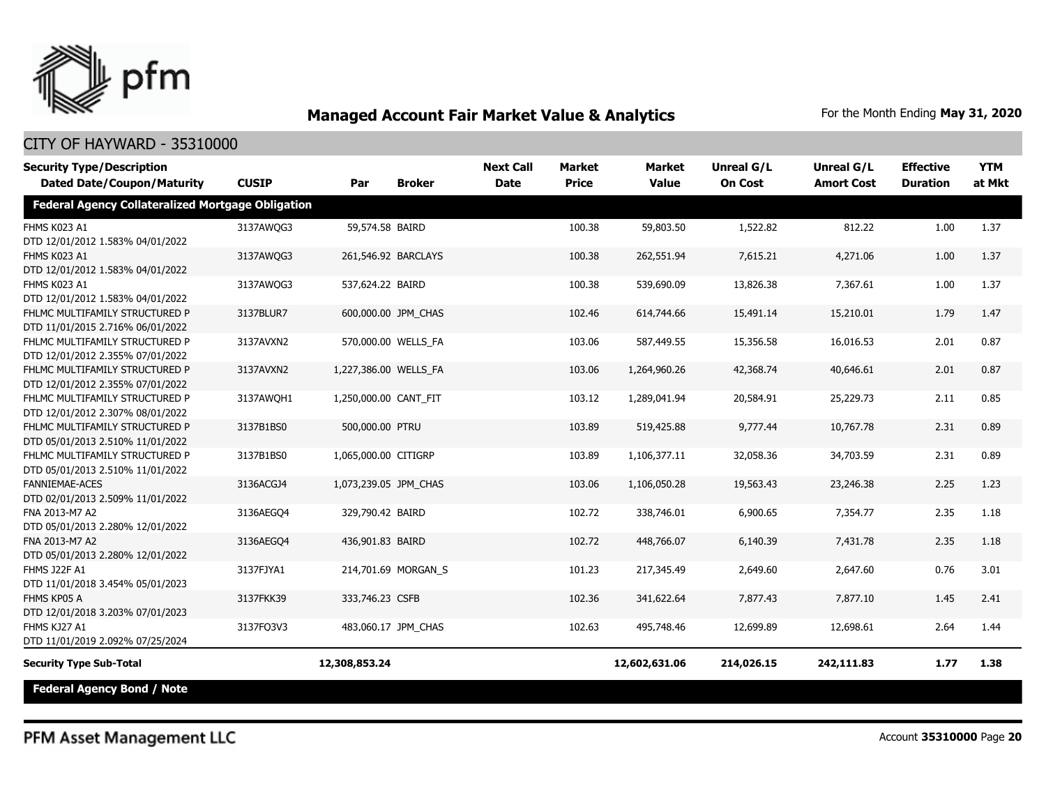## Managed Account Fair Market Value & Analytics

For the Month Ending **May 31, 2020**

CITY OF HAYWARD - 35310000

| Security Type/Description<br>Dated Date/Coupon/Maturity | CUSIP | Par | Broker | Next Call Date | Market Price | Market Value | Unreal G/L On Cost | Unreal G/L Amort Cost | Effective Duration | YTM at Mkt |
|---|---|---|---|---|---|---|---|---|---|---|
| **Federal Agency Collateralized Mortgage Obligation** | | | | | | | | | | |
| FHMS K023 A1<br>DTD 12/01/2012 1.583% 04/01/2022 | 3137AWQG3 | 59,574.58 | BAIRD | | 100.38 | 59,803.50 | 1,522.82 | 812.22 | 1.00 | 1.37 |
| FHMS K023 A1<br>DTD 12/01/2012 1.583% 04/01/2022 | 3137AWQG3 | 261,546.92 | BARCLAYS | | 100.38 | 262,551.94 | 7,615.21 | 4,271.06 | 1.00 | 1.37 |
| FHMS K023 A1<br>DTD 12/01/2012 1.583% 04/01/2022 | 3137AWQG3 | 537,624.22 | BAIRD | | 100.38 | 539,690.09 | 13,826.38 | 7,367.61 | 1.00 | 1.37 |
| FHLMC MULTIFAMILY STRUCTURED P<br>DTD 11/01/2015 2.716% 06/01/2022 | 3137BLUR7 | 600,000.00 | JPM_CHAS | | 102.46 | 614,744.66 | 15,491.14 | 15,210.01 | 1.79 | 1.47 |
| FHLMC MULTIFAMILY STRUCTURED P<br>DTD 12/01/2012 2.355% 07/01/2022 | 3137AVXN2 | 570,000.00 | WELLS_FA | | 103.06 | 587,449.55 | 15,356.58 | 16,016.53 | 2.01 | 0.87 |
| FHLMC MULTIFAMILY STRUCTURED P<br>DTD 12/01/2012 2.355% 07/01/2022 | 3137AVXN2 | 1,227,386.00 | WELLS_FA | | 103.06 | 1,264,960.26 | 42,368.74 | 40,646.61 | 2.01 | 0.87 |
| FHLMC MULTIFAMILY STRUCTURED P<br>DTD 12/01/2012 2.307% 08/01/2022 | 3137AWQH1 | 1,250,000.00 | CANT_FIT | | 103.12 | 1,289,041.94 | 20,584.91 | 25,229.73 | 2.11 | 0.85 |
| FHLMC MULTIFAMILY STRUCTURED P<br>DTD 05/01/2013 2.510% 11/01/2022 | 3137B1BS0 | 500,000.00 | PTRU | | 103.89 | 519,425.88 | 9,777.44 | 10,767.78 | 2.31 | 0.89 |
| FHLMC MULTIFAMILY STRUCTURED P<br>DTD 05/01/2013 2.510% 11/01/2022 | 3137B1BS0 | 1,065,000.00 | CITIGRP | | 103.89 | 1,106,377.11 | 32,058.36 | 34,703.59 | 2.31 | 0.89 |
| FANNIEMAE-ACES<br>DTD 02/01/2013 2.509% 11/01/2022 | 3136ACGJ4 | 1,073,239.05 | JPM_CHAS | | 103.06 | 1,106,050.28 | 19,563.43 | 23,246.38 | 2.25 | 1.23 |
| FNA 2013-M7 A2<br>DTD 05/01/2013 2.280% 12/01/2022 | 3136AEGQ4 | 329,790.42 | BAIRD | | 102.72 | 338,746.01 | 6,900.65 | 7,354.77 | 2.35 | 1.18 |
| FNA 2013-M7 A2<br>DTD 05/01/2013 2.280% 12/01/2022 | 3136AEGQ4 | 436,901.83 | BAIRD | | 102.72 | 448,766.07 | 6,140.39 | 7,431.78 | 2.35 | 1.18 |
| FHMS J22F A1<br>DTD 11/01/2018 3.454% 05/01/2023 | 3137FJYA1 | 214,701.69 | MORGAN_S | | 101.23 | 217,345.49 | 2,649.60 | 2,647.60 | 0.76 | 3.01 |
| FHMS KP05 A<br>DTD 12/01/2018 3.203% 07/01/2023 | 3137FKK39 | 333,746.23 | CSFB | | 102.36 | 341,622.64 | 7,877.43 | 7,877.10 | 1.45 | 2.41 |
| FHMS KJ27 A1<br>DTD 11/01/2019 2.092% 07/25/2024 | 3137FQ3V3 | 483,060.17 | JPM_CHAS | | 102.63 | 495,748.46 | 12,699.89 | 12,698.61 | 2.64 | 1.44 |
| **Security Type Sub-Total** | | **12,308,853.24** | | | | **12,602,631.06** | **214,026.15** | **242,111.83** | **1.77** | **1.38** |
| **Federal Agency Bond / Note** | | | | | | | | | | |

PFM Asset Management LLC

Account **35310000**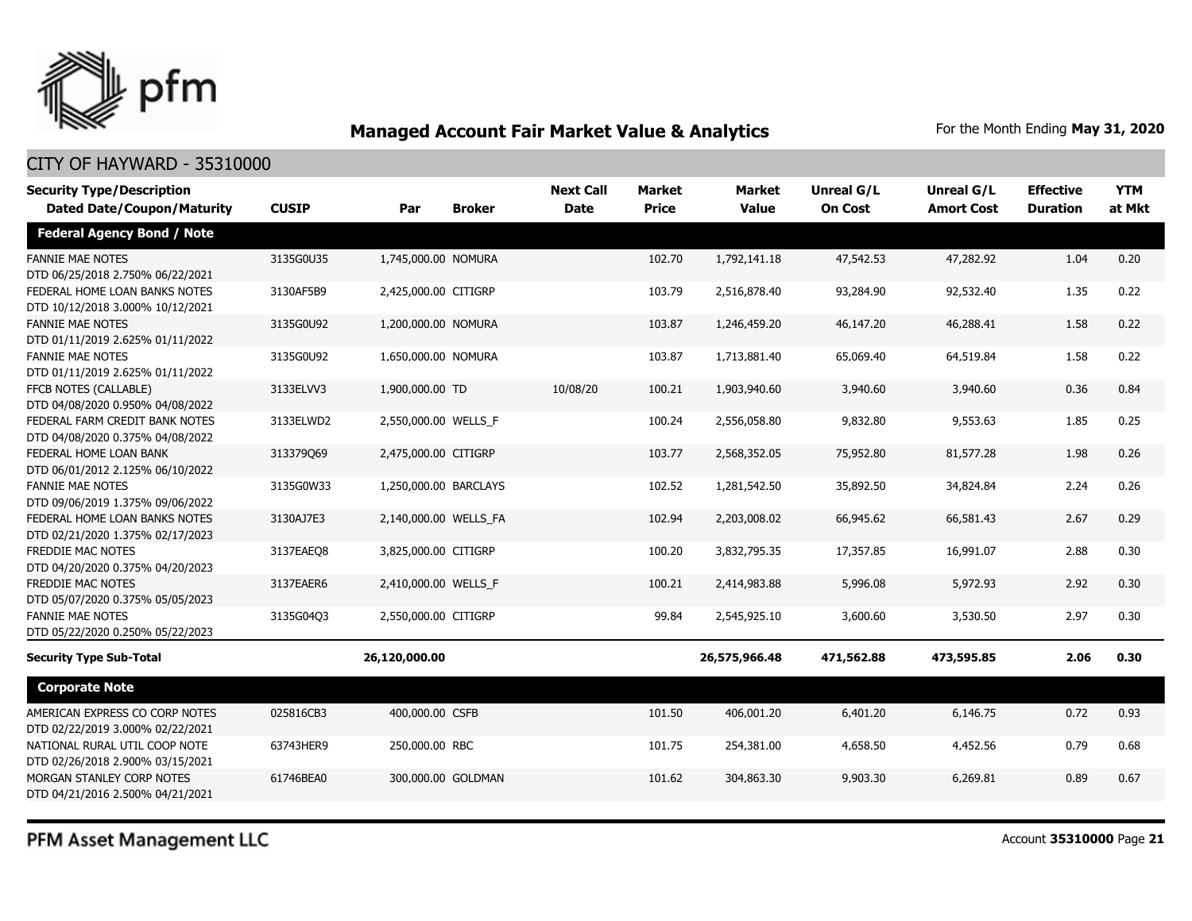## Managed Account Fair Market Value & Analytics

For the Month Ending **May 31, 2020**

CITY OF HAYWARD - 35310000

| Security Type/Description Dated Date/Coupon/Maturity | CUSIP | Par | Broker | Next Call Date | Market Price | Market Value | Unreal G/L On Cost | Unreal G/L Amort Cost | Effective Duration | YTM at Mkt |
|---|---|---|---|---|---|---|---|---|---|---|
| **Federal Agency Bond / Note** | | | | | | | | | | |
| FANNIE MAE NOTES DTD 06/25/2018 2.750% 06/22/2021 | 3135G0U35 | 1,745,000.00 | NOMURA | | 102.70 | 1,792,141.18 | 47,542.53 | 47,282.92 | 1.04 | 0.20 |
| FEDERAL HOME LOAN BANKS NOTES DTD 10/12/2018 3.000% 10/12/2021 | 3130AF5B9 | 2,425,000.00 | CITIGRP | | 103.79 | 2,516,878.40 | 93,284.90 | 92,532.40 | 1.35 | 0.22 |
| FANNIE MAE NOTES DTD 01/11/2019 2.625% 01/11/2022 | 3135G0U92 | 1,200,000.00 | NOMURA | | 103.87 | 1,246,459.20 | 46,147.20 | 46,288.41 | 1.58 | 0.22 |
| FANNIE MAE NOTES DTD 01/11/2019 2.625% 01/11/2022 | 3135G0U92 | 1,650,000.00 | NOMURA | | 103.87 | 1,713,881.40 | 65,069.40 | 64,519.84 | 1.58 | 0.22 |
| FFCB NOTES (CALLABLE) DTD 04/08/2020 0.950% 04/08/2022 | 3133ELVV3 | 1,900,000.00 | TD | 10/08/20 | 100.21 | 1,903,940.60 | 3,940.60 | 3,940.60 | 0.36 | 0.84 |
| FEDERAL FARM CREDIT BANK NOTES DTD 04/08/2020 0.375% 04/08/2022 | 3133ELWD2 | 2,550,000.00 | WELLS_F | | 100.24 | 2,556,058.80 | 9,832.80 | 9,553.63 | 1.85 | 0.25 |
| FEDERAL HOME LOAN BANK DTD 06/01/2012 2.125% 06/10/2022 | 313379Q69 | 2,475,000.00 | CITIGRP | | 103.77 | 2,568,352.05 | 75,952.80 | 81,577.28 | 1.98 | 0.26 |
| FANNIE MAE NOTES DTD 09/06/2019 1.375% 09/06/2022 | 3135G0W33 | 1,250,000.00 | BARCLAYS | | 102.52 | 1,281,542.50 | 35,892.50 | 34,824.84 | 2.24 | 0.26 |
| FEDERAL HOME LOAN BANKS NOTES DTD 02/21/2020 1.375% 02/17/2023 | 3130AJ7E3 | 2,140,000.00 | WELLS_FA | | 102.94 | 2,203,008.02 | 66,945.62 | 66,581.43 | 2.67 | 0.29 |
| FREDDIE MAC NOTES DTD 04/20/2020 0.375% 04/20/2023 | 3137EAEQ8 | 3,825,000.00 | CITIGRP | | 100.20 | 3,832,795.35 | 17,357.85 | 16,991.07 | 2.88 | 0.30 |
| FREDDIE MAC NOTES DTD 05/07/2020 0.375% 05/05/2023 | 3137EAER6 | 2,410,000.00 | WELLS_F | | 100.21 | 2,414,983.88 | 5,996.08 | 5,972.93 | 2.92 | 0.30 |
| FANNIE MAE NOTES DTD 05/22/2020 0.250% 05/22/2023 | 3135G04Q3 | 2,550,000.00 | CITIGRP | | 99.84 | 2,545,925.10 | 3,600.60 | 3,530.50 | 2.97 | 0.30 |
| **Security Type Sub-Total** | | **26,120,000.00** | | | | **26,575,966.48** | **471,562.88** | **473,595.85** | **2.06** | **0.30** |
| **Corporate Note** | | | | | | | | | | |
| AMERICAN EXPRESS CO CORP NOTES DTD 02/22/2019 3.000% 02/22/2021 | 025816CB3 | 400,000.00 | CSFB | | 101.50 | 406,001.20 | 6,401.20 | 6,146.75 | 0.72 | 0.93 |
| NATIONAL RURAL UTIL COOP NOTE DTD 02/26/2018 2.900% 03/15/2021 | 63743HER9 | 250,000.00 | RBC | | 101.75 | 254,381.00 | 4,658.50 | 4,452.56 | 0.79 | 0.68 |
| MORGAN STANLEY CORP NOTES DTD 04/21/2016 2.500% 04/21/2021 | 61746BEA0 | 300,000.00 | GOLDMAN | | 101.62 | 304,863.30 | 9,903.30 | 6,269.81 | 0.89 | 0.67 |

PFM Asset Management LLC

Account **35310000**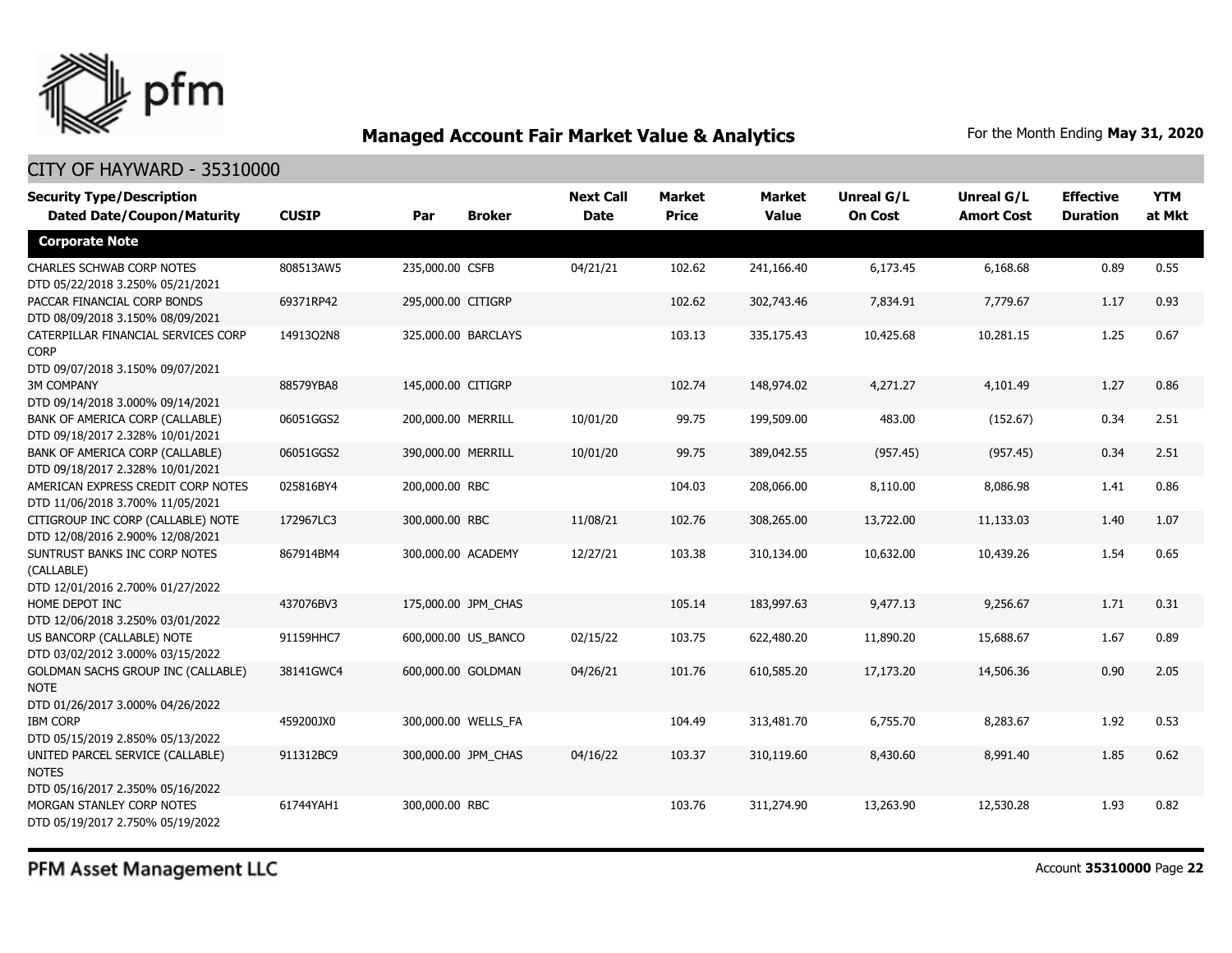# Managed Account Fair Market Value & Analytics

For the Month Ending **May 31, 2020**

## CITY OF HAYWARD - 35310000

| Security Type/Description<br>Dated Date/Coupon/Maturity | CUSIP | Par | Broker | Next Call Date | Market Price | Market Value | Unreal G/L On Cost | Unreal G/L Amort Cost | Effective Duration | YTM at Mkt |
|---|---|---|---|---|---|---|---|---|---|---|
| **Corporate Note** | | | | | | | | | | |
| CHARLES SCHWAB CORP NOTES<br>DTD 05/22/2018 3.250% 05/21/2021 | 808513AW5 | 235,000.00 | CSFB | 04/21/21 | 102.62 | 241,166.40 | 6,173.45 | 6,168.68 | 0.89 | 0.55 |
| PACCAR FINANCIAL CORP BONDS<br>DTD 08/09/2018 3.150% 08/09/2021 | 69371RP42 | 295,000.00 | CITIGRP | | 102.62 | 302,743.46 | 7,834.91 | 7,779.67 | 1.17 | 0.93 |
| CATERPILLAR FINANCIAL SERVICES CORP CORP<br>DTD 09/07/2018 3.150% 09/07/2021 | 14913Q2N8 | 325,000.00 | BARCLAYS | | 103.13 | 335,175.43 | 10,425.68 | 10,281.15 | 1.25 | 0.67 |
| 3M COMPANY<br>DTD 09/14/2018 3.000% 09/14/2021 | 88579YBA8 | 145,000.00 | CITIGRP | | 102.74 | 148,974.02 | 4,271.27 | 4,101.49 | 1.27 | 0.86 |
| BANK OF AMERICA CORP (CALLABLE)<br>DTD 09/18/2017 2.328% 10/01/2021 | 06051GGS2 | 200,000.00 | MERRILL | 10/01/20 | 99.75 | 199,509.00 | 483.00 | (152.67) | 0.34 | 2.51 |
| BANK OF AMERICA CORP (CALLABLE)<br>DTD 09/18/2017 2.328% 10/01/2021 | 06051GGS2 | 390,000.00 | MERRILL | 10/01/20 | 99.75 | 389,042.55 | (957.45) | (957.45) | 0.34 | 2.51 |
| AMERICAN EXPRESS CREDIT CORP NOTES<br>DTD 11/06/2018 3.700% 11/05/2021 | 025816BY4 | 200,000.00 | RBC | | 104.03 | 208,066.00 | 8,110.00 | 8,086.98 | 1.41 | 0.86 |
| CITIGROUP INC CORP (CALLABLE) NOTE<br>DTD 12/08/2016 2.900% 12/08/2021 | 172967LC3 | 300,000.00 | RBC | 11/08/21 | 102.76 | 308,265.00 | 13,722.00 | 11,133.03 | 1.40 | 1.07 |
| SUNTRUST BANKS INC CORP NOTES (CALLABLE)<br>DTD 12/01/2016 2.700% 01/27/2022 | 867914BM4 | 300,000.00 | ACADEMY | 12/27/21 | 103.38 | 310,134.00 | 10,632.00 | 10,439.26 | 1.54 | 0.65 |
| HOME DEPOT INC<br>DTD 12/06/2018 3.250% 03/01/2022 | 437076BV3 | 175,000.00 | JPM_CHAS | | 105.14 | 183,997.63 | 9,477.13 | 9,256.67 | 1.71 | 0.31 |
| US BANCORP (CALLABLE) NOTE<br>DTD 03/02/2012 3.000% 03/15/2022 | 91159HHC7 | 600,000.00 | US_BANCO | 02/15/22 | 103.75 | 622,480.20 | 11,890.20 | 15,688.67 | 1.67 | 0.89 |
| GOLDMAN SACHS GROUP INC (CALLABLE) NOTE<br>DTD 01/26/2017 3.000% 04/26/2022 | 38141GWC4 | 600,000.00 | GOLDMAN | 04/26/21 | 101.76 | 610,585.20 | 17,173.20 | 14,506.36 | 0.90 | 2.05 |
| IBM CORP<br>DTD 05/15/2019 2.850% 05/13/2022 | 459200JX0 | 300,000.00 | WELLS_FA | | 104.49 | 313,481.70 | 6,755.70 | 8,283.67 | 1.92 | 0.53 |
| UNITED PARCEL SERVICE (CALLABLE) NOTES<br>DTD 05/16/2017 2.350% 05/16/2022 | 911312BC9 | 300,000.00 | JPM_CHAS | 04/16/22 | 103.37 | 310,119.60 | 8,430.60 | 8,991.40 | 1.85 | 0.62 |
| MORGAN STANLEY CORP NOTES<br>DTD 05/19/2017 2.750% 05/19/2022 | 61744YAH1 | 300,000.00 | RBC | | 103.76 | 311,274.90 | 13,263.90 | 12,530.28 | 1.93 | 0.82 |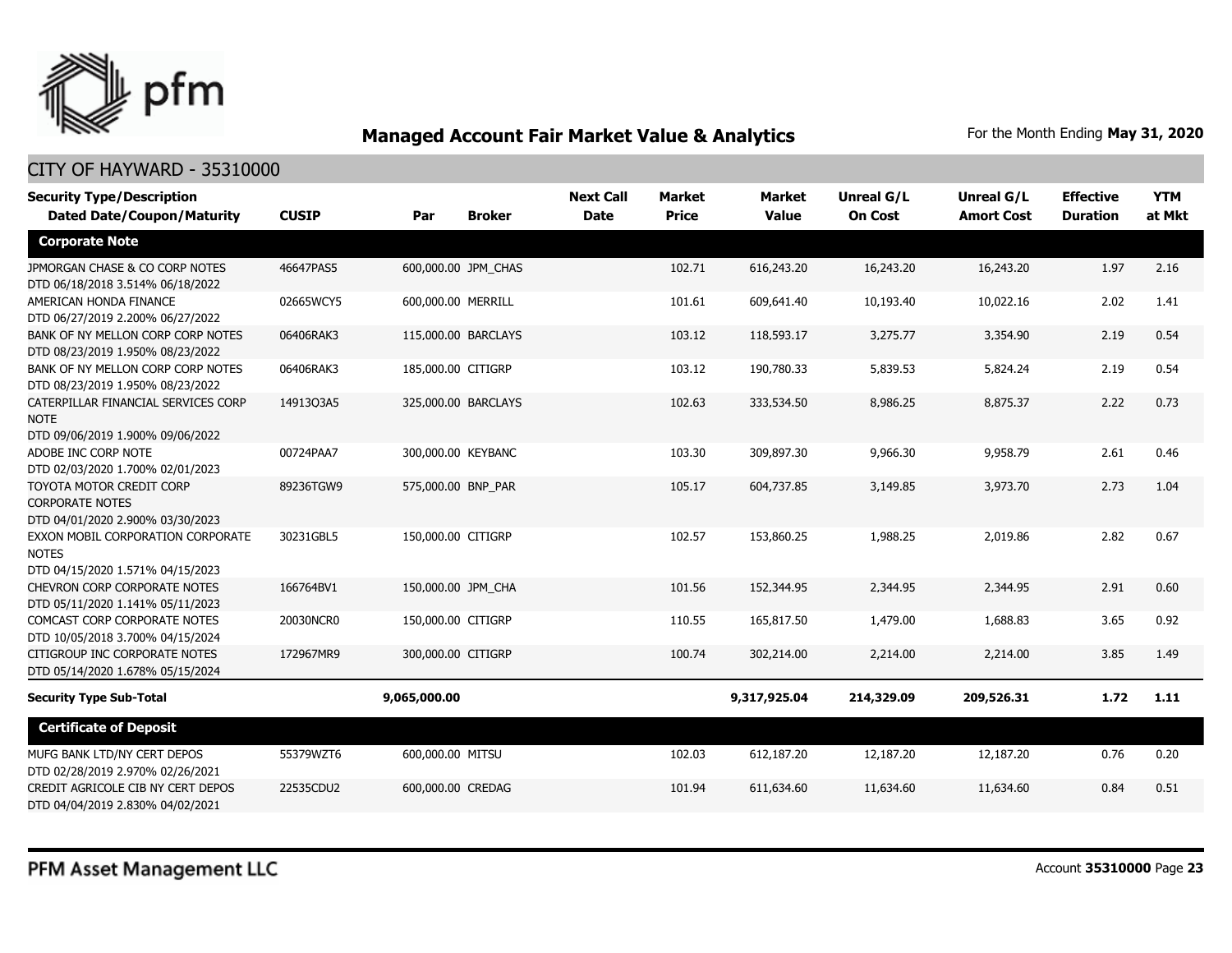## Managed Account Fair Market Value & Analytics

For the Month Ending **May 31, 2020**

### CITY OF HAYWARD - 35310000

| Security Type/Description<br>Dated Date/Coupon/Maturity | CUSIP | Par | Broker | Next Call Date | Market Price | Market Value | Unreal G/L On Cost | Unreal G/L Amort Cost | Effective Duration | YTM at Mkt |
|---|---|---|---|---|---|---|---|---|---|---|
| **Corporate Note** | | | | | | | | | | |
| JPMORGAN CHASE & CO CORP NOTES<br>DTD 06/18/2018 3.514% 06/18/2022 | 46647PAS5 | 600,000.00 | JPM_CHAS | | 102.71 | 616,243.20 | 16,243.20 | 16,243.20 | 1.97 | 2.16 |
| AMERICAN HONDA FINANCE<br>DTD 06/27/2019 2.200% 06/27/2022 | 02665WCY5 | 600,000.00 | MERRILL | | 101.61 | 609,641.40 | 10,193.40 | 10,022.16 | 2.02 | 1.41 |
| BANK OF NY MELLON CORP CORP NOTES<br>DTD 08/23/2019 1.950% 08/23/2022 | 06406RAK3 | 115,000.00 | BARCLAYS | | 103.12 | 118,593.17 | 3,275.77 | 3,354.90 | 2.19 | 0.54 |
| BANK OF NY MELLON CORP CORP NOTES<br>DTD 08/23/2019 1.950% 08/23/2022 | 06406RAK3 | 185,000.00 | CITIGRP | | 103.12 | 190,780.33 | 5,839.53 | 5,824.24 | 2.19 | 0.54 |
| CATERPILLAR FINANCIAL SERVICES CORP NOTE<br>DTD 09/06/2019 1.900% 09/06/2022 | 14913Q3A5 | 325,000.00 | BARCLAYS | | 102.63 | 333,534.50 | 8,986.25 | 8,875.37 | 2.22 | 0.73 |
| ADOBE INC CORP NOTE<br>DTD 02/03/2020 1.700% 02/01/2023 | 00724PAA7 | 300,000.00 | KEYBANC | | 103.30 | 309,897.30 | 9,966.30 | 9,958.79 | 2.61 | 0.46 |
| TOYOTA MOTOR CREDIT CORP CORPORATE NOTES<br>DTD 04/01/2020 2.900% 03/30/2023 | 89236TGW9 | 575,000.00 | BNP_PAR | | 105.17 | 604,737.85 | 3,149.85 | 3,973.70 | 2.73 | 1.04 |
| EXXON MOBIL CORPORATION CORPORATE NOTES<br>DTD 04/15/2020 1.571% 04/15/2023 | 30231GBL5 | 150,000.00 | CITIGRP | | 102.57 | 153,860.25 | 1,988.25 | 2,019.86 | 2.82 | 0.67 |
| CHEVRON CORP CORPORATE NOTES<br>DTD 05/11/2020 1.141% 05/11/2023 | 166764BV1 | 150,000.00 | JPM_CHA | | 101.56 | 152,344.95 | 2,344.95 | 2,344.95 | 2.91 | 0.60 |
| COMCAST CORP CORPORATE NOTES<br>DTD 10/05/2018 3.700% 04/15/2024 | 20030NCR0 | 150,000.00 | CITIGRP | | 110.55 | 165,817.50 | 1,479.00 | 1,688.83 | 3.65 | 0.92 |
| CITIGROUP INC CORPORATE NOTES<br>DTD 05/14/2020 1.678% 05/15/2024 | 172967MR9 | 300,000.00 | CITIGRP | | 100.74 | 302,214.00 | 2,214.00 | 2,214.00 | 3.85 | 1.49 |
| **Security Type Sub-Total** | | **9,065,000.00** | | | | **9,317,925.04** | **214,329.09** | **209,526.31** | **1.72** | **1.11** |
| **Certificate of Deposit** | | | | | | | | | | |
| MUFG BANK LTD/NY CERT DEPOS<br>DTD 02/28/2019 2.970% 02/26/2021 | 55379WZT6 | 600,000.00 | MITSU | | 102.03 | 612,187.20 | 12,187.20 | 12,187.20 | 0.76 | 0.20 |
| CREDIT AGRICOLE CIB NY CERT DEPOS<br>DTD 04/04/2019 2.830% 04/02/2021 | 22535CDU2 | 600,000.00 | CREDAG | | 101.94 | 611,634.60 | 11,634.60 | 11,634.60 | 0.84 | 0.51 |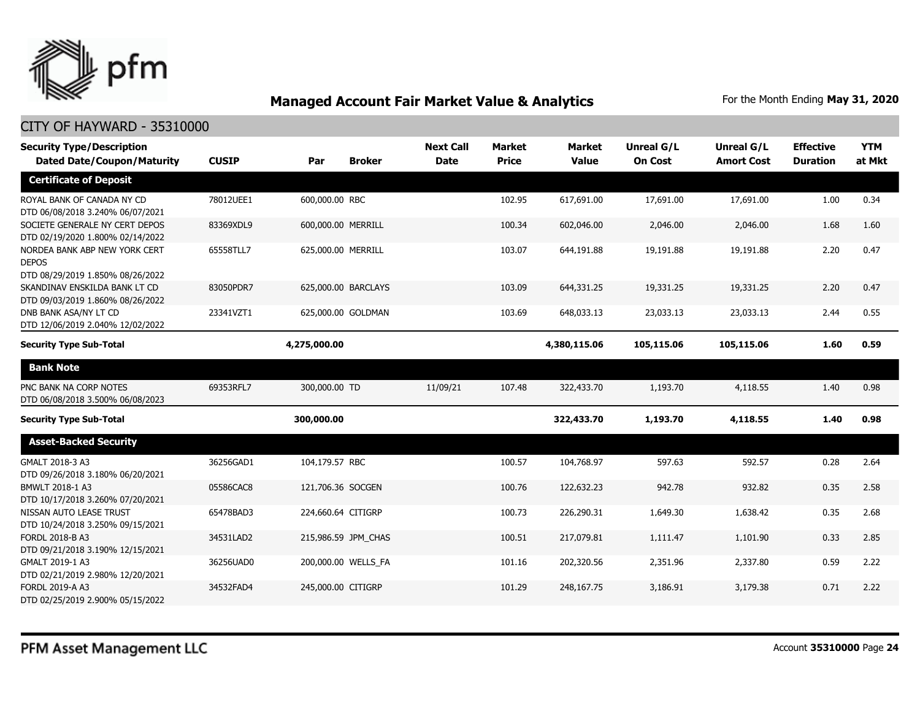## Managed Account Fair Market Value & Analytics

For the Month Ending **May 31, 2020**

### CITY OF HAYWARD - 35310000

| Security Type/Description Dated Date/Coupon/Maturity | CUSIP | Par | Broker | Next Call Date | Market Price | Market Value | Unreal G/L On Cost | Unreal G/L Amort Cost | Effective Duration | YTM at Mkt |
|---|---|---|---|---|---|---|---|---|---|---|
| **Certificate of Deposit** | | | | | | | | | | |
| ROYAL BANK OF CANADA NY CD DTD 06/08/2018 3.240% 06/07/2021 | 78012UEE1 | 600,000.00 | RBC | | 102.95 | 617,691.00 | 17,691.00 | 17,691.00 | 1.00 | 0.34 |
| SOCIETE GENERALE NY CERT DEPOS DTD 02/19/2020 1.800% 02/14/2022 | 83369XDL9 | 600,000.00 | MERRILL | | 100.34 | 602,046.00 | 2,046.00 | 2,046.00 | 1.68 | 1.60 |
| NORDEA BANK ABP NEW YORK CERT DEPOS DTD 08/29/2019 1.850% 08/26/2022 | 65558TLL7 | 625,000.00 | MERRILL | | 103.07 | 644,191.88 | 19,191.88 | 19,191.88 | 2.20 | 0.47 |
| SKANDINAV ENSKILDA BANK LT CD DTD 09/03/2019 1.860% 08/26/2022 | 83050PDR7 | 625,000.00 | BARCLAYS | | 103.09 | 644,331.25 | 19,331.25 | 19,331.25 | 2.20 | 0.47 |
| DNB BANK ASA/NY LT CD DTD 12/06/2019 2.040% 12/02/2022 | 23341VZT1 | 625,000.00 | GOLDMAN | | 103.69 | 648,033.13 | 23,033.13 | 23,033.13 | 2.44 | 0.55 |
| **Security Type Sub-Total** | | **4,275,000.00** | | | | **4,380,115.06** | **105,115.06** | **105,115.06** | **1.60** | **0.59** |
| **Bank Note** | | | | | | | | | | |
| PNC BANK NA CORP NOTES DTD 06/08/2018 3.500% 06/08/2023 | 69353RFL7 | 300,000.00 | TD | 11/09/21 | 107.48 | 322,433.70 | 1,193.70 | 4,118.55 | 1.40 | 0.98 |
| **Security Type Sub-Total** | | **300,000.00** | | | | **322,433.70** | **1,193.70** | **4,118.55** | **1.40** | **0.98** |
| **Asset-Backed Security** | | | | | | | | | | |
| GMALT 2018-3 A3 DTD 09/26/2018 3.180% 06/20/2021 | 36256GAD1 | 104,179.57 | RBC | | 100.57 | 104,768.97 | 597.63 | 592.57 | 0.28 | 2.64 |
| BMWLT 2018-1 A3 DTD 10/17/2018 3.260% 07/20/2021 | 05586CAC8 | 121,706.36 | SOCGEN | | 100.76 | 122,632.23 | 942.78 | 932.82 | 0.35 | 2.58 |
| NISSAN AUTO LEASE TRUST DTD 10/24/2018 3.250% 09/15/2021 | 65478BAD3 | 224,660.64 | CITIGRP | | 100.73 | 226,290.31 | 1,649.30 | 1,638.42 | 0.35 | 2.68 |
| FORDL 2018-B A3 DTD 09/21/2018 3.190% 12/15/2021 | 34531LAD2 | 215,986.59 | JPM_CHAS | | 100.51 | 217,079.81 | 1,111.47 | 1,101.90 | 0.33 | 2.85 |
| GMALT 2019-1 A3 DTD 02/21/2019 2.980% 12/20/2021 | 36256UAD0 | 200,000.00 | WELLS_FA | | 101.16 | 202,320.56 | 2,351.96 | 2,337.80 | 0.59 | 2.22 |
| FORDL 2019-A A3 DTD 02/25/2019 2.900% 05/15/2022 | 34532FAD4 | 245,000.00 | CITIGRP | | 101.29 | 248,167.75 | 3,186.91 | 3,179.38 | 0.71 | 2.22 |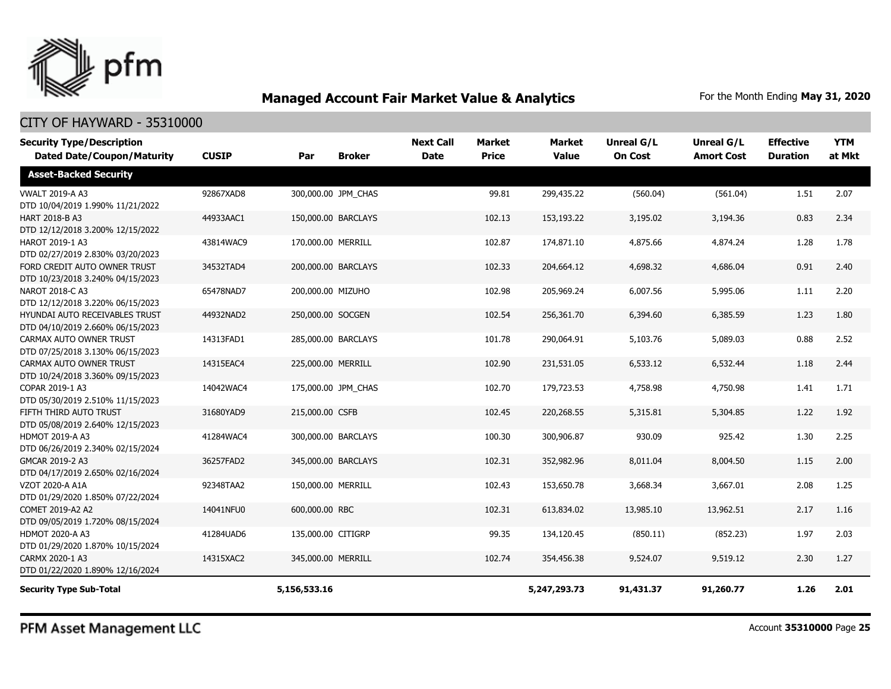## Managed Account Fair Market Value & Analytics

For the Month Ending **May 31, 2020**

CITY OF HAYWARD - 35310000

| Security Type/Description Dated Date/Coupon/Maturity | CUSIP | Par | Broker | Next Call Date | Market Price | Market Value | Unreal G/L On Cost | Unreal G/L Amort Cost | Effective Duration | YTM at Mkt |
|---|---|---|---|---|---|---|---|---|---|---|
| **Asset-Backed Security** | | | | | | | | | | |
| VWALT 2019-A A3 DTD 10/04/2019 1.990% 11/21/2022 | 92867XAD8 | 300,000.00 | JPM_CHAS | | 99.81 | 299,435.22 | (560.04) | (561.04) | 1.51 | 2.07 |
| HART 2018-B A3 DTD 12/12/2018 3.200% 12/15/2022 | 44933AAC1 | 150,000.00 | BARCLAYS | | 102.13 | 153,193.22 | 3,195.02 | 3,194.36 | 0.83 | 2.34 |
| HAROT 2019-1 A3 DTD 02/27/2019 2.830% 03/20/2023 | 43814WAC9 | 170,000.00 | MERRILL | | 102.87 | 174,871.10 | 4,875.66 | 4,874.24 | 1.28 | 1.78 |
| FORD CREDIT AUTO OWNER TRUST DTD 10/23/2018 3.240% 04/15/2023 | 34532TAD4 | 200,000.00 | BARCLAYS | | 102.33 | 204,664.12 | 4,698.32 | 4,686.04 | 0.91 | 2.40 |
| NAROT 2018-C A3 DTD 12/12/2018 3.220% 06/15/2023 | 65478NAD7 | 200,000.00 | MIZUHO | | 102.98 | 205,969.24 | 6,007.56 | 5,995.06 | 1.11 | 2.20 |
| HYUNDAI AUTO RECEIVABLES TRUST DTD 04/10/2019 2.660% 06/15/2023 | 44932NAD2 | 250,000.00 | SOCGEN | | 102.54 | 256,361.70 | 6,394.60 | 6,385.59 | 1.23 | 1.80 |
| CARMAX AUTO OWNER TRUST DTD 07/25/2018 3.130% 06/15/2023 | 14313FAD1 | 285,000.00 | BARCLAYS | | 101.78 | 290,064.91 | 5,103.76 | 5,089.03 | 0.88 | 2.52 |
| CARMAX AUTO OWNER TRUST DTD 10/24/2018 3.360% 09/15/2023 | 14315EAC4 | 225,000.00 | MERRILL | | 102.90 | 231,531.05 | 6,533.12 | 6,532.44 | 1.18 | 2.44 |
| COPAR 2019-1 A3 DTD 05/30/2019 2.510% 11/15/2023 | 14042WAC4 | 175,000.00 | JPM_CHAS | | 102.70 | 179,723.53 | 4,758.98 | 4,750.98 | 1.41 | 1.71 |
| FIFTH THIRD AUTO TRUST DTD 05/08/2019 2.640% 12/15/2023 | 31680YAD9 | 215,000.00 | CSFB | | 102.45 | 220,268.55 | 5,315.81 | 5,304.85 | 1.22 | 1.92 |
| HDMOT 2019-A A3 DTD 06/26/2019 2.340% 02/15/2024 | 41284WAC4 | 300,000.00 | BARCLAYS | | 100.30 | 300,906.87 | 930.09 | 925.42 | 1.30 | 2.25 |
| GMCAR 2019-2 A3 DTD 04/17/2019 2.650% 02/16/2024 | 36257FAD2 | 345,000.00 | BARCLAYS | | 102.31 | 352,982.96 | 8,011.04 | 8,004.50 | 1.15 | 2.00 |
| VZOT 2020-A A1A DTD 01/29/2020 1.850% 07/22/2024 | 92348TAA2 | 150,000.00 | MERRILL | | 102.43 | 153,650.78 | 3,668.34 | 3,667.01 | 2.08 | 1.25 |
| COMET 2019-A2 A2 DTD 09/05/2019 1.720% 08/15/2024 | 14041NFU0 | 600,000.00 | RBC | | 102.31 | 613,834.02 | 13,985.10 | 13,962.51 | 2.17 | 1.16 |
| HDMOT 2020-A A3 DTD 01/29/2020 1.870% 10/15/2024 | 41284UAD6 | 135,000.00 | CITIGRP | | 99.35 | 134,120.45 | (850.11) | (852.23) | 1.97 | 2.03 |
| CARMX 2020-1 A3 DTD 01/22/2020 1.890% 12/16/2024 | 14315XAC2 | 345,000.00 | MERRILL | | 102.74 | 354,456.38 | 9,524.07 | 9,519.12 | 2.30 | 1.27 |
| **Security Type Sub-Total** | | **5,156,533.16** | | | | **5,247,293.73** | **91,431.37** | **91,260.77** | **1.26** | **2.01** |

PFM Asset Management LLC

Account **35310000**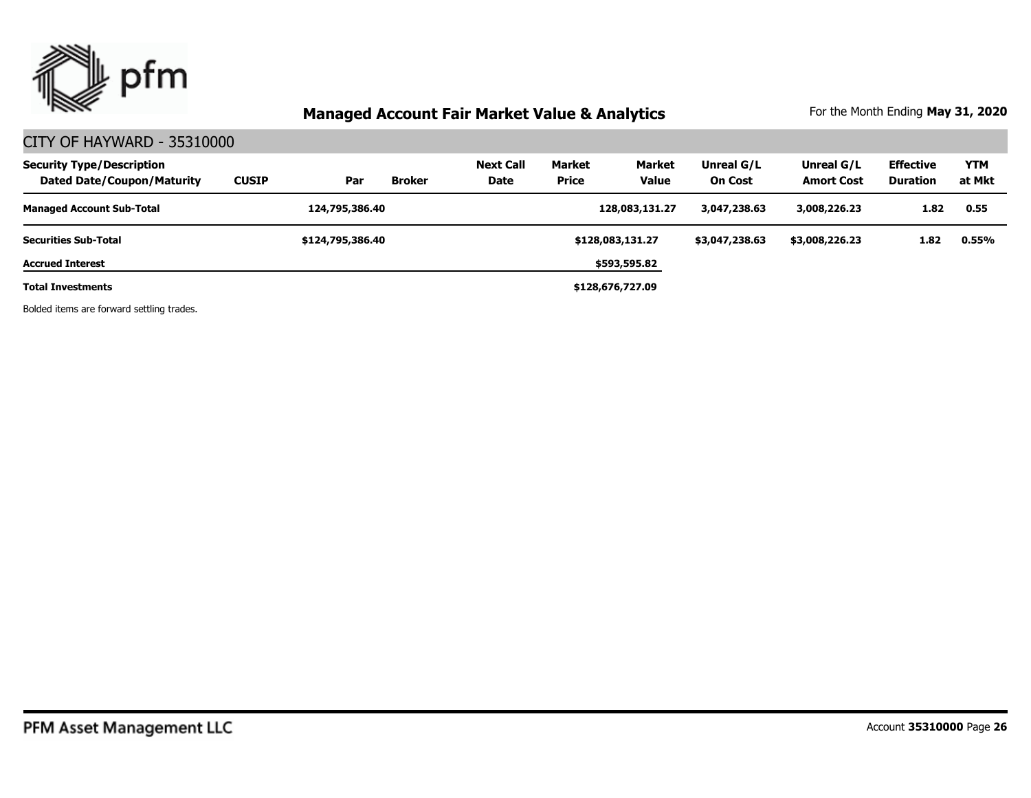## Managed Account Fair Market Value & Analytics

For the Month Ending **May 31, 2020**

### CITY OF HAYWARD - 35310000

| Security Type/Description Dated Date/Coupon/Maturity | CUSIP | Par | Broker | Next Call Date | Market Price | Market Value | Unreal G/L On Cost | Unreal G/L Amort Cost | Effective Duration | YTM at Mkt |
|---|---|---|---|---|---|---|---|---|---|---|
| **Managed Account Sub-Total** | | **124,795,386.40** | | | | **128,083,131.27** | **3,047,238.63** | **3,008,226.23** | **1.82** | **0.55** |
| **Securities Sub-Total** | | **$124,795,386.40** | | | | **$128,083,131.27** | **$3,047,238.63** | **$3,008,226.23** | **1.82** | **0.55%** |
| **Accrued Interest** | | | | | | **$593,595.82** | | | | |
| **Total Investments** | | | | | | **$128,676,727.09** | | | | |

Bolded items are forward settling trades.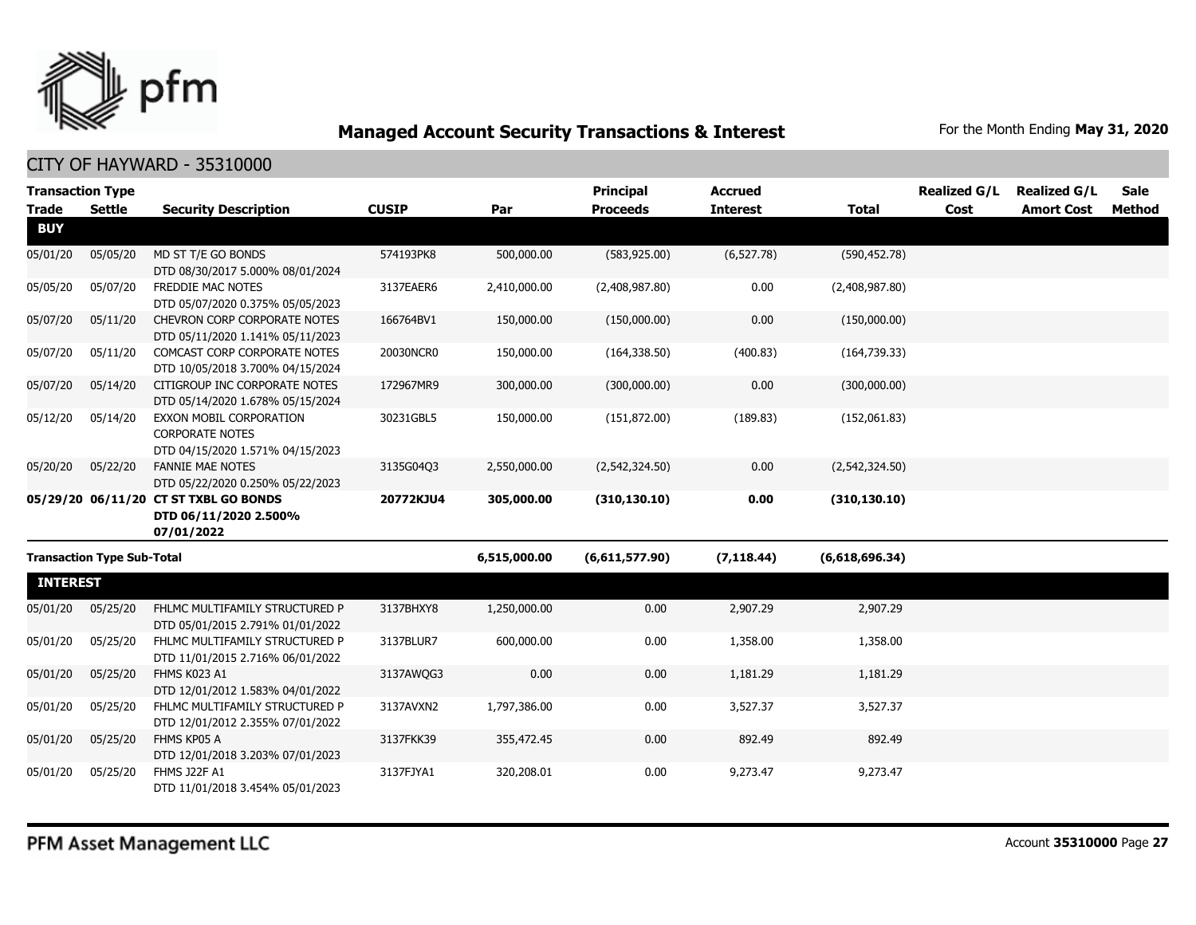## Managed Account Security Transactions & Interest

For the Month Ending **May 31, 2020**

CITY OF HAYWARD - 35310000

| Transaction Type Trade | Settle | Security Description | CUSIP | Par | Principal Proceeds | Accrued Interest | Total | Realized G/L Cost | Realized G/L Amort Cost | Sale Method |
|---|---|---|---|---|---|---|---|---|---|---|
| **BUY** | | | | | | | | | | |
| 05/01/20 | 05/05/20 | MD ST T/E GO BONDS DTD 08/30/2017 5.000% 08/01/2024 | 574193PK8 | 500,000.00 | (583,925.00) | (6,527.78) | (590,452.78) | | | |
| 05/05/20 | 05/07/20 | FREDDIE MAC NOTES DTD 05/07/2020 0.375% 05/05/2023 | 3137EAER6 | 2,410,000.00 | (2,408,987.80) | 0.00 | (2,408,987.80) | | | |
| 05/07/20 | 05/11/20 | CHEVRON CORP CORPORATE NOTES DTD 05/11/2020 1.141% 05/11/2023 | 166764BV1 | 150,000.00 | (150,000.00) | 0.00 | (150,000.00) | | | |
| 05/07/20 | 05/11/20 | COMCAST CORP CORPORATE NOTES DTD 10/05/2018 3.700% 04/15/2024 | 20030NCR0 | 150,000.00 | (164,338.50) | (400.83) | (164,739.33) | | | |
| 05/07/20 | 05/14/20 | CITIGROUP INC CORPORATE NOTES DTD 05/14/2020 1.678% 05/15/2024 | 172967MR9 | 300,000.00 | (300,000.00) | 0.00 | (300,000.00) | | | |
| 05/12/20 | 05/14/20 | EXXON MOBIL CORPORATION CORPORATE NOTES DTD 04/15/2020 1.571% 04/15/2023 | 30231GBL5 | 150,000.00 | (151,872.00) | (189.83) | (152,061.83) | | | |
| 05/20/20 | 05/22/20 | FANNIE MAE NOTES DTD 05/22/2020 0.250% 05/22/2023 | 3135G04Q3 | 2,550,000.00 | (2,542,324.50) | 0.00 | (2,542,324.50) | | | |
| **05/29/20** | **06/11/20** | **CT ST TXBL GO BONDS DTD 06/11/2020 2.500% 07/01/2022** | **20772KJU4** | **305,000.00** | **(310,130.10)** | **0.00** | **(310,130.10)** | | | |
| **Transaction Type Sub-Total** | | | | **6,515,000.00** | **(6,611,577.90)** | **(7,118.44)** | **(6,618,696.34)** | | | |
| **INTEREST** | | | | | | | | | | |
| 05/01/20 | 05/25/20 | FHLMC MULTIFAMILY STRUCTURED P DTD 05/01/2015 2.791% 01/01/2022 | 3137BHXY8 | 1,250,000.00 | 0.00 | 2,907.29 | 2,907.29 | | | |
| 05/01/20 | 05/25/20 | FHLMC MULTIFAMILY STRUCTURED P DTD 11/01/2015 2.716% 06/01/2022 | 3137BLUR7 | 600,000.00 | 0.00 | 1,358.00 | 1,358.00 | | | |
| 05/01/20 | 05/25/20 | FHMS K023 A1 DTD 12/01/2012 1.583% 04/01/2022 | 3137AWQG3 | 0.00 | 0.00 | 1,181.29 | 1,181.29 | | | |
| 05/01/20 | 05/25/20 | FHLMC MULTIFAMILY STRUCTURED P DTD 12/01/2012 2.355% 07/01/2022 | 3137AVXN2 | 1,797,386.00 | 0.00 | 3,527.37 | 3,527.37 | | | |
| 05/01/20 | 05/25/20 | FHMS KP05 A DTD 12/01/2018 3.203% 07/01/2023 | 3137FKK39 | 355,472.45 | 0.00 | 892.49 | 892.49 | | | |
| 05/01/20 | 05/25/20 | FHMS J22F A1 DTD 11/01/2018 3.454% 05/01/2023 | 3137FJYA1 | 320,208.01 | 0.00 | 9,273.47 | 9,273.47 | | | |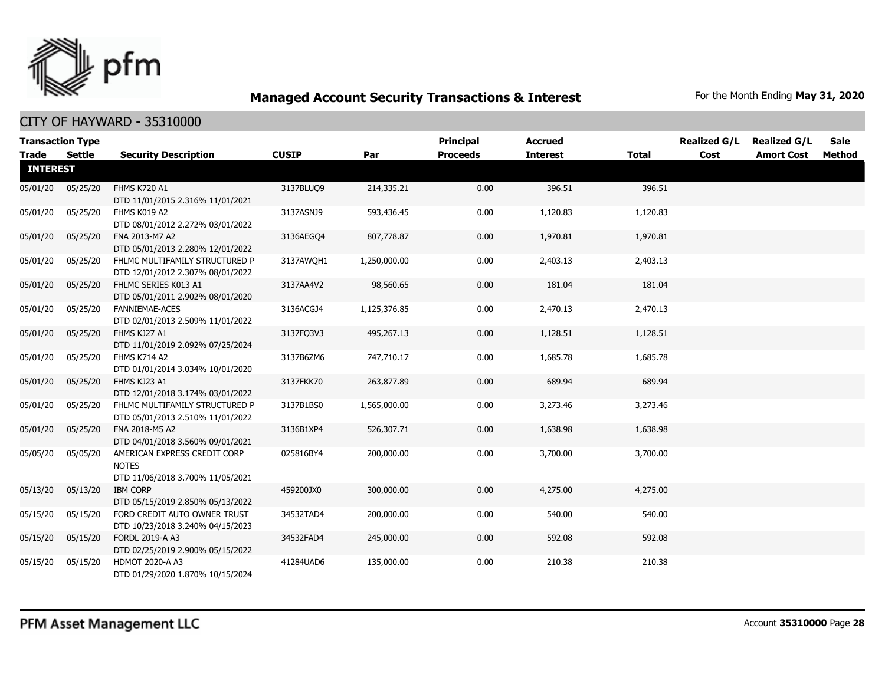## Managed Account Security Transactions & Interest

For the Month Ending **May 31, 2020**

### CITY OF HAYWARD - 35310000

| Transaction Type Trade | Settle | Security Description | CUSIP | Par | Principal Proceeds | Accrued Interest | Total | Realized G/L Cost | Realized G/L Amort Cost | Sale Method |
|---|---|---|---|---|---|---|---|---|---|---|
| **INTEREST** | | | | | | | | | | |
| 05/01/20 | 05/25/20 | FHMS K720 A1 DTD 11/01/2015 2.316% 11/01/2021 | 3137BLUQ9 | 214,335.21 | 0.00 | 396.51 | 396.51 | | | |
| 05/01/20 | 05/25/20 | FHMS K019 A2 DTD 08/01/2012 2.272% 03/01/2022 | 3137ASNJ9 | 593,436.45 | 0.00 | 1,120.83 | 1,120.83 | | | |
| 05/01/20 | 05/25/20 | FNA 2013-M7 A2 DTD 05/01/2013 2.280% 12/01/2022 | 3136AEGQ4 | 807,778.87 | 0.00 | 1,970.81 | 1,970.81 | | | |
| 05/01/20 | 05/25/20 | FHLMC MULTIFAMILY STRUCTURED P DTD 12/01/2012 2.307% 08/01/2022 | 3137AWQH1 | 1,250,000.00 | 0.00 | 2,403.13 | 2,403.13 | | | |
| 05/01/20 | 05/25/20 | FHLMC SERIES K013 A1 DTD 05/01/2011 2.902% 08/01/2020 | 3137AA4V2 | 98,560.65 | 0.00 | 181.04 | 181.04 | | | |
| 05/01/20 | 05/25/20 | FANNIEMAE-ACES DTD 02/01/2013 2.509% 11/01/2022 | 3136ACGJ4 | 1,125,376.85 | 0.00 | 2,470.13 | 2,470.13 | | | |
| 05/01/20 | 05/25/20 | FHMS KJ27 A1 DTD 11/01/2019 2.092% 07/25/2024 | 3137FQ3V3 | 495,267.13 | 0.00 | 1,128.51 | 1,128.51 | | | |
| 05/01/20 | 05/25/20 | FHMS K714 A2 DTD 01/01/2014 3.034% 10/01/2020 | 3137B6ZM6 | 747,710.17 | 0.00 | 1,685.78 | 1,685.78 | | | |
| 05/01/20 | 05/25/20 | FHMS KJ23 A1 DTD 12/01/2018 3.174% 03/01/2022 | 3137FKK70 | 263,877.89 | 0.00 | 689.94 | 689.94 | | | |
| 05/01/20 | 05/25/20 | FHLMC MULTIFAMILY STRUCTURED P DTD 05/01/2013 2.510% 11/01/2022 | 3137B1BS0 | 1,565,000.00 | 0.00 | 3,273.46 | 3,273.46 | | | |
| 05/01/20 | 05/25/20 | FNA 2018-M5 A2 DTD 04/01/2018 3.560% 09/01/2021 | 3136B1XP4 | 526,307.71 | 0.00 | 1,638.98 | 1,638.98 | | | |
| 05/05/20 | 05/05/20 | AMERICAN EXPRESS CREDIT CORP NOTES DTD 11/06/2018 3.700% 11/05/2021 | 025816BY4 | 200,000.00 | 0.00 | 3,700.00 | 3,700.00 | | | |
| 05/13/20 | 05/13/20 | IBM CORP DTD 05/15/2019 2.850% 05/13/2022 | 459200JX0 | 300,000.00 | 0.00 | 4,275.00 | 4,275.00 | | | |
| 05/15/20 | 05/15/20 | FORD CREDIT AUTO OWNER TRUST DTD 10/23/2018 3.240% 04/15/2023 | 34532TAD4 | 200,000.00 | 0.00 | 540.00 | 540.00 | | | |
| 05/15/20 | 05/15/20 | FORDL 2019-A A3 DTD 02/25/2019 2.900% 05/15/2022 | 34532FAD4 | 245,000.00 | 0.00 | 592.08 | 592.08 | | | |
| 05/15/20 | 05/15/20 | HDMOT 2020-A A3 DTD 01/29/2020 1.870% 10/15/2024 | 41284UAD6 | 135,000.00 | 0.00 | 210.38 | 210.38 | | | |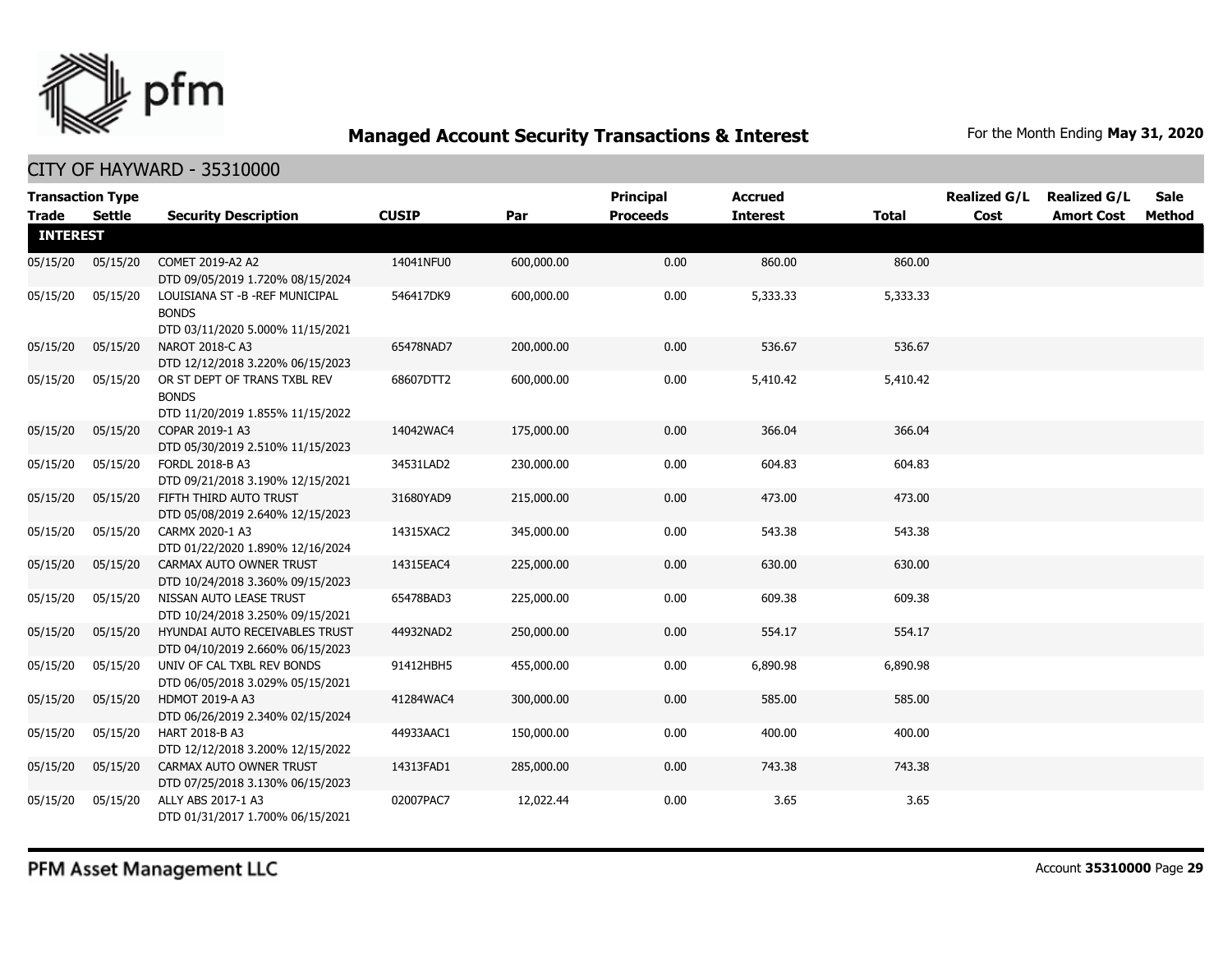## Managed Account Security Transactions & Interest

For the Month Ending **May 31, 2020**

### CITY OF HAYWARD - 35310000

| Transaction Type Trade | Settle | Security Description | CUSIP | Par | Principal Proceeds | Accrued Interest | Total | Realized G/L Cost | Realized G/L Amort Cost | Sale Method |
|---|---|---|---|---|---|---|---|---|---|---|
| **INTEREST** | | | | | | | | | | |
| 05/15/20 | 05/15/20 | COMET 2019-A2 A2 DTD 09/05/2019 1.720% 08/15/2024 | 14041NFU0 | 600,000.00 | 0.00 | 860.00 | 860.00 | | | |
| 05/15/20 | 05/15/20 | LOUISIANA ST -B -REF MUNICIPAL BONDS DTD 03/11/2020 5.000% 11/15/2021 | 546417DK9 | 600,000.00 | 0.00 | 5,333.33 | 5,333.33 | | | |
| 05/15/20 | 05/15/20 | NAROT 2018-C A3 DTD 12/12/2018 3.220% 06/15/2023 | 65478NAD7 | 200,000.00 | 0.00 | 536.67 | 536.67 | | | |
| 05/15/20 | 05/15/20 | OR ST DEPT OF TRANS TXBL REV BONDS DTD 11/20/2019 1.855% 11/15/2022 | 68607DTT2 | 600,000.00 | 0.00 | 5,410.42 | 5,410.42 | | | |
| 05/15/20 | 05/15/20 | COPAR 2019-1 A3 DTD 05/30/2019 2.510% 11/15/2023 | 14042WAC4 | 175,000.00 | 0.00 | 366.04 | 366.04 | | | |
| 05/15/20 | 05/15/20 | FORDL 2018-B A3 DTD 09/21/2018 3.190% 12/15/2021 | 34531LAD2 | 230,000.00 | 0.00 | 604.83 | 604.83 | | | |
| 05/15/20 | 05/15/20 | FIFTH THIRD AUTO TRUST DTD 05/08/2019 2.640% 12/15/2023 | 31680YAD9 | 215,000.00 | 0.00 | 473.00 | 473.00 | | | |
| 05/15/20 | 05/15/20 | CARMX 2020-1 A3 DTD 01/22/2020 1.890% 12/16/2024 | 14315XAC2 | 345,000.00 | 0.00 | 543.38 | 543.38 | | | |
| 05/15/20 | 05/15/20 | CARMAX AUTO OWNER TRUST DTD 10/24/2018 3.360% 09/15/2023 | 14315EAC4 | 225,000.00 | 0.00 | 630.00 | 630.00 | | | |
| 05/15/20 | 05/15/20 | NISSAN AUTO LEASE TRUST DTD 10/24/2018 3.250% 09/15/2021 | 65478BAD3 | 225,000.00 | 0.00 | 609.38 | 609.38 | | | |
| 05/15/20 | 05/15/20 | HYUNDAI AUTO RECEIVABLES TRUST DTD 04/10/2019 2.660% 06/15/2023 | 44932NAD2 | 250,000.00 | 0.00 | 554.17 | 554.17 | | | |
| 05/15/20 | 05/15/20 | UNIV OF CAL TXBL REV BONDS DTD 06/05/2018 3.029% 05/15/2021 | 91412HBH5 | 455,000.00 | 0.00 | 6,890.98 | 6,890.98 | | | |
| 05/15/20 | 05/15/20 | HDMOT 2019-A A3 DTD 06/26/2019 2.340% 02/15/2024 | 41284WAC4 | 300,000.00 | 0.00 | 585.00 | 585.00 | | | |
| 05/15/20 | 05/15/20 | HART 2018-B A3 DTD 12/12/2018 3.200% 12/15/2022 | 44933AAC1 | 150,000.00 | 0.00 | 400.00 | 400.00 | | | |
| 05/15/20 | 05/15/20 | CARMAX AUTO OWNER TRUST DTD 07/25/2018 3.130% 06/15/2023 | 14313FAD1 | 285,000.00 | 0.00 | 743.38 | 743.38 | | | |
| 05/15/20 | 05/15/20 | ALLY ABS 2017-1 A3 DTD 01/31/2017 1.700% 06/15/2021 | 02007PAC7 | 12,022.44 | 0.00 | 3.65 | 3.65 | | | |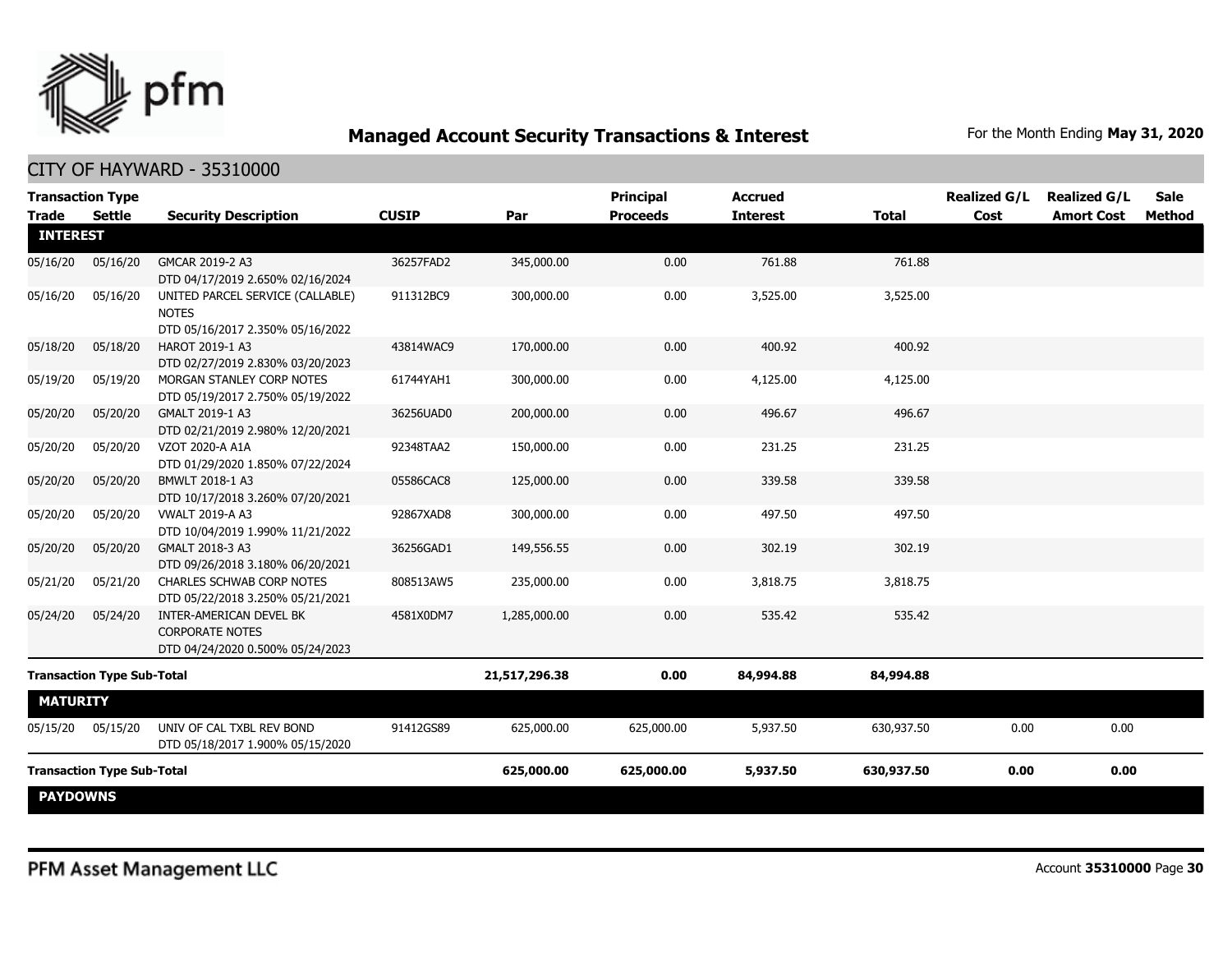## Managed Account Security Transactions & Interest

For the Month Ending **May 31, 2020**

### CITY OF HAYWARD - 35310000

| Transaction Type Trade | Settle | Security Description | CUSIP | Par | Principal Proceeds | Accrued Interest | Total | Realized G/L Cost | Realized G/L Amort Cost | Sale Method |
|---|---|---|---|---|---|---|---|---|---|---|
| **INTEREST** | | | | | | | | | | |
| 05/16/20 | 05/16/20 | GMCAR 2019-2 A3 DTD 04/17/2019 2.650% 02/16/2024 | 36257FAD2 | 345,000.00 | 0.00 | 761.88 | 761.88 | | | |
| 05/16/20 | 05/16/20 | UNITED PARCEL SERVICE (CALLABLE) NOTES DTD 05/16/2017 2.350% 05/16/2022 | 911312BC9 | 300,000.00 | 0.00 | 3,525.00 | 3,525.00 | | | |
| 05/18/20 | 05/18/20 | HAROT 2019-1 A3 DTD 02/27/2019 2.830% 03/20/2023 | 43814WAC9 | 170,000.00 | 0.00 | 400.92 | 400.92 | | | |
| 05/19/20 | 05/19/20 | MORGAN STANLEY CORP NOTES DTD 05/19/2017 2.750% 05/19/2022 | 61744YAH1 | 300,000.00 | 0.00 | 4,125.00 | 4,125.00 | | | |
| 05/20/20 | 05/20/20 | GMALT 2019-1 A3 DTD 02/21/2019 2.980% 12/20/2021 | 36256UAD0 | 200,000.00 | 0.00 | 496.67 | 496.67 | | | |
| 05/20/20 | 05/20/20 | VZOT 2020-A A1A DTD 01/29/2020 1.850% 07/22/2024 | 92348TAA2 | 150,000.00 | 0.00 | 231.25 | 231.25 | | | |
| 05/20/20 | 05/20/20 | BMWLT 2018-1 A3 DTD 10/17/2018 3.260% 07/20/2021 | 05586CAC8 | 125,000.00 | 0.00 | 339.58 | 339.58 | | | |
| 05/20/20 | 05/20/20 | VWALT 2019-A A3 DTD 10/04/2019 1.990% 11/21/2022 | 92867XAD8 | 300,000.00 | 0.00 | 497.50 | 497.50 | | | |
| 05/20/20 | 05/20/20 | GMALT 2018-3 A3 DTD 09/26/2018 3.180% 06/20/2021 | 36256GAD1 | 149,556.55 | 0.00 | 302.19 | 302.19 | | | |
| 05/21/20 | 05/21/20 | CHARLES SCHWAB CORP NOTES DTD 05/22/2018 3.250% 05/21/2021 | 808513AW5 | 235,000.00 | 0.00 | 3,818.75 | 3,818.75 | | | |
| 05/24/20 | 05/24/20 | INTER-AMERICAN DEVEL BK CORPORATE NOTES DTD 04/24/2020 0.500% 05/24/2023 | 4581X0DM7 | 1,285,000.00 | 0.00 | 535.42 | 535.42 | | | |
| **Transaction Type Sub-Total** | | | | **21,517,296.38** | **0.00** | **84,994.88** | **84,994.88** | | | |
| **MATURITY** | | | | | | | | | | |
| 05/15/20 | 05/15/20 | UNIV OF CAL TXBL REV BOND DTD 05/18/2017 1.900% 05/15/2020 | 91412GS89 | 625,000.00 | 625,000.00 | 5,937.50 | 630,937.50 | 0.00 | 0.00 | |
| **Transaction Type Sub-Total** | | | | **625,000.00** | **625,000.00** | **5,937.50** | **630,937.50** | **0.00** | **0.00** | |
| **PAYDOWNS** | | | | | | | | | | |

PFM Asset Management LLC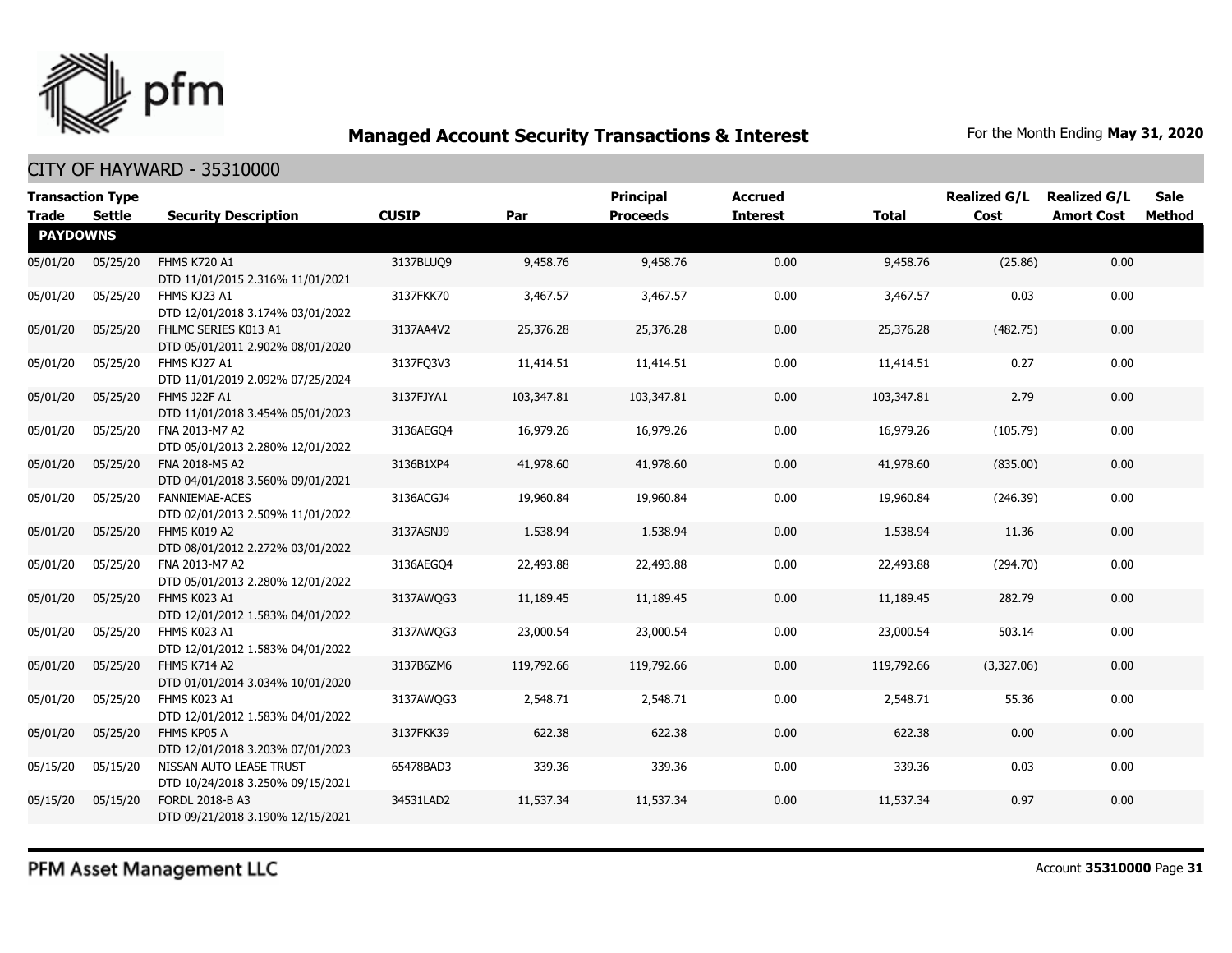# Managed Account Security Transactions & Interest

For the Month Ending **May 31, 2020**

## CITY OF HAYWARD - 35310000

| Transaction Type Trade | Settle | Security Description | CUSIP | Par | Principal Proceeds | Accrued Interest | Total | Realized G/L Cost | Realized G/L Amort Cost | Sale Method |
|---|---|---|---|---|---|---|---|---|---|---|
| **PAYDOWNS** | | | | | | | | | | |
| 05/01/20 | 05/25/20 | FHMS K720 A1 DTD 11/01/2015 2.316% 11/01/2021 | 3137BLUQ9 | 9,458.76 | 9,458.76 | 0.00 | 9,458.76 | (25.86) | 0.00 | |
| 05/01/20 | 05/25/20 | FHMS KJ23 A1 DTD 12/01/2018 3.174% 03/01/2022 | 3137FKK70 | 3,467.57 | 3,467.57 | 0.00 | 3,467.57 | 0.03 | 0.00 | |
| 05/01/20 | 05/25/20 | FHLMC SERIES K013 A1 DTD 05/01/2011 2.902% 08/01/2020 | 3137AA4V2 | 25,376.28 | 25,376.28 | 0.00 | 25,376.28 | (482.75) | 0.00 | |
| 05/01/20 | 05/25/20 | FHMS KJ27 A1 DTD 11/01/2019 2.092% 07/25/2024 | 3137FQ3V3 | 11,414.51 | 11,414.51 | 0.00 | 11,414.51 | 0.27 | 0.00 | |
| 05/01/20 | 05/25/20 | FHMS J22F A1 DTD 11/01/2018 3.454% 05/01/2023 | 3137FJYA1 | 103,347.81 | 103,347.81 | 0.00 | 103,347.81 | 2.79 | 0.00 | |
| 05/01/20 | 05/25/20 | FNA 2013-M7 A2 DTD 05/01/2013 2.280% 12/01/2022 | 3136AEGQ4 | 16,979.26 | 16,979.26 | 0.00 | 16,979.26 | (105.79) | 0.00 | |
| 05/01/20 | 05/25/20 | FNA 2018-M5 A2 DTD 04/01/2018 3.560% 09/01/2021 | 3136B1XP4 | 41,978.60 | 41,978.60 | 0.00 | 41,978.60 | (835.00) | 0.00 | |
| 05/01/20 | 05/25/20 | FANNIEMAE-ACES DTD 02/01/2013 2.509% 11/01/2022 | 3136ACGJ4 | 19,960.84 | 19,960.84 | 0.00 | 19,960.84 | (246.39) | 0.00 | |
| 05/01/20 | 05/25/20 | FHMS K019 A2 DTD 08/01/2012 2.272% 03/01/2022 | 3137ASNJ9 | 1,538.94 | 1,538.94 | 0.00 | 1,538.94 | 11.36 | 0.00 | |
| 05/01/20 | 05/25/20 | FNA 2013-M7 A2 DTD 05/01/2013 2.280% 12/01/2022 | 3136AEGQ4 | 22,493.88 | 22,493.88 | 0.00 | 22,493.88 | (294.70) | 0.00 | |
| 05/01/20 | 05/25/20 | FHMS K023 A1 DTD 12/01/2012 1.583% 04/01/2022 | 3137AWQG3 | 11,189.45 | 11,189.45 | 0.00 | 11,189.45 | 282.79 | 0.00 | |
| 05/01/20 | 05/25/20 | FHMS K023 A1 DTD 12/01/2012 1.583% 04/01/2022 | 3137AWQG3 | 23,000.54 | 23,000.54 | 0.00 | 23,000.54 | 503.14 | 0.00 | |
| 05/01/20 | 05/25/20 | FHMS K714 A2 DTD 01/01/2014 3.034% 10/01/2020 | 3137B6ZM6 | 119,792.66 | 119,792.66 | 0.00 | 119,792.66 | (3,327.06) | 0.00 | |
| 05/01/20 | 05/25/20 | FHMS K023 A1 DTD 12/01/2012 1.583% 04/01/2022 | 3137AWQG3 | 2,548.71 | 2,548.71 | 0.00 | 2,548.71 | 55.36 | 0.00 | |
| 05/01/20 | 05/25/20 | FHMS KP05 A DTD 12/01/2018 3.203% 07/01/2023 | 3137FKK39 | 622.38 | 622.38 | 0.00 | 622.38 | 0.00 | 0.00 | |
| 05/15/20 | 05/15/20 | NISSAN AUTO LEASE TRUST DTD 10/24/2018 3.250% 09/15/2021 | 65478BAD3 | 339.36 | 339.36 | 0.00 | 339.36 | 0.03 | 0.00 | |
| 05/15/20 | 05/15/20 | FORDL 2018-B A3 DTD 09/21/2018 3.190% 12/15/2021 | 34531LAD2 | 11,537.34 | 11,537.34 | 0.00 | 11,537.34 | 0.97 | 0.00 | |

PFM Asset Management LLC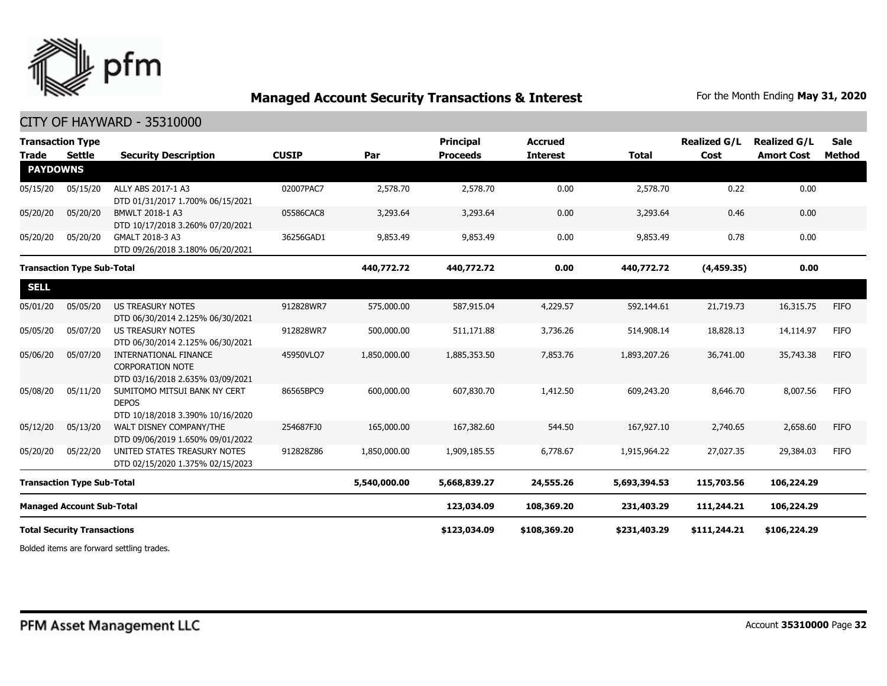## Managed Account Security Transactions & Interest

For the Month Ending **May 31, 2020**

CITY OF HAYWARD - 35310000

| Transaction Type Trade | Settle | Security Description | CUSIP | Par | Principal Proceeds | Accrued Interest | Total | Realized G/L Cost | Realized G/L Amort Cost | Sale Method |
|---|---|---|---|---|---|---|---|---|---|---|
| **PAYDOWNS** | | | | | | | | | | |
| 05/15/20 | 05/15/20 | ALLY ABS 2017-1 A3 DTD 01/31/2017 1.700% 06/15/2021 | 02007PAC7 | 2,578.70 | 2,578.70 | 0.00 | 2,578.70 | 0.22 | 0.00 | |
| 05/20/20 | 05/20/20 | BMWLT 2018-1 A3 DTD 10/17/2018 3.260% 07/20/2021 | 05586CAC8 | 3,293.64 | 3,293.64 | 0.00 | 3,293.64 | 0.46 | 0.00 | |
| 05/20/20 | 05/20/20 | GMALT 2018-3 A3 DTD 09/26/2018 3.180% 06/20/2021 | 36256GAD1 | 9,853.49 | 9,853.49 | 0.00 | 9,853.49 | 0.78 | 0.00 | |
| **Transaction Type Sub-Total** | | | | **440,772.72** | **440,772.72** | **0.00** | **440,772.72** | **(4,459.35)** | **0.00** | |
| **SELL** | | | | | | | | | | |
| 05/01/20 | 05/05/20 | US TREASURY NOTES DTD 06/30/2014 2.125% 06/30/2021 | 912828WR7 | 575,000.00 | 587,915.04 | 4,229.57 | 592,144.61 | 21,719.73 | 16,315.75 | FIFO |
| 05/05/20 | 05/07/20 | US TREASURY NOTES DTD 06/30/2014 2.125% 06/30/2021 | 912828WR7 | 500,000.00 | 511,171.88 | 3,736.26 | 514,908.14 | 18,828.13 | 14,114.97 | FIFO |
| 05/06/20 | 05/07/20 | INTERNATIONAL FINANCE CORPORATION NOTE DTD 03/16/2018 2.635% 03/09/2021 | 45950VLQ7 | 1,850,000.00 | 1,885,353.50 | 7,853.76 | 1,893,207.26 | 36,741.00 | 35,743.38 | FIFO |
| 05/08/20 | 05/11/20 | SUMITOMO MITSUI BANK NY CERT DEPOS DTD 10/18/2018 3.390% 10/16/2020 | 86565BPC9 | 600,000.00 | 607,830.70 | 1,412.50 | 609,243.20 | 8,646.70 | 8,007.56 | FIFO |
| 05/12/20 | 05/13/20 | WALT DISNEY COMPANY/THE DTD 09/06/2019 1.650% 09/01/2022 | 254687FJ0 | 165,000.00 | 167,382.60 | 544.50 | 167,927.10 | 2,740.65 | 2,658.60 | FIFO |
| 05/20/20 | 05/22/20 | UNITED STATES TREASURY NOTES DTD 02/15/2020 1.375% 02/15/2023 | 912828Z86 | 1,850,000.00 | 1,909,185.55 | 6,778.67 | 1,915,964.22 | 27,027.35 | 29,384.03 | FIFO |
| **Transaction Type Sub-Total** | | | | **5,540,000.00** | **5,668,839.27** | **24,555.26** | **5,693,394.53** | **115,703.56** | **106,224.29** | |
| **Managed Account Sub-Total** | | | | | **123,034.09** | **108,369.20** | **231,403.29** | **111,244.21** | **106,224.29** | |
| **Total Security Transactions** | | | | | **$123,034.09** | **$108,369.20** | **$231,403.29** | **$111,244.21** | **$106,224.29** | |

Bolded items are forward settling trades.